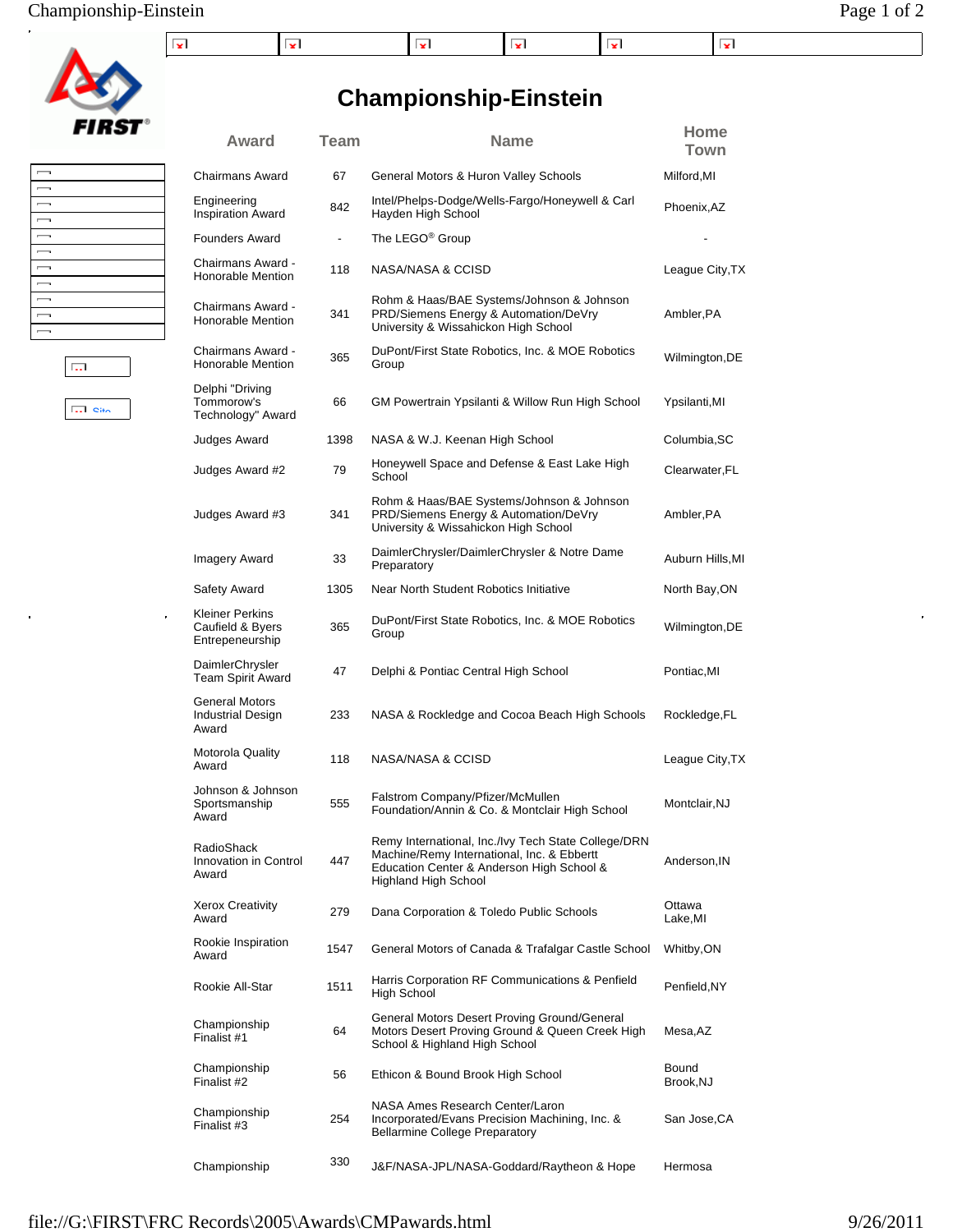# Championship-Einstein

| Award | Team | Name | Home Town |
|---|---|---|---|
| Chairmans Award | 67 | General Motors & Huron Valley Schools | Milford,MI |
| Engineering Inspiration Award | 842 | Intel/Phelps-Dodge/Wells-Fargo/Honeywell & Carl Hayden High School | Phoenix,AZ |
| Founders Award | - | The LEGO® Group | - |
| Chairmans Award - Honorable Mention | 118 | NASA/NASA & CCISD | League City,TX |
| Chairmans Award - Honorable Mention | 341 | Rohm & Haas/BAE Systems/Johnson & Johnson PRD/Siemens Energy & Automation/DeVry University & Wissahickon High School | Ambler,PA |
| Chairmans Award - Honorable Mention | 365 | DuPont/First State Robotics, Inc. & MOE Robotics Group | Wilmington,DE |
| Delphi "Driving Tommorow's Technology" Award | 66 | GM Powertrain Ypsilanti & Willow Run High School | Ypsilanti,MI |
| Judges Award | 1398 | NASA & W.J. Keenan High School | Columbia,SC |
| Judges Award #2 | 79 | Honeywell Space and Defense & East Lake High School | Clearwater,FL |
| Judges Award #3 | 341 | Rohm & Haas/BAE Systems/Johnson & Johnson PRD/Siemens Energy & Automation/DeVry University & Wissahickon High School | Ambler,PA |
| Imagery Award | 33 | DaimlerChrysler/DaimlerChrysler & Notre Dame Preparatory | Auburn Hills,MI |
| Safety Award | 1305 | Near North Student Robotics Initiative | North Bay,ON |
| Kleiner Perkins Caufield & Byers Entrepeneurship | 365 | DuPont/First State Robotics, Inc. & MOE Robotics Group | Wilmington,DE |
| DaimlerChrysler Team Spirit Award | 47 | Delphi & Pontiac Central High School | Pontiac,MI |
| General Motors Industrial Design Award | 233 | NASA & Rockledge and Cocoa Beach High Schools | Rockledge,FL |
| Motorola Quality Award | 118 | NASA/NASA & CCISD | League City,TX |
| Johnson & Johnson Sportsmanship Award | 555 | Falstrom Company/Pfizer/McMullen Foundation/Annin & Co. & Montclair High School | Montclair,NJ |
| RadioShack Innovation in Control Award | 447 | Remy International, Inc./Ivy Tech State College/DRN Machine/Remy International, Inc. & Ebbertt Education Center & Anderson High School & Highland High School | Anderson,IN |
| Xerox Creativity Award | 279 | Dana Corporation & Toledo Public Schools | Ottawa Lake,MI |
| Rookie Inspiration Award | 1547 | General Motors of Canada & Trafalgar Castle School | Whitby,ON |
| Rookie All-Star | 1511 | Harris Corporation RF Communications & Penfield High School | Penfield,NY |
| Championship Finalist #1 | 64 | General Motors Desert Proving Ground/General Motors Desert Proving Ground & Queen Creek High School & Highland High School | Mesa,AZ |
| Championship Finalist #2 | 56 | Ethicon & Bound Brook High School | Bound Brook,NJ |
| Championship Finalist #3 | 254 | NASA Ames Research Center/Laron Incorporated/Evans Precision Machining, Inc. & Bellarmine College Preparatory | San Jose,CA |
| Championship | 330 | J&F/NASA-JPL/NASA-Goddard/Raytheon & Hope | Hermosa |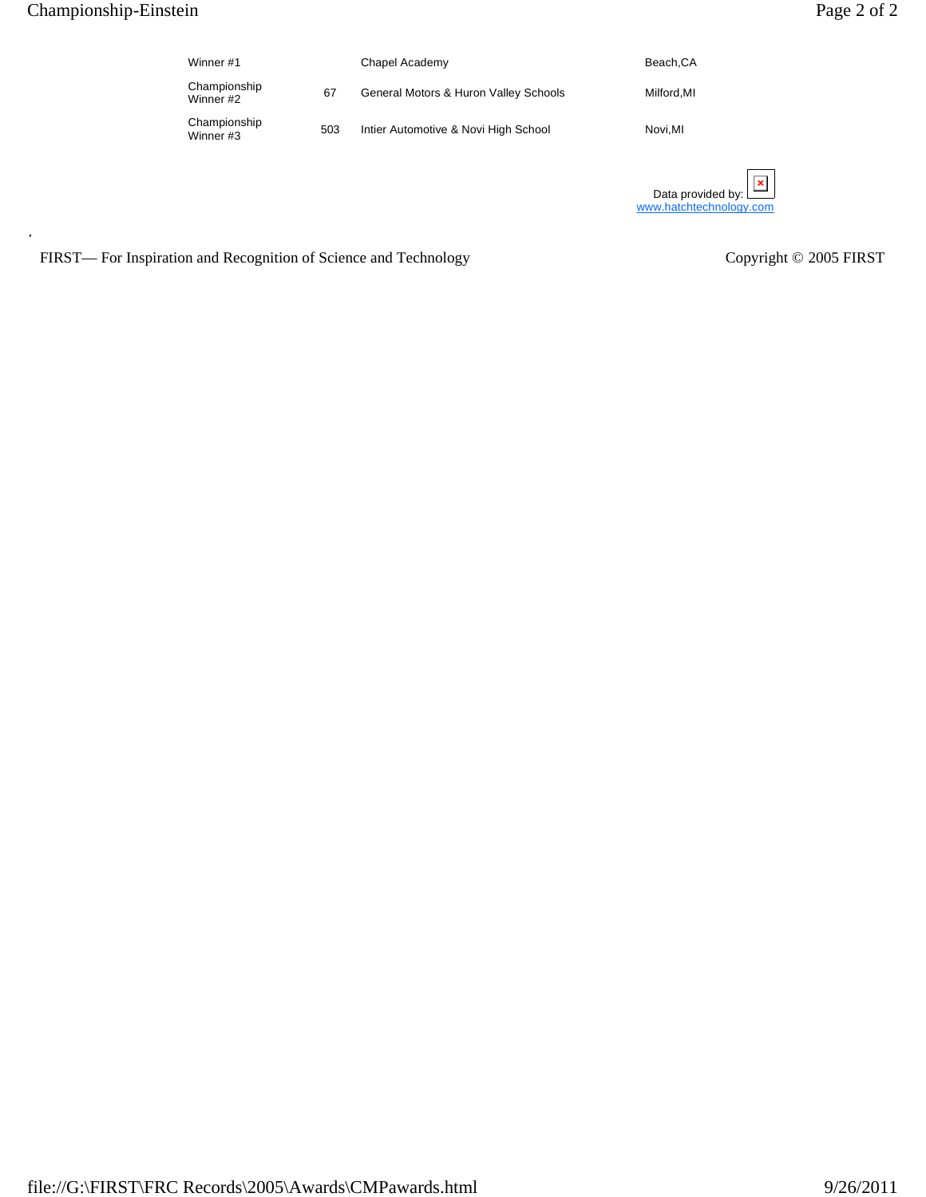| | | | |
|---|---|---|---|
| Winner #1 | | Chapel Academy | Beach,CA |
| Championship Winner #2 | 67 | General Motors & Huron Valley Schools | Milford,MI |
| Championship Winner #3 | 503 | Intier Automotive & Novi High School | Novi,MI |

Data provided by: www.hatchtechnology.com

FIRST— For Inspiration and Recognition of Science and Technology

Copyright © 2005 FIRST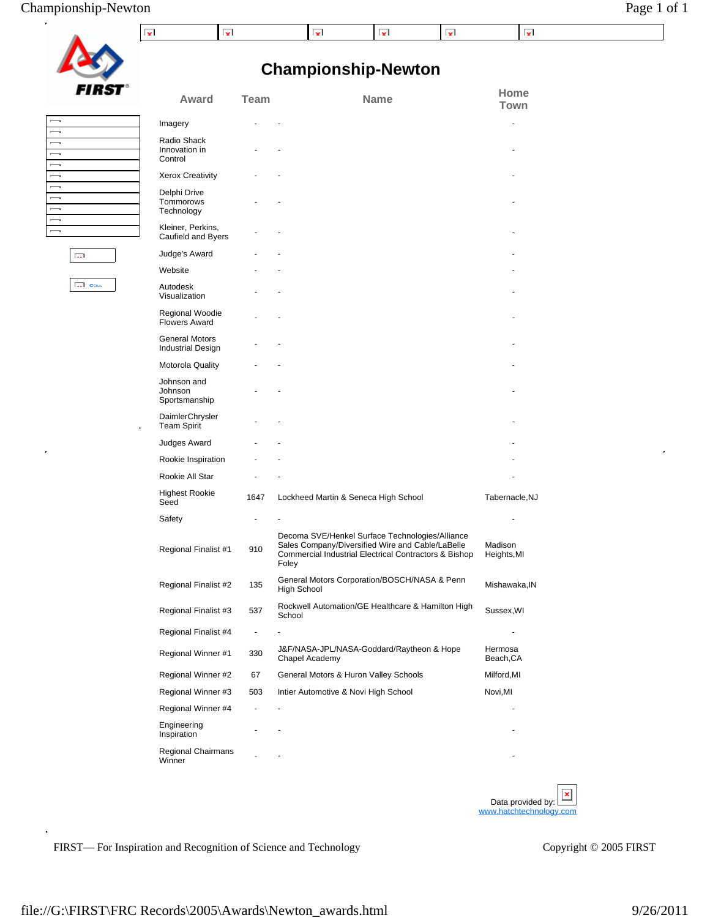# Championship-Newton

| Award | Team | Name | Home Town |
|---|---|---|---|
| Imagery | - | - | - |
| Radio Shack Innovation in Control | - | - | - |
| Xerox Creativity | - | - | - |
| Delphi Drive Tommorows Technology | - | - | - |
| Kleiner, Perkins, Caufield and Byers | - | - | - |
| Judge's Award | - | - | - |
| Website | - | - | - |
| Autodesk Visualization | - | - | - |
| Regional Woodie Flowers Award | - | - | - |
| General Motors Industrial Design | - | - | - |
| Motorola Quality | - | - | - |
| Johnson and Johnson Sportsmanship | - | - | - |
| DaimlerChrysler Team Spirit | - | - | - |
| Judges Award | - | - | - |
| Rookie Inspiration | - | - | - |
| Rookie All Star | - | - | - |
| Highest Rookie Seed | 1647 | Lockheed Martin & Seneca High School | Tabernacle,NJ |
| Safety | - | - | - |
| Regional Finalist #1 | 910 | Decoma SVE/Henkel Surface Technologies/Alliance Sales Company/Diversified Wire and Cable/LaBelle Commercial Industrial Electrical Contractors & Bishop Foley | Madison Heights,MI |
| Regional Finalist #2 | 135 | General Motors Corporation/BOSCH/NASA & Penn High School | Mishawaka,IN |
| Regional Finalist #3 | 537 | Rockwell Automation/GE Healthcare & Hamilton High School | Sussex,WI |
| Regional Finalist #4 | - | - | - |
| Regional Winner #1 | 330 | J&F/NASA-JPL/NASA-Goddard/Raytheon & Hope Chapel Academy | Hermosa Beach,CA |
| Regional Winner #2 | 67 | General Motors & Huron Valley Schools | Milford,MI |
| Regional Winner #3 | 503 | Intier Automotive & Novi High School | Novi,MI |
| Regional Winner #4 | - | - | - |
| Engineering Inspiration | - | - | - |
| Regional Chairmans Winner | - | - | - |

Data provided by: www.hatchtechnology.com

FIRST— For Inspiration and Recognition of Science and Technology

Copyright © 2005 FIRST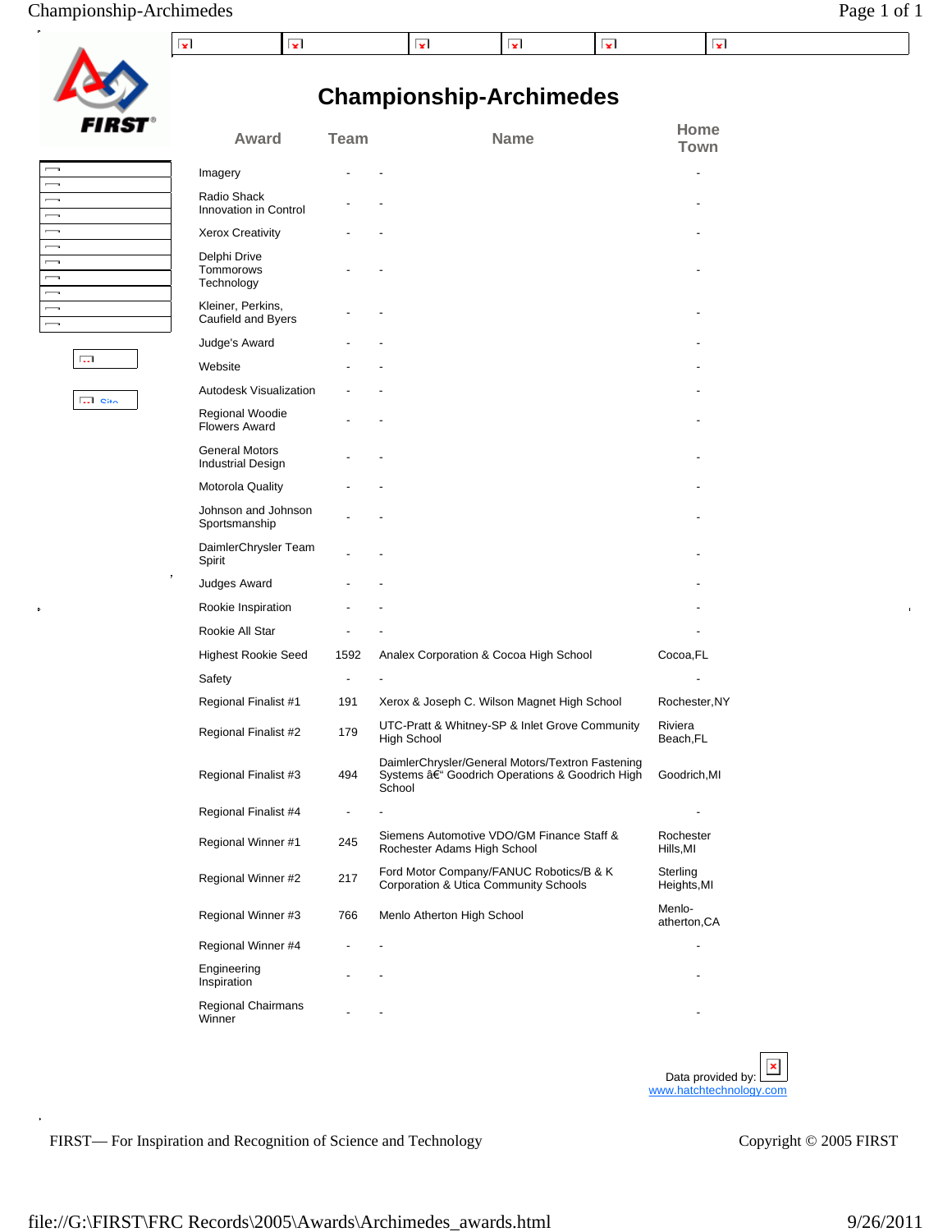# Championship-Archimedes

| Award | Team | Name | Home Town |
|---|---|---|---|
| Imagery | - | - | - |
| Radio Shack Innovation in Control | - | - | - |
| Xerox Creativity | - | - | - |
| Delphi Drive Tommorows Technology | - | - | - |
| Kleiner, Perkins, Caufield and Byers | - | - | - |
| Judge's Award | - | - | - |
| Website | - | - | - |
| Autodesk Visualization | - | - | - |
| Regional Woodie Flowers Award | - | - | - |
| General Motors Industrial Design | - | - | - |
| Motorola Quality | - | - | - |
| Johnson and Johnson Sportsmanship | - | - | - |
| DaimlerChrysler Team Spirit | - | - | - |
| Judges Award | - | - | - |
| Rookie Inspiration | - | - | - |
| Rookie All Star | - | - | - |
| Highest Rookie Seed | 1592 | Analex Corporation & Cocoa High School | Cocoa,FL |
| Safety | - | - | - |
| Regional Finalist #1 | 191 | Xerox & Joseph C. Wilson Magnet High School | Rochester,NY |
| Regional Finalist #2 | 179 | UTC-Pratt & Whitney-SP & Inlet Grove Community High School | Riviera Beach,FL |
| Regional Finalist #3 | 494 | DaimlerChrysler/General Motors/Textron Fastening Systems â€“ Goodrich Operations & Goodrich High School | Goodrich,MI |
| Regional Finalist #4 | - | - | - |
| Regional Winner #1 | 245 | Siemens Automotive VDO/GM Finance Staff & Rochester Adams High School | Rochester Hills,MI |
| Regional Winner #2 | 217 | Ford Motor Company/FANUC Robotics/B & K Corporation & Utica Community Schools | Sterling Heights,MI |
| Regional Winner #3 | 766 | Menlo Atherton High School | Menlo-atherton,CA |
| Regional Winner #4 | - | - | - |
| Engineering Inspiration | - | - | - |
| Regional Chairmans Winner | - | - | - |

Data provided by: www.hatchtechnology.com

FIRST— For Inspiration and Recognition of Science and Technology

Copyright © 2005 FIRST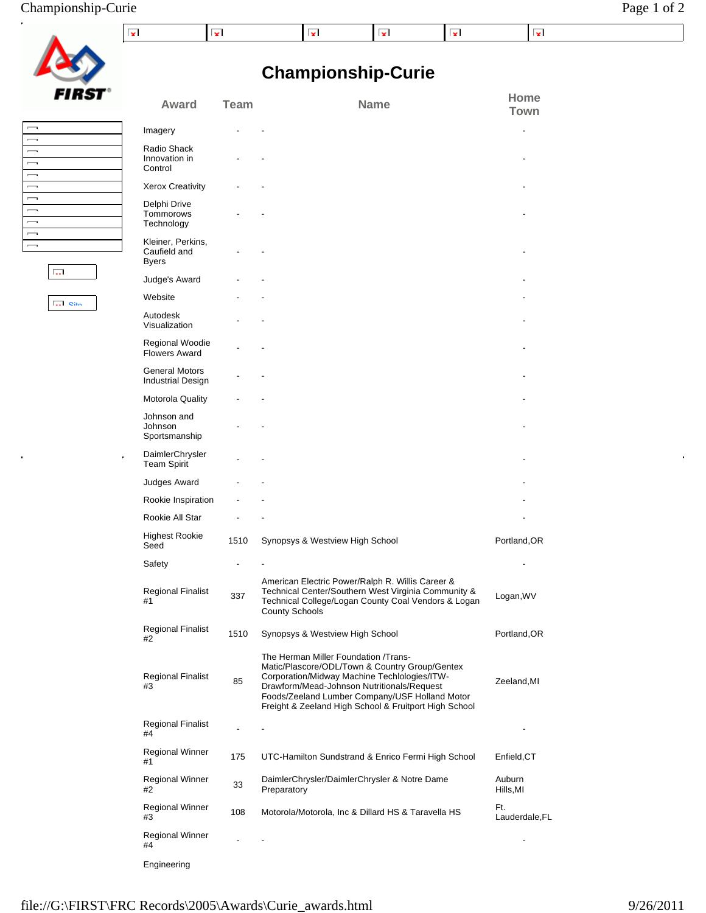# Championship-Curie

| Award | Team | Name | Home Town |
|---|---|---|---|
| Imagery | - | - | - |
| Radio Shack Innovation in Control | - | - | - |
| Xerox Creativity | - | - | - |
| Delphi Drive Tommorows Technology | - | - | - |
| Kleiner, Perkins, Caufield and Byers | - | - | - |
| Judge's Award | - | - | - |
| Website | - | - | - |
| Autodesk Visualization | - | - | - |
| Regional Woodie Flowers Award | - | - | - |
| General Motors Industrial Design | - | - | - |
| Motorola Quality | - | - | - |
| Johnson and Johnson Sportsmanship | - | - | - |
| DaimlerChrysler Team Spirit | - | - | - |
| Judges Award | - | - | - |
| Rookie Inspiration | - | - | - |
| Rookie All Star | - | - | - |
| Highest Rookie Seed | 1510 | Synopsys & Westview High School | Portland,OR |
| Safety | - | - | - |
| Regional Finalist #1 | 337 | American Electric Power/Ralph R. Willis Career & Technical Center/Southern West Virginia Community & Technical College/Logan County Coal Vendors & Logan County Schools | Logan,WV |
| Regional Finalist #2 | 1510 | Synopsys & Westview High School | Portland,OR |
| Regional Finalist #3 | 85 | The Herman Miller Foundation /Trans-Matic/Plascore/ODL/Town & Country Group/Gentex Corporation/Midway Machine Techlologies/ITW-Drawform/Mead-Johnson Nutritionals/Request Foods/Zeeland Lumber Company/USF Holland Motor Freight & Zeeland High School & Fruitport High School | Zeeland,MI |
| Regional Finalist #4 | - | - | - |
| Regional Winner #1 | 175 | UTC-Hamilton Sundstrand & Enrico Fermi High School | Enfield,CT |
| Regional Winner #2 | 33 | DaimlerChrysler/DaimlerChrysler & Notre Dame Preparatory | Auburn Hills,MI |
| Regional Winner #3 | 108 | Motorola/Motorola, Inc & Dillard HS & Taravella HS | Ft. Lauderdale,FL |
| Regional Winner #4 | - | - | - |
| Engineering | | | |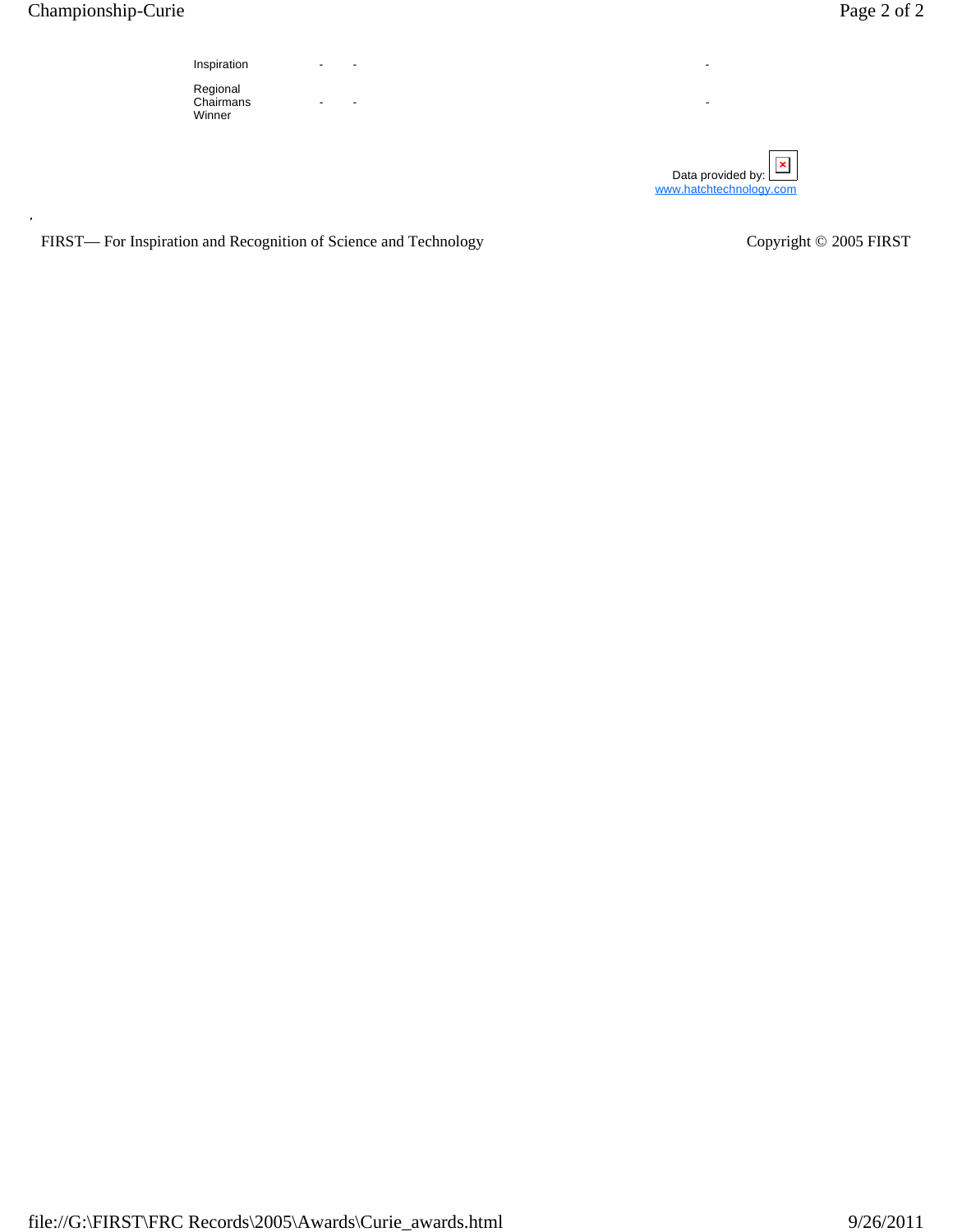| | | | |
|---|---|---|---|
| Inspiration | - | - | - |
| Regional Chairmans Winner | - | - | - |

Data provided by: www.hatchtechnology.com

,

FIRST— For Inspiration and Recognition of Science and Technology

Copyright © 2005 FIRST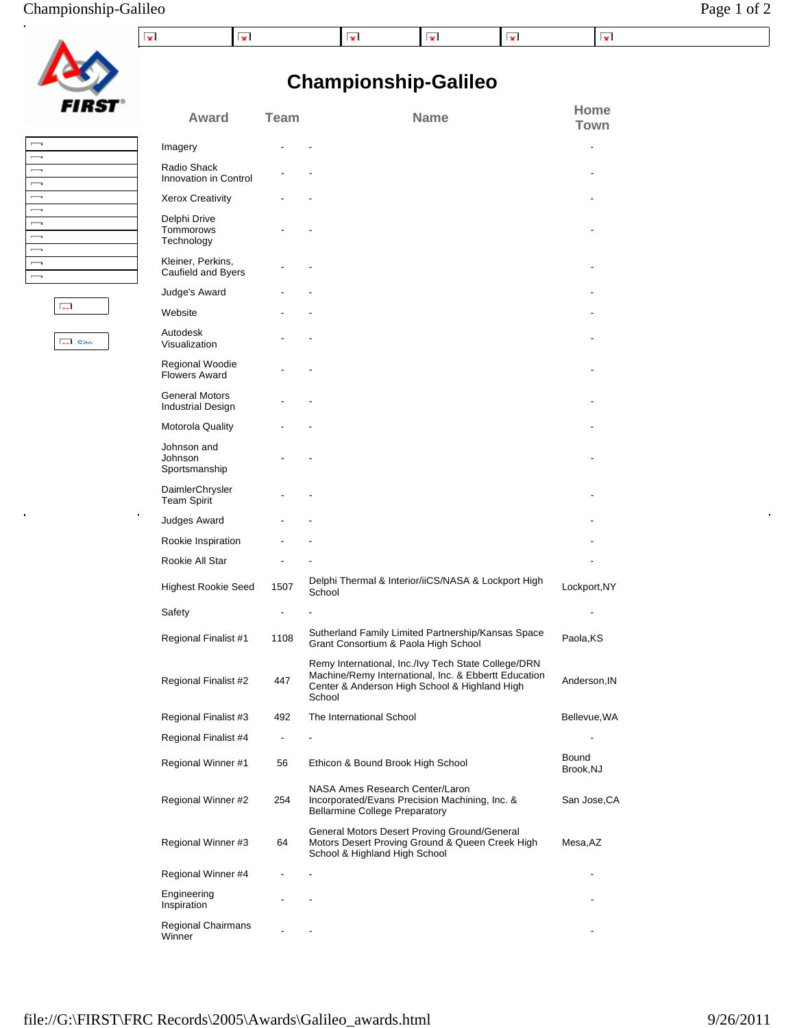# Championship-Galileo

| Award | Team | Name | Home Town |
|---|---|---|---|
| Imagery | - | - | - |
| Radio Shack Innovation in Control | - | - | - |
| Xerox Creativity | - | - | - |
| Delphi Drive Tommorows Technology | - | - | - |
| Kleiner, Perkins, Caufield and Byers | - | - | - |
| Judge's Award | - | - | - |
| Website | - | - | - |
| Autodesk Visualization | - | - | - |
| Regional Woodie Flowers Award | - | - | - |
| General Motors Industrial Design | - | - | - |
| Motorola Quality | - | - | - |
| Johnson and Johnson Sportsmanship | - | - | - |
| DaimlerChrysler Team Spirit | - | - | - |
| Judges Award | - | - | - |
| Rookie Inspiration | - | - | - |
| Rookie All Star | - | - | - |
| Highest Rookie Seed | 1507 | Delphi Thermal & Interior/iiCS/NASA & Lockport High School | Lockport,NY |
| Safety | - | - | - |
| Regional Finalist #1 | 1108 | Sutherland Family Limited Partnership/Kansas Space Grant Consortium & Paola High School | Paola,KS |
| Regional Finalist #2 | 447 | Remy International, Inc./Ivy Tech State College/DRN Machine/Remy International, Inc. & Ebbertt Education Center & Anderson High School & Highland High School | Anderson,IN |
| Regional Finalist #3 | 492 | The International School | Bellevue,WA |
| Regional Finalist #4 | - | - | - |
| Regional Winner #1 | 56 | Ethicon & Bound Brook High School | Bound Brook,NJ |
| Regional Winner #2 | 254 | NASA Ames Research Center/Laron Incorporated/Evans Precision Machining, Inc. & Bellarmine College Preparatory | San Jose,CA |
| Regional Winner #3 | 64 | General Motors Desert Proving Ground/General Motors Desert Proving Ground & Queen Creek High School & Highland High School | Mesa,AZ |
| Regional Winner #4 | - | - | - |
| Engineering Inspiration | - | - | - |
| Regional Chairmans Winner | - | - | - |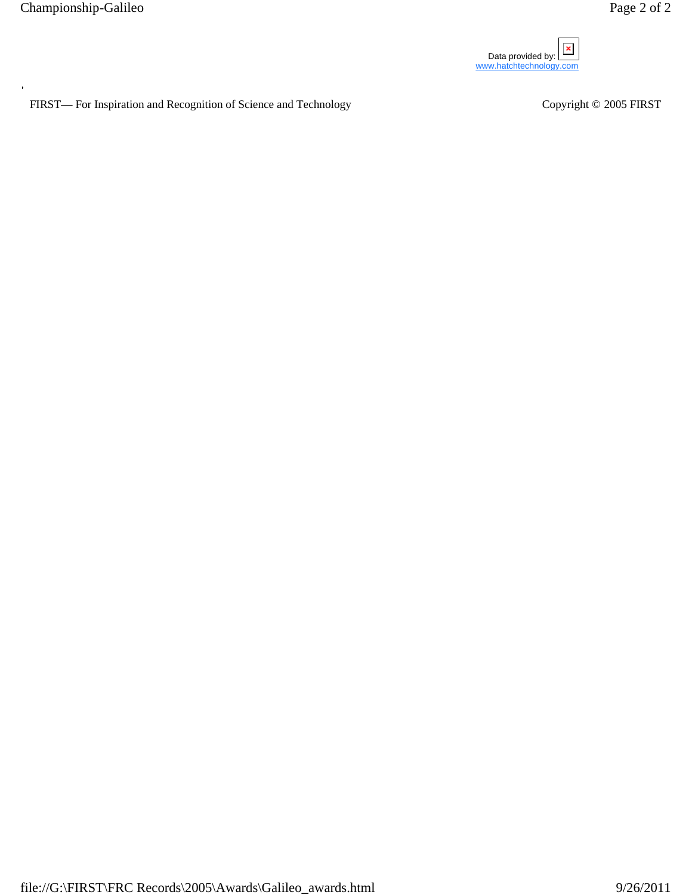Data provided by:
www.hatchtechnology.com

FIRST— For Inspiration and Recognition of Science and Technology

Copyright © 2005 FIRST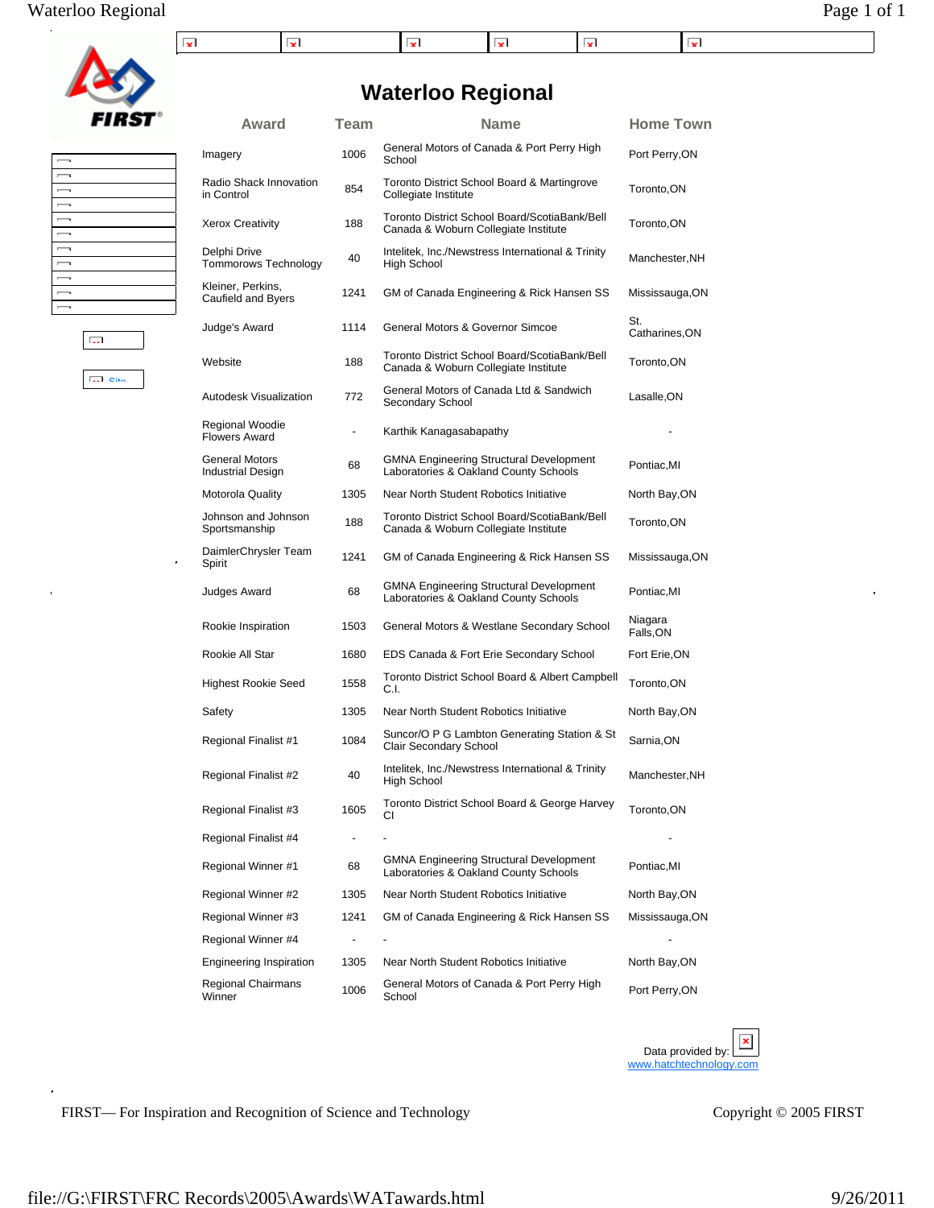# Waterloo Regional

| Award | Team | Name | Home Town |
|---|---|---|---|
| Imagery | 1006 | General Motors of Canada & Port Perry High School | Port Perry,ON |
| Radio Shack Innovation in Control | 854 | Toronto District School Board & Martingrove Collegiate Institute | Toronto,ON |
| Xerox Creativity | 188 | Toronto District School Board/ScotiaBank/Bell Canada & Woburn Collegiate Institute | Toronto,ON |
| Delphi Drive Tommorows Technology | 40 | Intelitek, Inc./Newstress International & Trinity High School | Manchester,NH |
| Kleiner, Perkins, Caufield and Byers | 1241 | GM of Canada Engineering & Rick Hansen SS | Mississauga,ON |
| Judge's Award | 1114 | General Motors & Governor Simcoe | St. Catharines,ON |
| Website | 188 | Toronto District School Board/ScotiaBank/Bell Canada & Woburn Collegiate Institute | Toronto,ON |
| Autodesk Visualization | 772 | General Motors of Canada Ltd & Sandwich Secondary School | Lasalle,ON |
| Regional Woodie Flowers Award | - | Karthik Kanagasabapathy | - |
| General Motors Industrial Design | 68 | GMNA Engineering Structural Development Laboratories & Oakland County Schools | Pontiac,MI |
| Motorola Quality | 1305 | Near North Student Robotics Initiative | North Bay,ON |
| Johnson and Johnson Sportsmanship | 188 | Toronto District School Board/ScotiaBank/Bell Canada & Woburn Collegiate Institute | Toronto,ON |
| DaimlerChrysler Team Spirit | 1241 | GM of Canada Engineering & Rick Hansen SS | Mississauga,ON |
| Judges Award | 68 | GMNA Engineering Structural Development Laboratories & Oakland County Schools | Pontiac,MI |
| Rookie Inspiration | 1503 | General Motors & Westlane Secondary School | Niagara Falls,ON |
| Rookie All Star | 1680 | EDS Canada & Fort Erie Secondary School | Fort Erie,ON |
| Highest Rookie Seed | 1558 | Toronto District School Board & Albert Campbell C.I. | Toronto,ON |
| Safety | 1305 | Near North Student Robotics Initiative | North Bay,ON |
| Regional Finalist #1 | 1084 | Suncor/O P G Lambton Generating Station & St Clair Secondary School | Sarnia,ON |
| Regional Finalist #2 | 40 | Intelitek, Inc./Newstress International & Trinity High School | Manchester,NH |
| Regional Finalist #3 | 1605 | Toronto District School Board & George Harvey CI | Toronto,ON |
| Regional Finalist #4 | - | - | - |
| Regional Winner #1 | 68 | GMNA Engineering Structural Development Laboratories & Oakland County Schools | Pontiac,MI |
| Regional Winner #2 | 1305 | Near North Student Robotics Initiative | North Bay,ON |
| Regional Winner #3 | 1241 | GM of Canada Engineering & Rick Hansen SS | Mississauga,ON |
| Regional Winner #4 | - | - | - |
| Engineering Inspiration | 1305 | Near North Student Robotics Initiative | North Bay,ON |
| Regional Chairmans Winner | 1006 | General Motors of Canada & Port Perry High School | Port Perry,ON |

Data provided by: www.hatchtechnology.com

FIRST— For Inspiration and Recognition of Science and Technology

Copyright © 2005 FIRST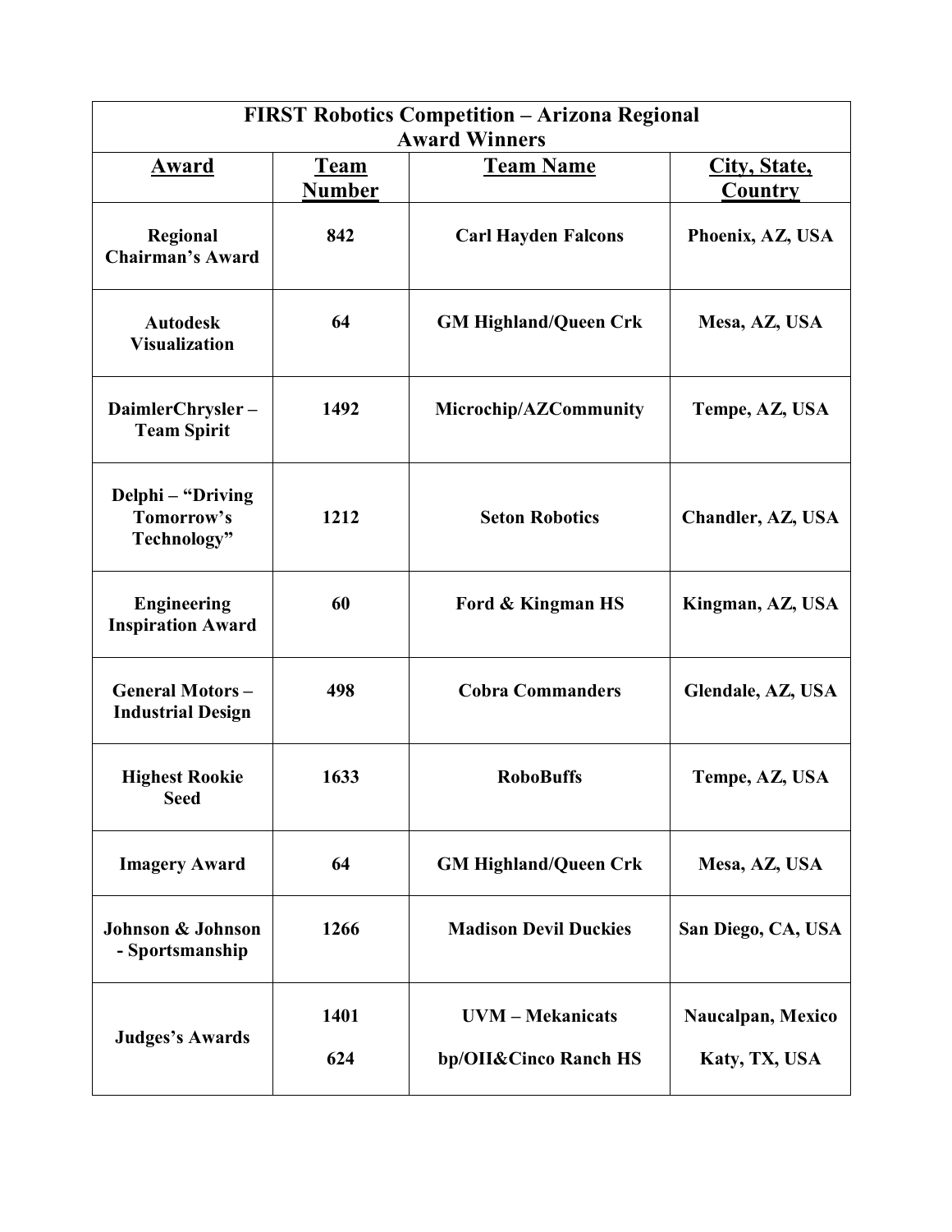| FIRST Robotics Competition – Arizona Regional Award Winners | | | |
|---|---|---|---|
| **Award** | **Team Number** | **Team Name** | **City, State, Country** |
| **Regional Chairman's Award** | **842** | **Carl Hayden Falcons** | **Phoenix, AZ, USA** |
| **Autodesk Visualization** | **64** | **GM Highland/Queen Crk** | **Mesa, AZ, USA** |
| **DaimlerChrysler – Team Spirit** | **1492** | **Microchip/AZCommunity** | **Tempe, AZ, USA** |
| **Delphi – "Driving Tomorrow's Technology"** | **1212** | **Seton Robotics** | **Chandler, AZ, USA** |
| **Engineering Inspiration Award** | **60** | **Ford & Kingman HS** | **Kingman, AZ, USA** |
| **General Motors – Industrial Design** | **498** | **Cobra Commanders** | **Glendale, AZ, USA** |
| **Highest Rookie Seed** | **1633** | **RoboBuffs** | **Tempe, AZ, USA** |
| **Imagery Award** | **64** | **GM Highland/Queen Crk** | **Mesa, AZ, USA** |
| **Johnson & Johnson - Sportsmanship** | **1266** | **Madison Devil Duckies** | **San Diego, CA, USA** |
| **Judges's Awards** | **1401**<br>**624** | **UVM – Mekanicats**<br>**bp/OII&Cinco Ranch HS** | **Naucalpan, Mexico**<br>**Katy, TX, USA** |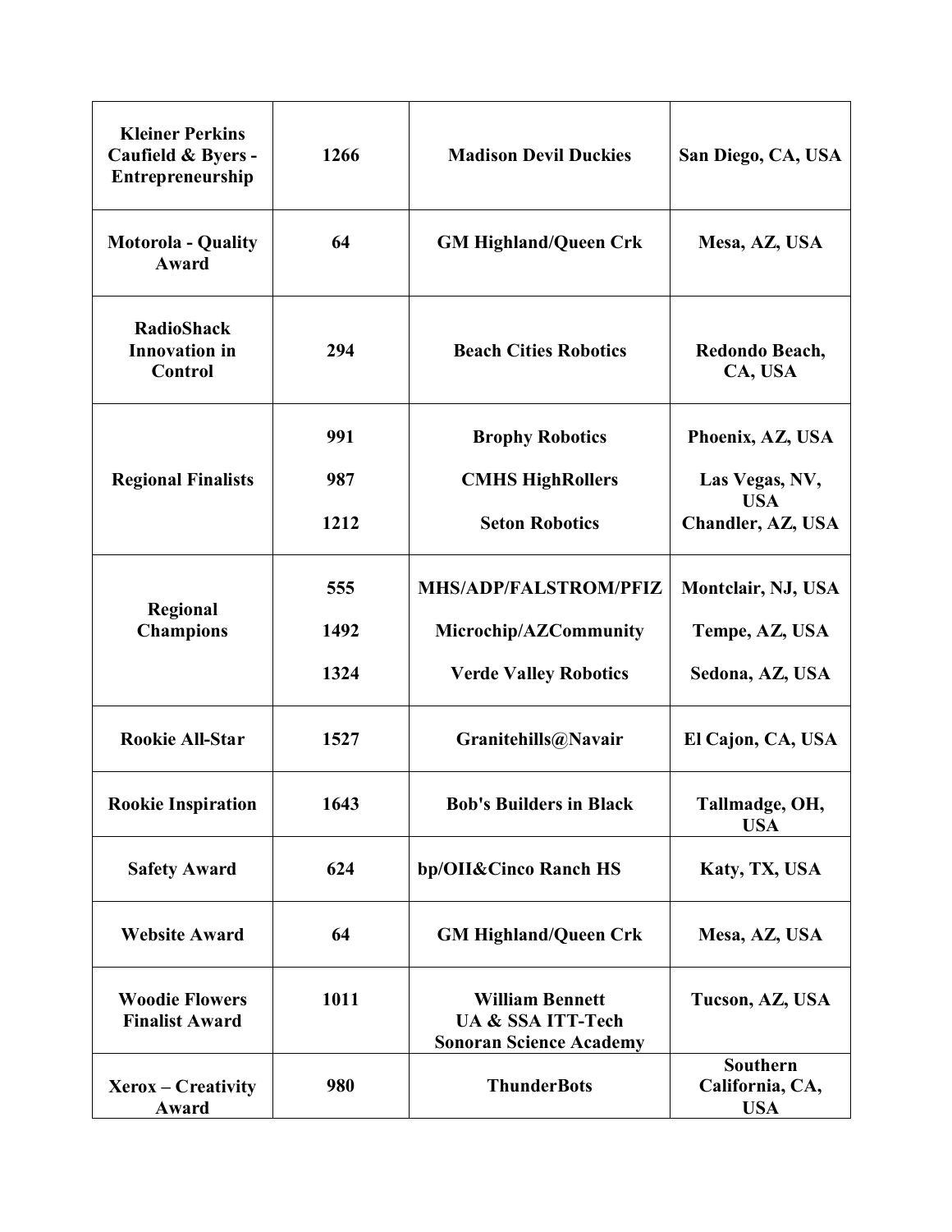| Kleiner Perkins Caufield & Byers - Entrepreneurship | 1266 | Madison Devil Duckies | San Diego, CA, USA |
|---|---|---|---|
| Motorola - Quality Award | 64 | GM Highland/Queen Crk | Mesa, AZ, USA |
| RadioShack Innovation in Control | 294 | Beach Cities Robotics | Redondo Beach, CA, USA |
| Regional Finalists | 991<br>987<br>1212 | Brophy Robotics<br>CMHS HighRollers<br>Seton Robotics | Phoenix, AZ, USA<br>Las Vegas, NV, USA<br>Chandler, AZ, USA |
| Regional Champions | 555<br>1492<br>1324 | MHS/ADP/FALSTROM/PFIZ<br>Microchip/AZCommunity<br>Verde Valley Robotics | Montclair, NJ, USA<br>Tempe, AZ, USA<br>Sedona, AZ, USA |
| Rookie All-Star | 1527 | Granitehills@Navair | El Cajon, CA, USA |
| Rookie Inspiration | 1643 | Bob's Builders in Black | Tallmadge, OH, USA |
| Safety Award | 624 | bp/OII&Cinco Ranch HS | Katy, TX, USA |
| Website Award | 64 | GM Highland/Queen Crk | Mesa, AZ, USA |
| Woodie Flowers Finalist Award | 1011 | William Bennett<br>UA & SSA ITT-Tech<br>Sonoran Science Academy | Tucson, AZ, USA |
| Xerox – Creativity Award | 980 | ThunderBots | Southern California, CA, USA |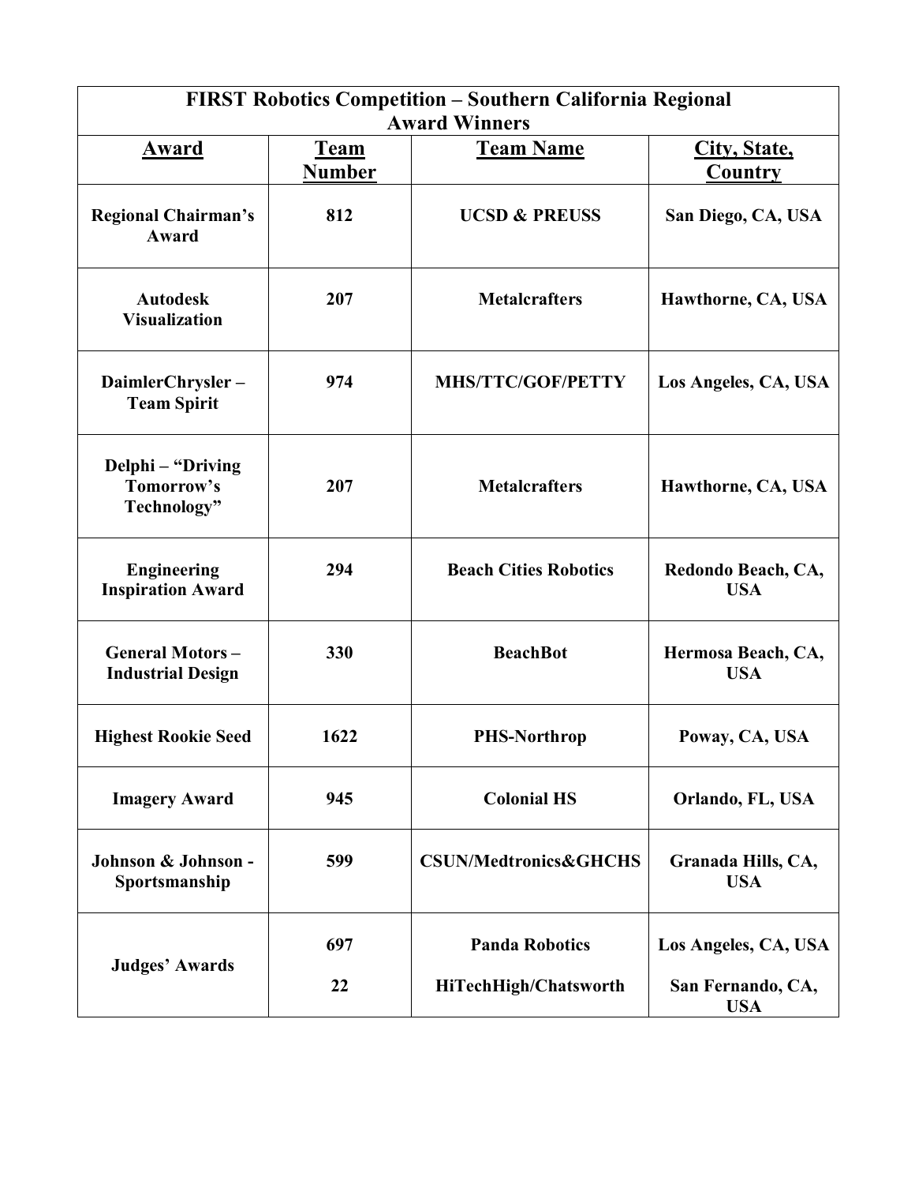| FIRST Robotics Competition – Southern California Regional Award Winners | | | |
|---|---|---|---|
| **Award** | **Team Number** | **Team Name** | **City, State, Country** |
| **Regional Chairman's Award** | **812** | **UCSD & PREUSS** | **San Diego, CA, USA** |
| **Autodesk Visualization** | **207** | **Metalcrafters** | **Hawthorne, CA, USA** |
| **DaimlerChrysler – Team Spirit** | **974** | **MHS/TTC/GOF/PETTY** | **Los Angeles, CA, USA** |
| **Delphi – "Driving Tomorrow's Technology"** | **207** | **Metalcrafters** | **Hawthorne, CA, USA** |
| **Engineering Inspiration Award** | **294** | **Beach Cities Robotics** | **Redondo Beach, CA, USA** |
| **General Motors – Industrial Design** | **330** | **BeachBot** | **Hermosa Beach, CA, USA** |
| **Highest Rookie Seed** | **1622** | **PHS-Northrop** | **Poway, CA, USA** |
| **Imagery Award** | **945** | **Colonial HS** | **Orlando, FL, USA** |
| **Johnson & Johnson - Sportsmanship** | **599** | **CSUN/Medtronics&GHCHS** | **Granada Hills, CA, USA** |
| **Judges' Awards** | **697** | **Panda Robotics** | **Los Angeles, CA, USA** |
| | **22** | **HiTechHigh/Chatsworth** | **San Fernando, CA, USA** |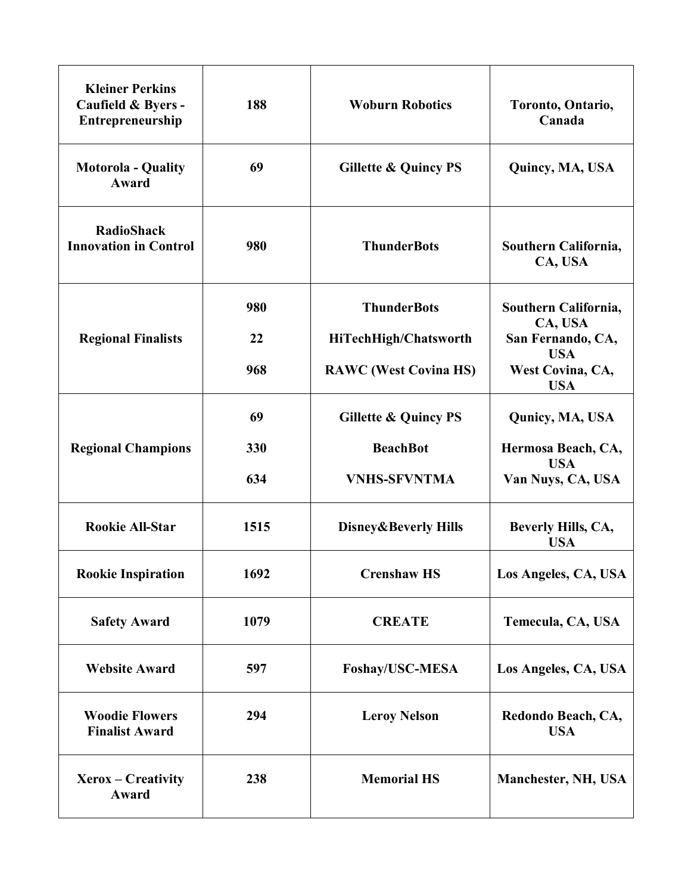| | | | |
|---|---|---|---|
| **Kleiner Perkins Caufield & Byers - Entrepreneurship** | **188** | **Woburn Robotics** | **Toronto, Ontario, Canada** |
| **Motorola - Quality Award** | **69** | **Gillette & Quincy PS** | **Quincy, MA, USA** |
| **RadioShack Innovation in Control** | **980** | **ThunderBots** | **Southern California, CA, USA** |
| **Regional Finalists** | **980**<br>**22**<br>**968** | **ThunderBots**<br>**HiTechHigh/Chatsworth**<br>**RAWC (West Covina HS)** | **Southern California, CA, USA**<br>**San Fernando, CA, USA**<br>**West Covina, CA, USA** |
| **Regional Champions** | **69**<br>**330**<br>**634** | **Gillette & Quincy PS**<br>**BeachBot**<br>**VNHS-SFVNTMA** | **Qunicy, MA, USA**<br>**Hermosa Beach, CA, USA**<br>**Van Nuys, CA, USA** |
| **Rookie All-Star** | **1515** | **Disney&Beverly Hills** | **Beverly Hills, CA, USA** |
| **Rookie Inspiration** | **1692** | **Crenshaw HS** | **Los Angeles, CA, USA** |
| **Safety Award** | **1079** | **CREATE** | **Temecula, CA, USA** |
| **Website Award** | **597** | **Foshay/USC-MESA** | **Los Angeles, CA, USA** |
| **Woodie Flowers Finalist Award** | **294** | **Leroy Nelson** | **Redondo Beach, CA, USA** |
| **Xerox – Creativity Award** | **238** | **Memorial HS** | **Manchester, NH, USA** |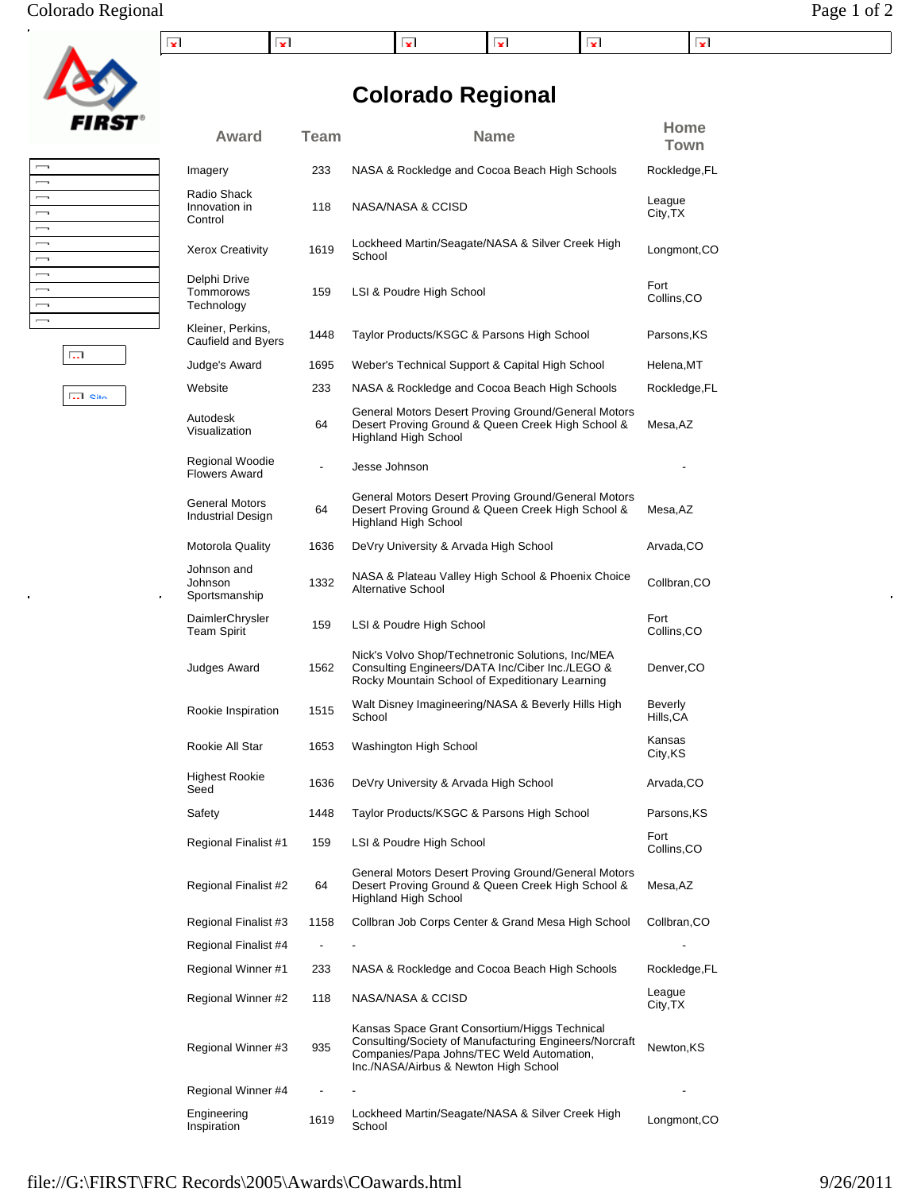# Colorado Regional

| Award | Team | Name | Home Town |
|---|---|---|---|
| Imagery | 233 | NASA & Rockledge and Cocoa Beach High Schools | Rockledge,FL |
| Radio Shack Innovation in Control | 118 | NASA/NASA & CCISD | League City,TX |
| Xerox Creativity | 1619 | Lockheed Martin/Seagate/NASA & Silver Creek High School | Longmont,CO |
| Delphi Drive Tommorows Technology | 159 | LSI & Poudre High School | Fort Collins,CO |
| Kleiner, Perkins, Caufield and Byers | 1448 | Taylor Products/KSGC & Parsons High School | Parsons,KS |
| Judge's Award | 1695 | Weber's Technical Support & Capital High School | Helena,MT |
| Website | 233 | NASA & Rockledge and Cocoa Beach High Schools | Rockledge,FL |
| Autodesk Visualization | 64 | General Motors Desert Proving Ground/General Motors Desert Proving Ground & Queen Creek High School & Highland High School | Mesa,AZ |
| Regional Woodie Flowers Award | - | Jesse Johnson | - |
| General Motors Industrial Design | 64 | General Motors Desert Proving Ground/General Motors Desert Proving Ground & Queen Creek High School & Highland High School | Mesa,AZ |
| Motorola Quality | 1636 | DeVry University & Arvada High School | Arvada,CO |
| Johnson and Johnson Sportsmanship | 1332 | NASA & Plateau Valley High School & Phoenix Choice Alternative School | Collbran,CO |
| DaimlerChrysler Team Spirit | 159 | LSI & Poudre High School | Fort Collins,CO |
| Judges Award | 1562 | Nick's Volvo Shop/Technetronic Solutions, Inc/MEA Consulting Engineers/DATA Inc/Ciber Inc./LEGO & Rocky Mountain School of Expeditionary Learning | Denver,CO |
| Rookie Inspiration | 1515 | Walt Disney Imagineering/NASA & Beverly Hills High School | Beverly Hills,CA |
| Rookie All Star | 1653 | Washington High School | Kansas City,KS |
| Highest Rookie Seed | 1636 | DeVry University & Arvada High School | Arvada,CO |
| Safety | 1448 | Taylor Products/KSGC & Parsons High School | Parsons,KS |
| Regional Finalist #1 | 159 | LSI & Poudre High School | Fort Collins,CO |
| Regional Finalist #2 | 64 | General Motors Desert Proving Ground/General Motors Desert Proving Ground & Queen Creek High School & Highland High School | Mesa,AZ |
| Regional Finalist #3 | 1158 | Collbran Job Corps Center & Grand Mesa High School | Collbran,CO |
| Regional Finalist #4 | - | - | - |
| Regional Winner #1 | 233 | NASA & Rockledge and Cocoa Beach High Schools | Rockledge,FL |
| Regional Winner #2 | 118 | NASA/NASA & CCISD | League City,TX |
| Regional Winner #3 | 935 | Kansas Space Grant Consortium/Higgs Technical Consulting/Society of Manufacturing Engineers/Norcraft Companies/Papa Johns/TEC Weld Automation, Inc./NASA/Airbus & Newton High School | Newton,KS |
| Regional Winner #4 | - | - | - |
| Engineering Inspiration | 1619 | Lockheed Martin/Seagate/NASA & Silver Creek High School | Longmont,CO |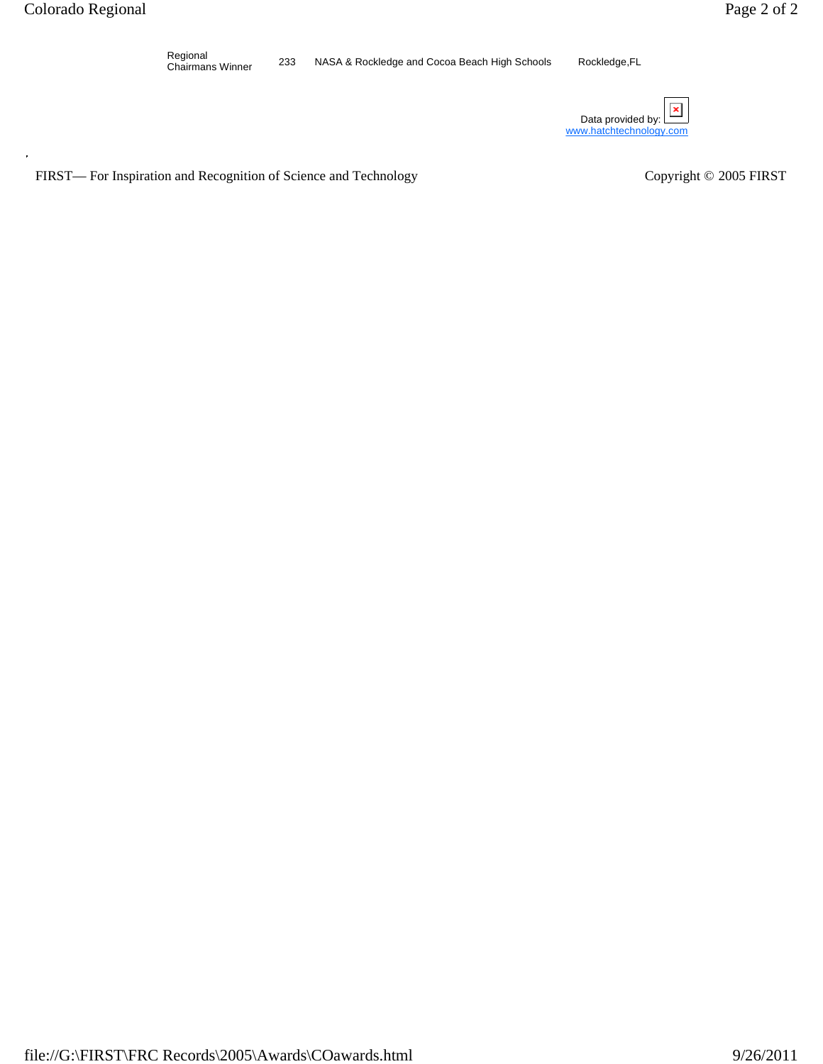| Regional Chairmans Winner | 233 | NASA & Rockledge and Cocoa Beach High Schools | Rockledge,FL |
|---|---|---|---|

Data provided by:
www.hatchtechnology.com

FIRST— For Inspiration and Recognition of Science and Technology

Copyright © 2005 FIRST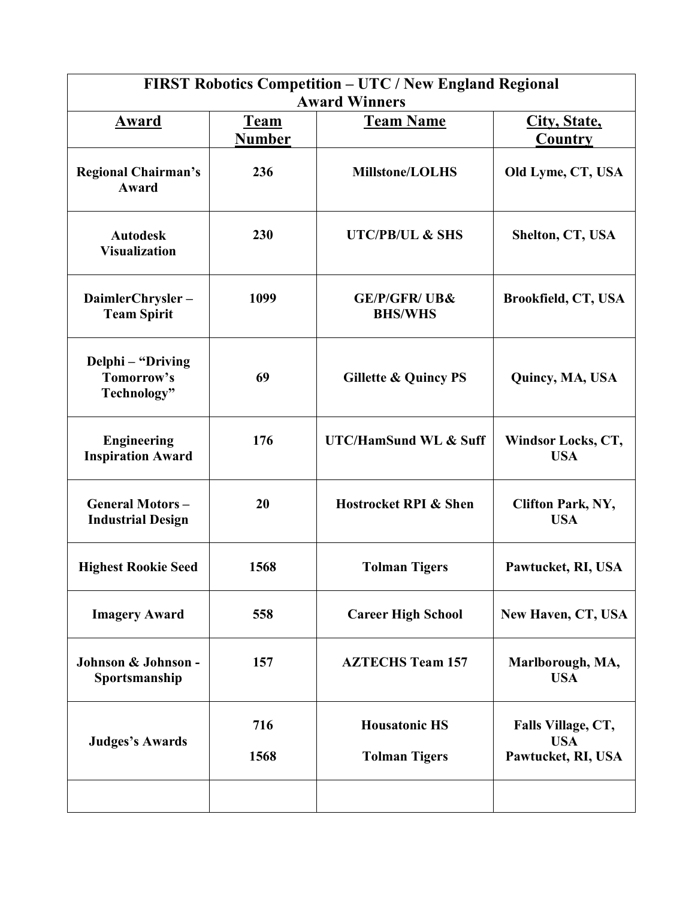| FIRST Robotics Competition – UTC / New England Regional Award Winners | | | |
|---|---|---|---|
| **Award** | **Team Number** | **Team Name** | **City, State, Country** |
| **Regional Chairman's Award** | **236** | **Millstone/LOLHS** | **Old Lyme, CT, USA** |
| **Autodesk Visualization** | **230** | **UTC/PB/UL & SHS** | **Shelton, CT, USA** |
| **DaimlerChrysler – Team Spirit** | **1099** | **GE/P/GFR/ UB& BHS/WHS** | **Brookfield, CT, USA** |
| **Delphi – "Driving Tomorrow's Technology"** | **69** | **Gillette & Quincy PS** | **Quincy, MA, USA** |
| **Engineering Inspiration Award** | **176** | **UTC/HamSund WL & Suff** | **Windsor Locks, CT, USA** |
| **General Motors – Industrial Design** | **20** | **Hostrocket RPI & Shen** | **Clifton Park, NY, USA** |
| **Highest Rookie Seed** | **1568** | **Tolman Tigers** | **Pawtucket, RI, USA** |
| **Imagery Award** | **558** | **Career High School** | **New Haven, CT, USA** |
| **Johnson & Johnson - Sportsmanship** | **157** | **AZTECHS Team 157** | **Marlborough, MA, USA** |
| **Judges's Awards** | **716**<br>**1568** | **Housatonic HS**<br>**Tolman Tigers** | **Falls Village, CT, USA**<br>**Pawtucket, RI, USA** |
| | | | |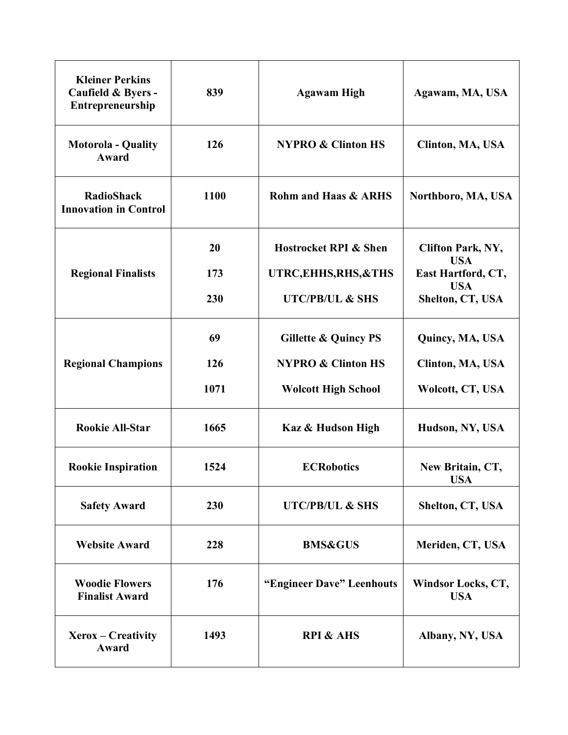| | | | |
|---|---|---|---|
| **Kleiner Perkins Caufield & Byers - Entrepreneurship** | **839** | **Agawam High** | **Agawam, MA, USA** |
| **Motorola - Quality Award** | **126** | **NYPRO & Clinton HS** | **Clinton, MA, USA** |
| **RadioShack Innovation in Control** | **1100** | **Rohm and Haas & ARHS** | **Northboro, MA, USA** |
| **Regional Finalists** | **20**<br>**173**<br>**230** | **Hostrocket RPI & Shen**<br>**UTRC,EHHS,RHS,&THS**<br>**UTC/PB/UL & SHS** | **Clifton Park, NY, USA**<br>**East Hartford, CT, USA**<br>**Shelton, CT, USA** |
| **Regional Champions** | **69**<br>**126**<br>**1071** | **Gillette & Quincy PS**<br>**NYPRO & Clinton HS**<br>**Wolcott High School** | **Quincy, MA, USA**<br>**Clinton, MA, USA**<br>**Wolcott, CT, USA** |
| **Rookie All-Star** | **1665** | **Kaz & Hudson High** | **Hudson, NY, USA** |
| **Rookie Inspiration** | **1524** | **ECRobotics** | **New Britain, CT, USA** |
| **Safety Award** | **230** | **UTC/PB/UL & SHS** | **Shelton, CT, USA** |
| **Website Award** | **228** | **BMS&GUS** | **Meriden, CT, USA** |
| **Woodie Flowers Finalist Award** | **176** | **"Engineer Dave" Leenhouts** | **Windsor Locks, CT, USA** |
| **Xerox – Creativity Award** | **1493** | **RPI & AHS** | **Albany, NY, USA** |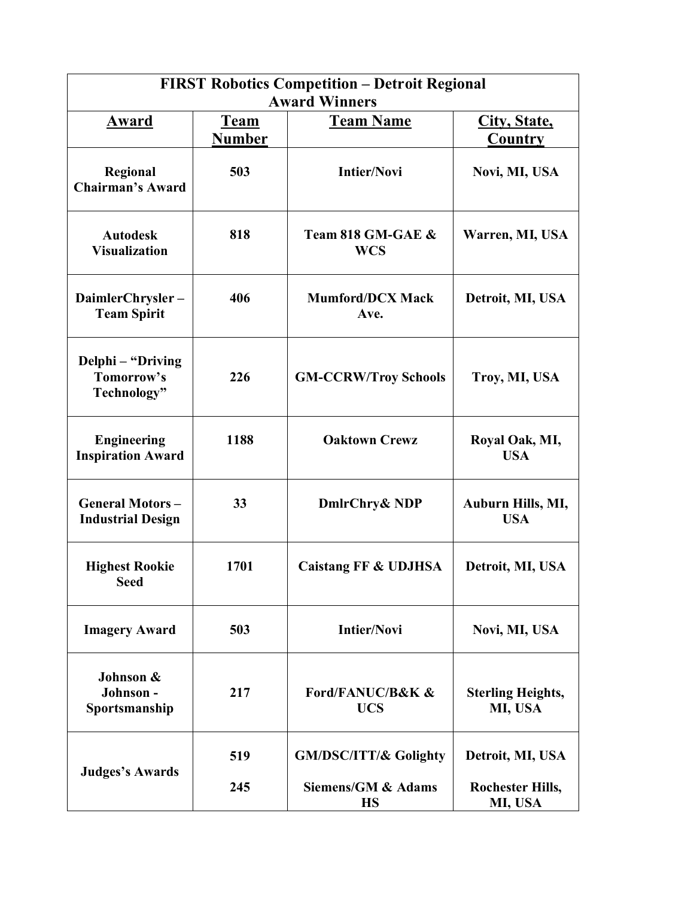| FIRST Robotics Competition – Detroit Regional Award Winners | | | |
|---|---|---|---|
| **Award** | **Team Number** | **Team Name** | **City, State, Country** |
| **Regional Chairman's Award** | **503** | **Intier/Novi** | **Novi, MI, USA** |
| **Autodesk Visualization** | **818** | **Team 818 GM-GAE & WCS** | **Warren, MI, USA** |
| **DaimlerChrysler – Team Spirit** | **406** | **Mumford/DCX Mack Ave.** | **Detroit, MI, USA** |
| **Delphi – "Driving Tomorrow's Technology"** | **226** | **GM-CCRW/Troy Schools** | **Troy, MI, USA** |
| **Engineering Inspiration Award** | **1188** | **Oaktown Crewz** | **Royal Oak, MI, USA** |
| **General Motors – Industrial Design** | **33** | **DmlrChry& NDP** | **Auburn Hills, MI, USA** |
| **Highest Rookie Seed** | **1701** | **Caistang FF & UDJHSA** | **Detroit, MI, USA** |
| **Imagery Award** | **503** | **Intier/Novi** | **Novi, MI, USA** |
| **Johnson & Johnson - Sportsmanship** | **217** | **Ford/FANUC/B&K & UCS** | **Sterling Heights, MI, USA** |
| **Judges's Awards** | **519** | **GM/DSC/ITT/& Golighty** | **Detroit, MI, USA** |
| | **245** | **Siemens/GM & Adams HS** | **Rochester Hills, MI, USA** |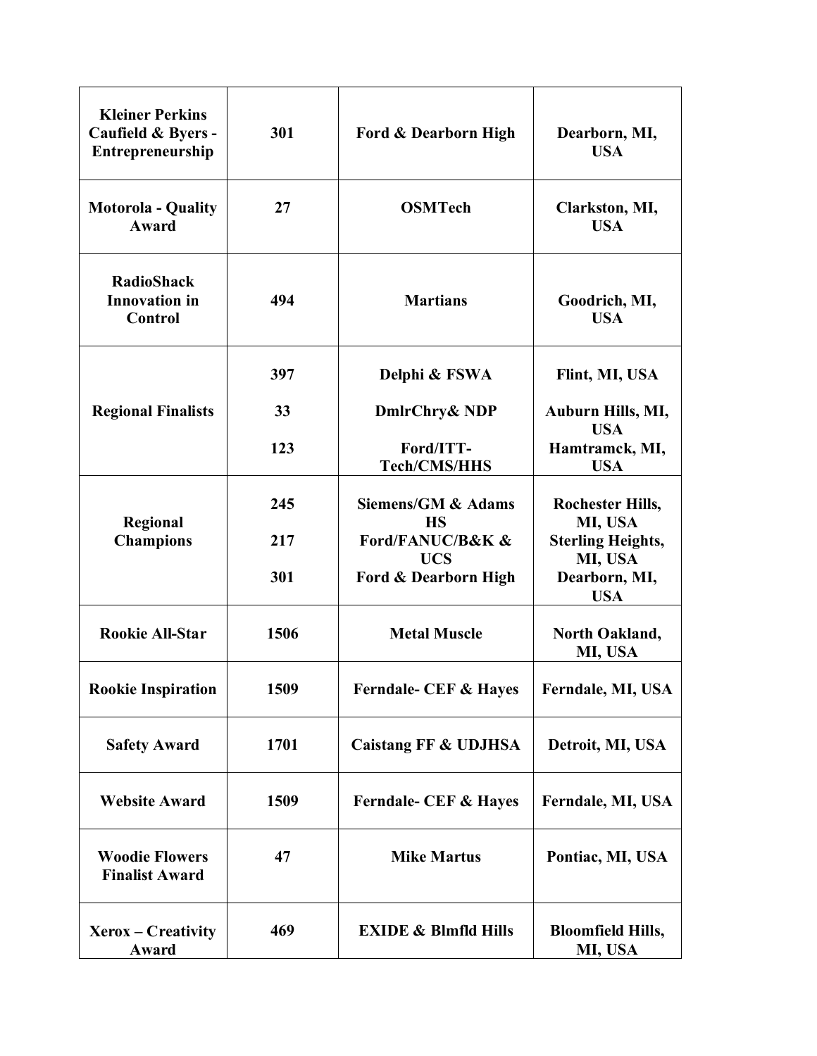| | | | |
|---|---|---|---|
| **Kleiner Perkins Caufield & Byers - Entrepreneurship** | **301** | **Ford & Dearborn High** | **Dearborn, MI, USA** |
| **Motorola - Quality Award** | **27** | **OSMTech** | **Clarkston, MI, USA** |
| **RadioShack Innovation in Control** | **494** | **Martians** | **Goodrich, MI, USA** |
| **Regional Finalists** | **397**<br>**33**<br>**123** | **Delphi & FSWA**<br>**DmlrChry& NDP**<br>**Ford/ITT-Tech/CMS/HHS** | **Flint, MI, USA**<br>**Auburn Hills, MI, USA**<br>**Hamtramck, MI, USA** |
| **Regional Champions** | **245**<br>**217**<br>**301** | **Siemens/GM & Adams HS**<br>**Ford/FANUC/B&K & UCS**<br>**Ford & Dearborn High** | **Rochester Hills, MI, USA**<br>**Sterling Heights, MI, USA**<br>**Dearborn, MI, USA** |
| **Rookie All-Star** | **1506** | **Metal Muscle** | **North Oakland, MI, USA** |
| **Rookie Inspiration** | **1509** | **Ferndale- CEF & Hayes** | **Ferndale, MI, USA** |
| **Safety Award** | **1701** | **Caistang FF & UDJHSA** | **Detroit, MI, USA** |
| **Website Award** | **1509** | **Ferndale- CEF & Hayes** | **Ferndale, MI, USA** |
| **Woodie Flowers Finalist Award** | **47** | **Mike Martus** | **Pontiac, MI, USA** |
| **Xerox – Creativity Award** | **469** | **EXIDE & Blmfld Hills** | **Bloomfield Hills, MI, USA** |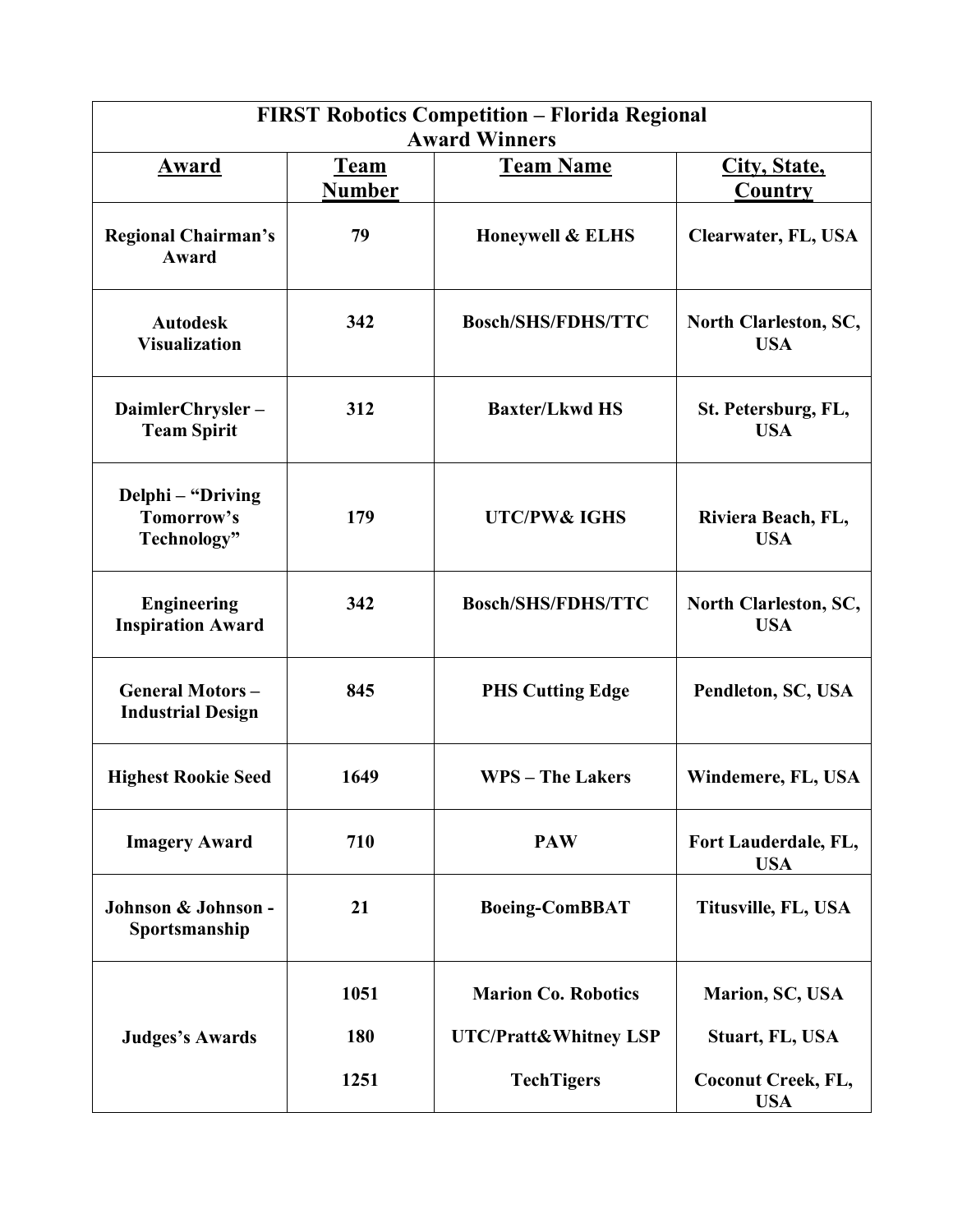| FIRST Robotics Competition – Florida Regional Award Winners | | | |
|---|---|---|---|
| **Award** | **Team Number** | **Team Name** | **City, State, Country** |
| **Regional Chairman's Award** | **79** | **Honeywell & ELHS** | **Clearwater, FL, USA** |
| **Autodesk Visualization** | **342** | **Bosch/SHS/FDHS/TTC** | **North Clarleston, SC, USA** |
| **DaimlerChrysler – Team Spirit** | **312** | **Baxter/Lkwd HS** | **St. Petersburg, FL, USA** |
| **Delphi – "Driving Tomorrow's Technology"** | **179** | **UTC/PW& IGHS** | **Riviera Beach, FL, USA** |
| **Engineering Inspiration Award** | **342** | **Bosch/SHS/FDHS/TTC** | **North Clarleston, SC, USA** |
| **General Motors – Industrial Design** | **845** | **PHS Cutting Edge** | **Pendleton, SC, USA** |
| **Highest Rookie Seed** | **1649** | **WPS – The Lakers** | **Windemere, FL, USA** |
| **Imagery Award** | **710** | **PAW** | **Fort Lauderdale, FL, USA** |
| **Johnson & Johnson - Sportsmanship** | **21** | **Boeing-ComBBAT** | **Titusville, FL, USA** |
| **Judges's Awards** | **1051** | **Marion Co. Robotics** | **Marion, SC, USA** |
| | **180** | **UTC/Pratt&Whitney LSP** | **Stuart, FL, USA** |
| | **1251** | **TechTigers** | **Coconut Creek, FL, USA** |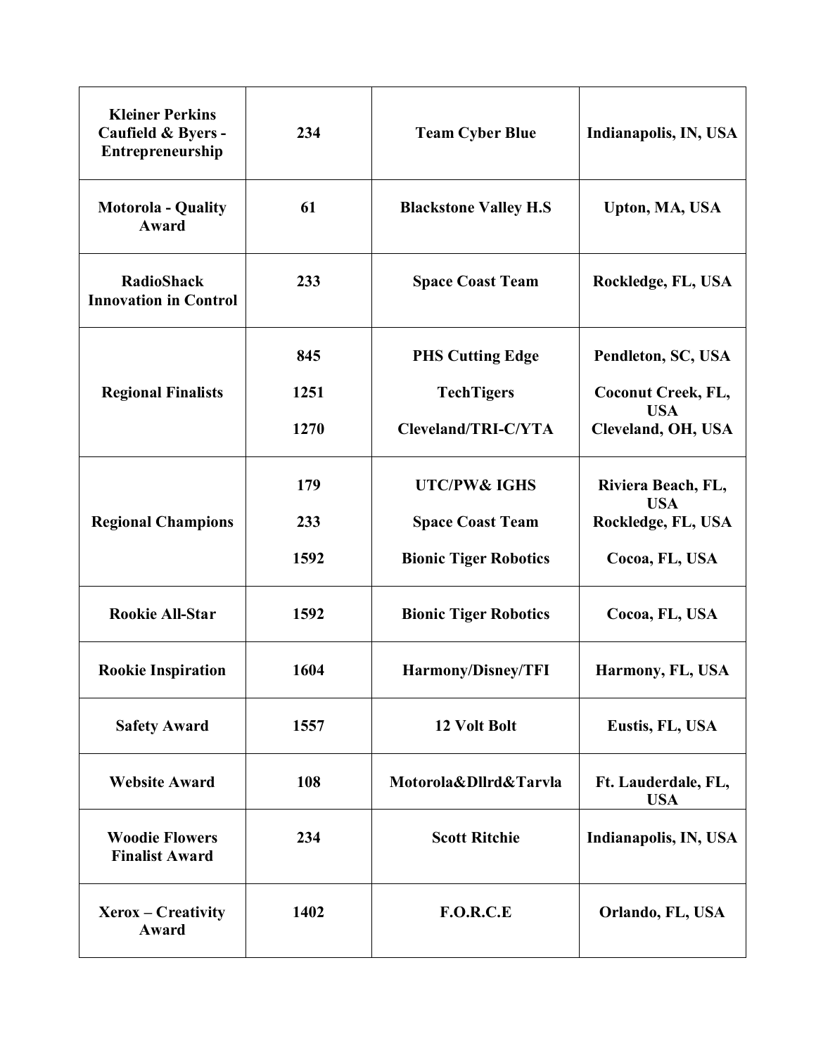| **Kleiner Perkins Caufield & Byers - Entrepreneurship** | **234** | **Team Cyber Blue** | **Indianapolis, IN, USA** |
|---|---|---|---|
| **Motorola - Quality Award** | **61** | **Blackstone Valley H.S** | **Upton, MA, USA** |
| **RadioShack Innovation in Control** | **233** | **Space Coast Team** | **Rockledge, FL, USA** |
| **Regional Finalists** | **845**<br>**1251**<br>**1270** | **PHS Cutting Edge**<br>**TechTigers**<br>**Cleveland/TRI-C/YTA** | **Pendleton, SC, USA**<br>**Coconut Creek, FL, USA**<br>**Cleveland, OH, USA** |
| **Regional Champions** | **179**<br>**233**<br>**1592** | **UTC/PW& IGHS**<br>**Space Coast Team**<br>**Bionic Tiger Robotics** | **Riviera Beach, FL, USA**<br>**Rockledge, FL, USA**<br>**Cocoa, FL, USA** |
| **Rookie All-Star** | **1592** | **Bionic Tiger Robotics** | **Cocoa, FL, USA** |
| **Rookie Inspiration** | **1604** | **Harmony/Disney/TFI** | **Harmony, FL, USA** |
| **Safety Award** | **1557** | **12 Volt Bolt** | **Eustis, FL, USA** |
| **Website Award** | **108** | **Motorola&Dllrd&Tarvla** | **Ft. Lauderdale, FL, USA** |
| **Woodie Flowers Finalist Award** | **234** | **Scott Ritchie** | **Indianapolis, IN, USA** |
| **Xerox – Creativity Award** | **1402** | **F.O.R.C.E** | **Orlando, FL, USA** |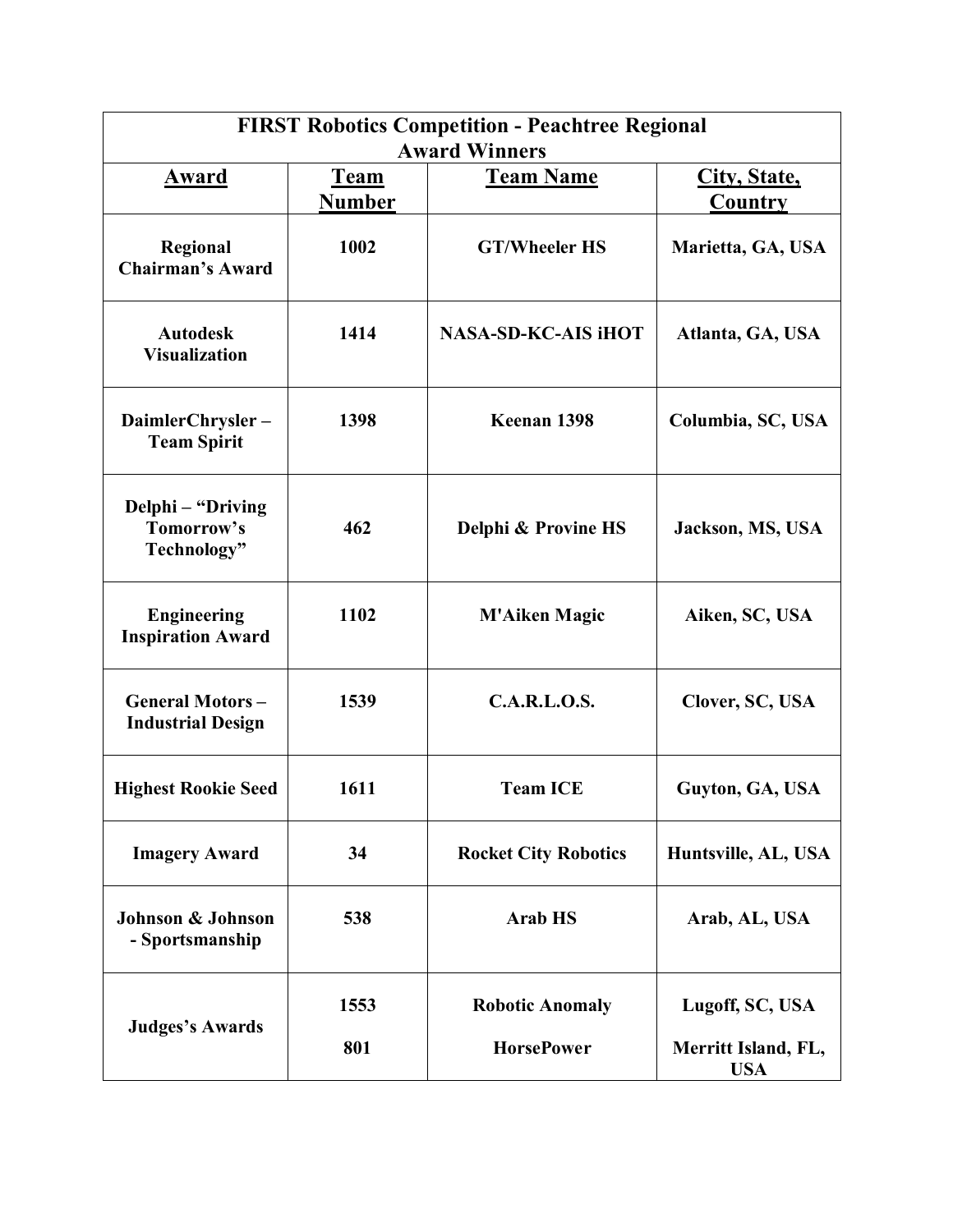| FIRST Robotics Competition - Peachtree Regional Award Winners | | | |
|---|---|---|---|
| **Award** | **Team Number** | **Team Name** | **City, State, Country** |
| **Regional Chairman's Award** | **1002** | **GT/Wheeler HS** | **Marietta, GA, USA** |
| **Autodesk Visualization** | **1414** | **NASA-SD-KC-AIS iHOT** | **Atlanta, GA, USA** |
| **DaimlerChrysler – Team Spirit** | **1398** | **Keenan 1398** | **Columbia, SC, USA** |
| **Delphi – "Driving Tomorrow's Technology"** | **462** | **Delphi & Provine HS** | **Jackson, MS, USA** |
| **Engineering Inspiration Award** | **1102** | **M'Aiken Magic** | **Aiken, SC, USA** |
| **General Motors – Industrial Design** | **1539** | **C.A.R.L.O.S.** | **Clover, SC, USA** |
| **Highest Rookie Seed** | **1611** | **Team ICE** | **Guyton, GA, USA** |
| **Imagery Award** | **34** | **Rocket City Robotics** | **Huntsville, AL, USA** |
| **Johnson & Johnson - Sportsmanship** | **538** | **Arab HS** | **Arab, AL, USA** |
| **Judges's Awards** | **1553** | **Robotic Anomaly** | **Lugoff, SC, USA** |
| | **801** | **HorsePower** | **Merritt Island, FL, USA** |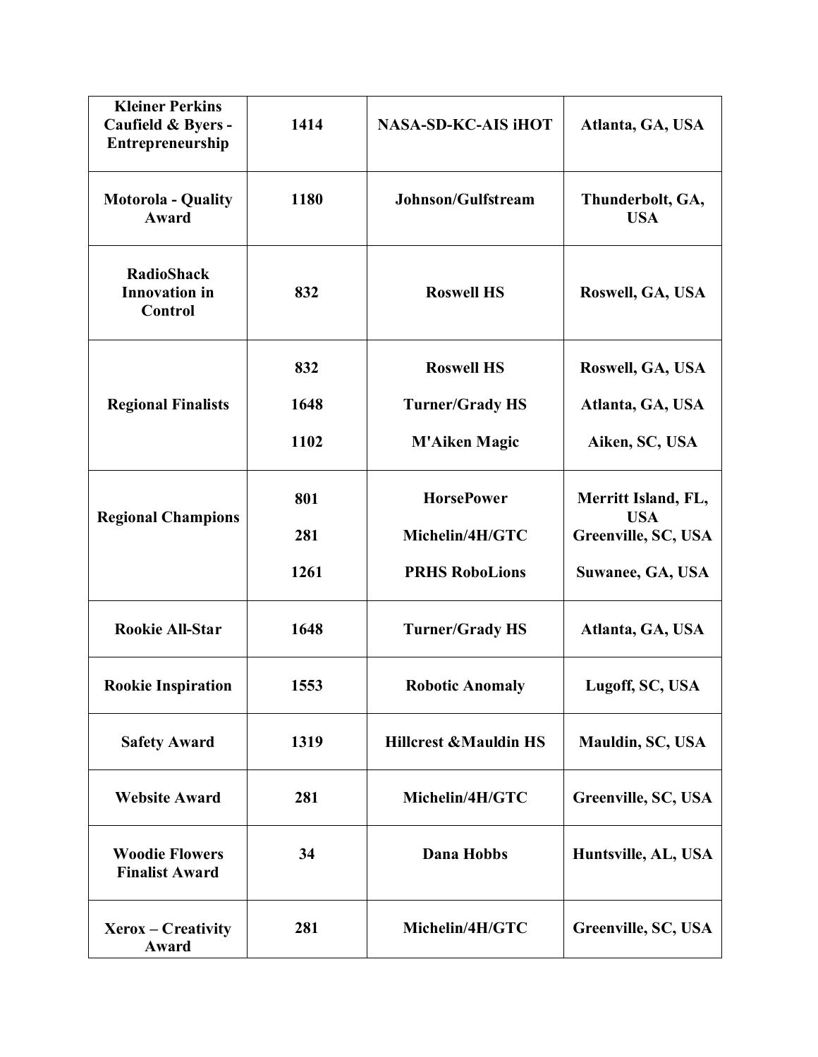| | | | |
|---|---|---|---|
| **Kleiner Perkins Caufield & Byers - Entrepreneurship** | **1414** | **NASA-SD-KC-AIS iHOT** | **Atlanta, GA, USA** |
| **Motorola - Quality Award** | **1180** | **Johnson/Gulfstream** | **Thunderbolt, GA, USA** |
| **RadioShack Innovation in Control** | **832** | **Roswell HS** | **Roswell, GA, USA** |
| **Regional Finalists** | **832**<br>**1648**<br>**1102** | **Roswell HS**<br>**Turner/Grady HS**<br>**M'Aiken Magic** | **Roswell, GA, USA**<br>**Atlanta, GA, USA**<br>**Aiken, SC, USA** |
| **Regional Champions** | **801**<br>**281**<br>**1261** | **HorsePower**<br>**Michelin/4H/GTC**<br>**PRHS RoboLions** | **Merritt Island, FL, USA**<br>**Greenville, SC, USA**<br>**Suwanee, GA, USA** |
| **Rookie All-Star** | **1648** | **Turner/Grady HS** | **Atlanta, GA, USA** |
| **Rookie Inspiration** | **1553** | **Robotic Anomaly** | **Lugoff, SC, USA** |
| **Safety Award** | **1319** | **Hillcrest &Mauldin HS** | **Mauldin, SC, USA** |
| **Website Award** | **281** | **Michelin/4H/GTC** | **Greenville, SC, USA** |
| **Woodie Flowers Finalist Award** | **34** | **Dana Hobbs** | **Huntsville, AL, USA** |
| **Xerox – Creativity Award** | **281** | **Michelin/4H/GTC** | **Greenville, SC, USA** |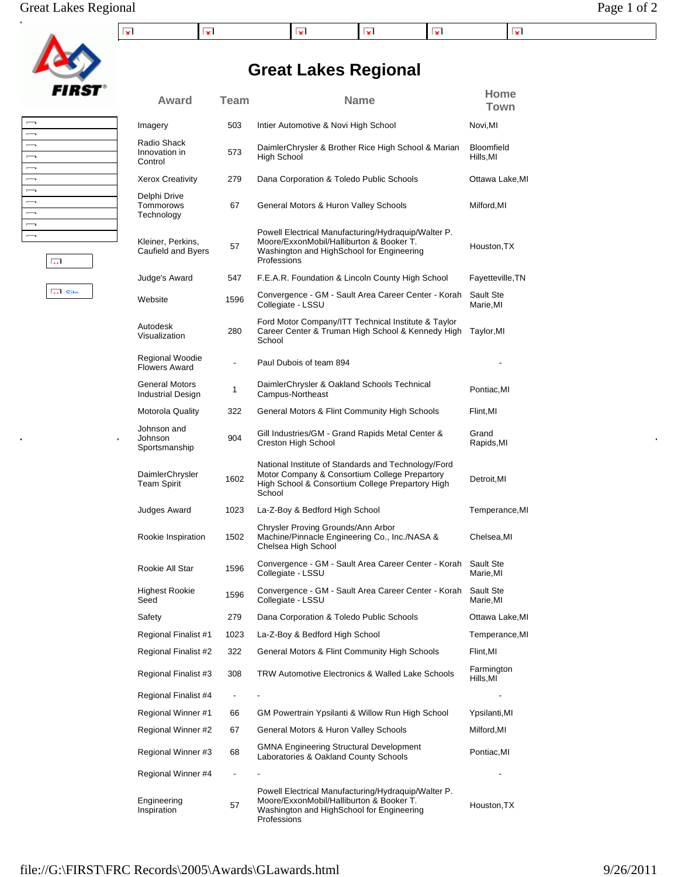# Great Lakes Regional

| Award | Team | Name | Home Town |
|---|---|---|---|
| Imagery | 503 | Intier Automotive & Novi High School | Novi,MI |
| Radio Shack Innovation in Control | 573 | DaimlerChrysler & Brother Rice High School & Marian High School | Bloomfield Hills,MI |
| Xerox Creativity | 279 | Dana Corporation & Toledo Public Schools | Ottawa Lake,MI |
| Delphi Drive Tommorows Technology | 67 | General Motors & Huron Valley Schools | Milford,MI |
| Kleiner, Perkins, Caufield and Byers | 57 | Powell Electrical Manufacturing/Hydraquip/Walter P. Moore/ExxonMobil/Halliburton & Booker T. Washington and HighSchool for Engineering Professions | Houston,TX |
| Judge's Award | 547 | F.E.A.R. Foundation & Lincoln County High School | Fayetteville,TN |
| Website | 1596 | Convergence - GM - Sault Area Career Center - Korah Collegiate - LSSU | Sault Ste Marie,MI |
| Autodesk Visualization | 280 | Ford Motor Company/ITT Technical Institute & Taylor Career Center & Truman High School & Kennedy High School | Taylor,MI |
| Regional Woodie Flowers Award | - | Paul Dubois of team 894 | - |
| General Motors Industrial Design | 1 | DaimlerChrysler & Oakland Schools Technical Campus-Northeast | Pontiac,MI |
| Motorola Quality | 322 | General Motors & Flint Community High Schools | Flint,MI |
| Johnson and Johnson Sportsmanship | 904 | Gill Industries/GM - Grand Rapids Metal Center & Creston High School | Grand Rapids,MI |
| DaimlerChrysler Team Spirit | 1602 | National Institute of Standards and Technology/Ford Motor Company & Consortium College Prepartory High School & Consortium College Prepartory High School | Detroit,MI |
| Judges Award | 1023 | La-Z-Boy & Bedford High School | Temperance,MI |
| Rookie Inspiration | 1502 | Chrysler Proving Grounds/Ann Arbor Machine/Pinnacle Engineering Co., Inc./NASA & Chelsea High School | Chelsea,MI |
| Rookie All Star | 1596 | Convergence - GM - Sault Area Career Center - Korah Collegiate - LSSU | Sault Ste Marie,MI |
| Highest Rookie Seed | 1596 | Convergence - GM - Sault Area Career Center - Korah Collegiate - LSSU | Sault Ste Marie,MI |
| Safety | 279 | Dana Corporation & Toledo Public Schools | Ottawa Lake,MI |
| Regional Finalist #1 | 1023 | La-Z-Boy & Bedford High School | Temperance,MI |
| Regional Finalist #2 | 322 | General Motors & Flint Community High Schools | Flint,MI |
| Regional Finalist #3 | 308 | TRW Automotive Electronics & Walled Lake Schools | Farmington Hills,MI |
| Regional Finalist #4 | - | - | - |
| Regional Winner #1 | 66 | GM Powertrain Ypsilanti & Willow Run High School | Ypsilanti,MI |
| Regional Winner #2 | 67 | General Motors & Huron Valley Schools | Milford,MI |
| Regional Winner #3 | 68 | GMNA Engineering Structural Development Laboratories & Oakland County Schools | Pontiac,MI |
| Regional Winner #4 | - | - | - |
| Engineering Inspiration | 57 | Powell Electrical Manufacturing/Hydraquip/Walter P. Moore/ExxonMobil/Halliburton & Booker T. Washington and HighSchool for Engineering Professions | Houston,TX |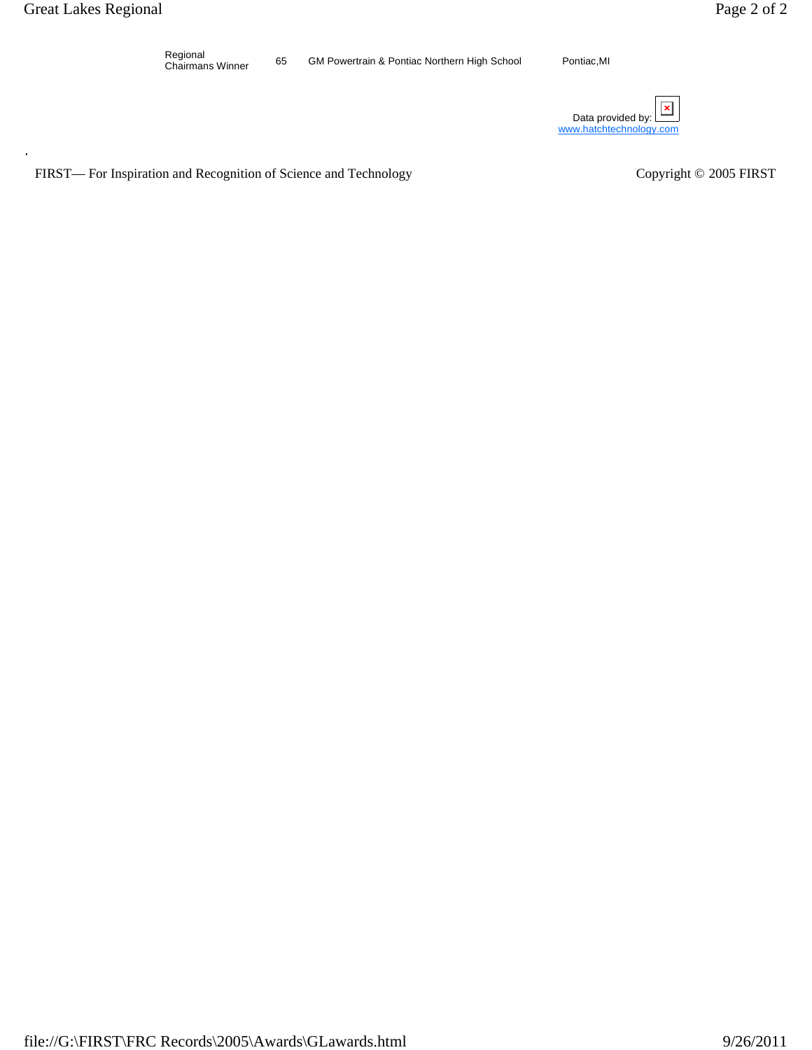| | | | |
|---|---|---|---|
| Regional Chairmans Winner | 65 | GM Powertrain & Pontiac Northern High School | Pontiac,MI |

Data provided by: www.hatchtechnology.com

FIRST— For Inspiration and Recognition of Science and Technology

Copyright © 2005 FIRST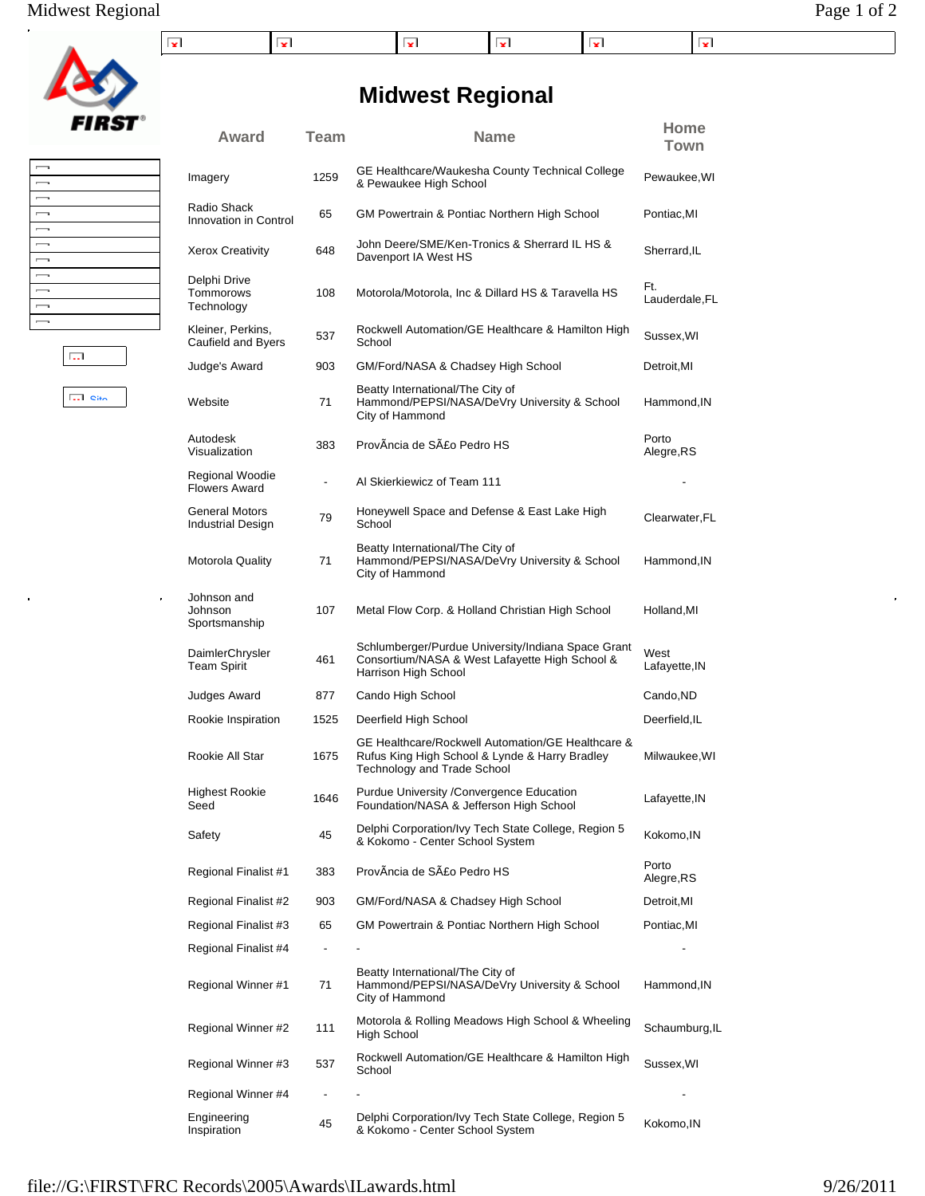# Midwest Regional

| Award | Team | Name | Home Town |
|---|---|---|---|
| Imagery | 1259 | GE Healthcare/Waukesha County Technical College & Pewaukee High School | Pewaukee,WI |
| Radio Shack Innovation in Control | 65 | GM Powertrain & Pontiac Northern High School | Pontiac,MI |
| Xerox Creativity | 648 | John Deere/SME/Ken-Tronics & Sherrard IL HS & Davenport IA West HS | Sherrard,IL |
| Delphi Drive Tommorows Technology | 108 | Motorola/Motorola, Inc & Dillard HS & Taravella HS | Ft. Lauderdale,FL |
| Kleiner, Perkins, Caufield and Byers | 537 | Rockwell Automation/GE Healthcare & Hamilton High School | Sussex,WI |
| Judge's Award | 903 | GM/Ford/NASA & Chadsey High School | Detroit,MI |
| Website | 71 | Beatty International/The City of Hammond/PEPSI/NASA/DeVry University & School City of Hammond | Hammond,IN |
| Autodesk Visualization | 383 | ProvÃncia de SÃ£o Pedro HS | Porto Alegre,RS |
| Regional Woodie Flowers Award | - | Al Skierkiewicz of Team 111 | - |
| General Motors Industrial Design | 79 | Honeywell Space and Defense & East Lake High School | Clearwater,FL |
| Motorola Quality | 71 | Beatty International/The City of Hammond/PEPSI/NASA/DeVry University & School City of Hammond | Hammond,IN |
| Johnson and Johnson Sportsmanship | 107 | Metal Flow Corp. & Holland Christian High School | Holland,MI |
| DaimlerChrysler Team Spirit | 461 | Schlumberger/Purdue University/Indiana Space Grant Consortium/NASA & West Lafayette High School & Harrison High School | West Lafayette,IN |
| Judges Award | 877 | Cando High School | Cando,ND |
| Rookie Inspiration | 1525 | Deerfield High School | Deerfield,IL |
| Rookie All Star | 1675 | GE Healthcare/Rockwell Automation/GE Healthcare & Rufus King High School & Lynde & Harry Bradley Technology and Trade School | Milwaukee,WI |
| Highest Rookie Seed | 1646 | Purdue University /Convergence Education Foundation/NASA & Jefferson High School | Lafayette,IN |
| Safety | 45 | Delphi Corporation/Ivy Tech State College, Region 5 & Kokomo - Center School System | Kokomo,IN |
| Regional Finalist #1 | 383 | ProvÃncia de SÃ£o Pedro HS | Porto Alegre,RS |
| Regional Finalist #2 | 903 | GM/Ford/NASA & Chadsey High School | Detroit,MI |
| Regional Finalist #3 | 65 | GM Powertrain & Pontiac Northern High School | Pontiac,MI |
| Regional Finalist #4 | - | - | - |
| Regional Winner #1 | 71 | Beatty International/The City of Hammond/PEPSI/NASA/DeVry University & School City of Hammond | Hammond,IN |
| Regional Winner #2 | 111 | Motorola & Rolling Meadows High School & Wheeling High School | Schaumburg,IL |
| Regional Winner #3 | 537 | Rockwell Automation/GE Healthcare & Hamilton High School | Sussex,WI |
| Regional Winner #4 | - | - | - |
| Engineering Inspiration | 45 | Delphi Corporation/Ivy Tech State College, Region 5 & Kokomo - Center School System | Kokomo,IN |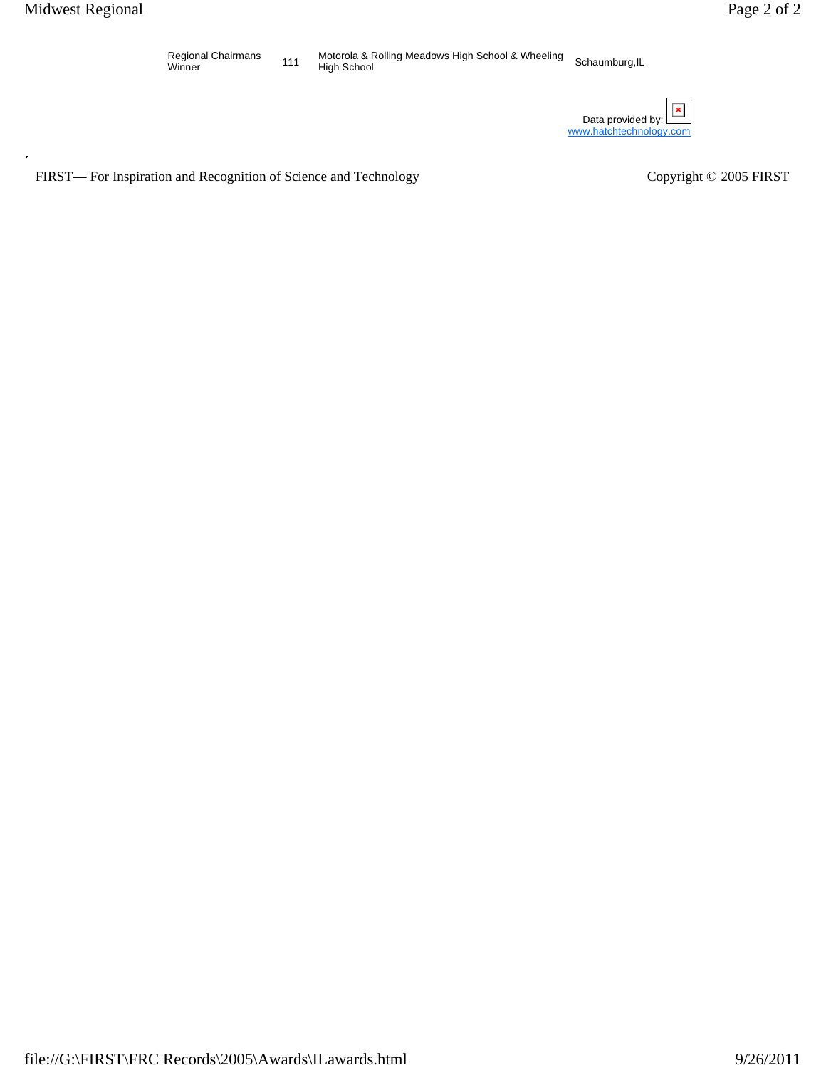| Regional Chairmans Winner | 111 | Motorola & Rolling Meadows High School & Wheeling High School | Schaumburg,IL |
|---|---|---|---|

Data provided by:
www.hatchtechnology.com

FIRST— For Inspiration and Recognition of Science and Technology

Copyright © 2005 FIRST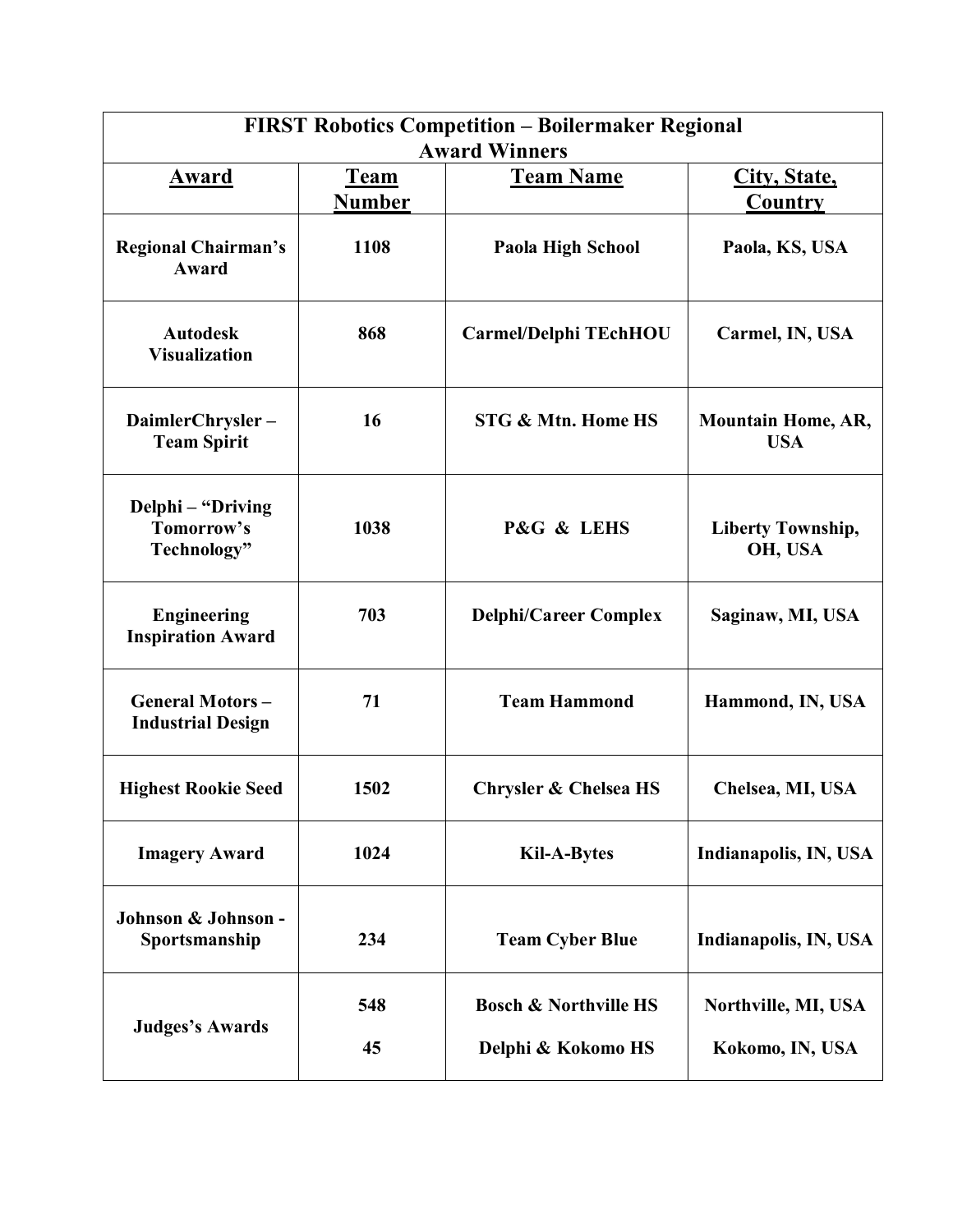| FIRST Robotics Competition – Boilermaker Regional Award Winners | | | |
|---|---|---|---|
| **Award** | **Team Number** | **Team Name** | **City, State, Country** |
| **Regional Chairman's Award** | **1108** | **Paola High School** | **Paola, KS, USA** |
| **Autodesk Visualization** | **868** | **Carmel/Delphi TEchHOU** | **Carmel, IN, USA** |
| **DaimlerChrysler – Team Spirit** | **16** | **STG & Mtn. Home HS** | **Mountain Home, AR, USA** |
| **Delphi – "Driving Tomorrow's Technology"** | **1038** | **P&G & LEHS** | **Liberty Township, OH, USA** |
| **Engineering Inspiration Award** | **703** | **Delphi/Career Complex** | **Saginaw, MI, USA** |
| **General Motors – Industrial Design** | **71** | **Team Hammond** | **Hammond, IN, USA** |
| **Highest Rookie Seed** | **1502** | **Chrysler & Chelsea HS** | **Chelsea, MI, USA** |
| **Imagery Award** | **1024** | **Kil-A-Bytes** | **Indianapolis, IN, USA** |
| **Johnson & Johnson - Sportsmanship** | **234** | **Team Cyber Blue** | **Indianapolis, IN, USA** |
| **Judges's Awards** | **548** | **Bosch & Northville HS** | **Northville, MI, USA** |
| | **45** | **Delphi & Kokomo HS** | **Kokomo, IN, USA** |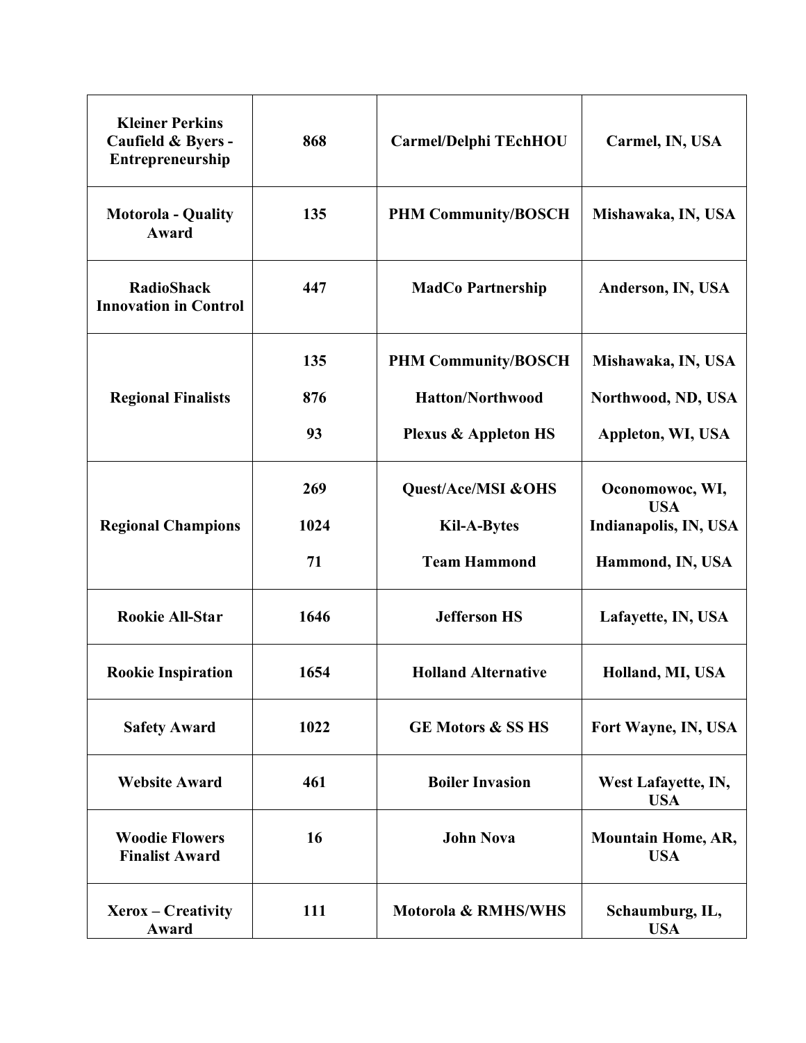| | | | |
|---|---|---|---|
| **Kleiner Perkins Caufield & Byers - Entrepreneurship** | **868** | **Carmel/Delphi TEchHOU** | **Carmel, IN, USA** |
| **Motorola - Quality Award** | **135** | **PHM Community/BOSCH** | **Mishawaka, IN, USA** |
| **RadioShack Innovation in Control** | **447** | **MadCo Partnership** | **Anderson, IN, USA** |
| **Regional Finalists** | **135**<br>**876**<br>**93** | **PHM Community/BOSCH**<br>**Hatton/Northwood**<br>**Plexus & Appleton HS** | **Mishawaka, IN, USA**<br>**Northwood, ND, USA**<br>**Appleton, WI, USA** |
| **Regional Champions** | **269**<br>**1024**<br>**71** | **Quest/Ace/MSI &OHS**<br>**Kil-A-Bytes**<br>**Team Hammond** | **Oconomowoc, WI, USA**<br>**Indianapolis, IN, USA**<br>**Hammond, IN, USA** |
| **Rookie All-Star** | **1646** | **Jefferson HS** | **Lafayette, IN, USA** |
| **Rookie Inspiration** | **1654** | **Holland Alternative** | **Holland, MI, USA** |
| **Safety Award** | **1022** | **GE Motors & SS HS** | **Fort Wayne, IN, USA** |
| **Website Award** | **461** | **Boiler Invasion** | **West Lafayette, IN, USA** |
| **Woodie Flowers Finalist Award** | **16** | **John Nova** | **Mountain Home, AR, USA** |
| **Xerox – Creativity Award** | **111** | **Motorola & RMHS/WHS** | **Schaumburg, IL, USA** |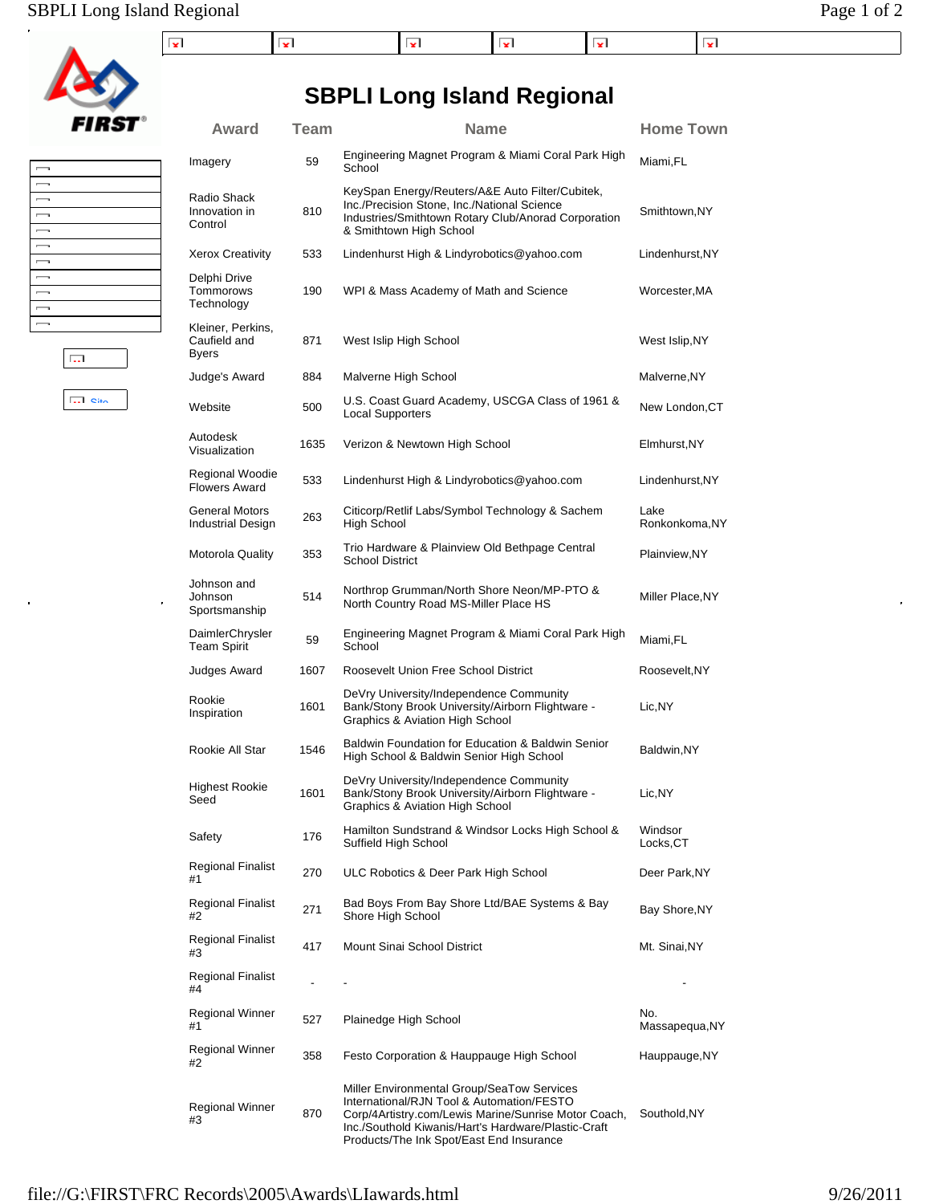# SBPLI Long Island Regional

| Award | Team | Name | Home Town |
|---|---|---|---|
| Imagery | 59 | Engineering Magnet Program & Miami Coral Park High School | Miami,FL |
| Radio Shack Innovation in Control | 810 | KeySpan Energy/Reuters/A&E Auto Filter/Cubitek, Inc./Precision Stone, Inc./National Science Industries/Smithtown Rotary Club/Anorad Corporation & Smithtown High School | Smithtown,NY |
| Xerox Creativity | 533 | Lindenhurst High & Lindyrobotics@yahoo.com | Lindenhurst,NY |
| Delphi Drive Tommorows Technology | 190 | WPI & Mass Academy of Math and Science | Worcester,MA |
| Kleiner, Perkins, Caufield and Byers | 871 | West Islip High School | West Islip,NY |
| Judge's Award | 884 | Malverne High School | Malverne,NY |
| Website | 500 | U.S. Coast Guard Academy, USCGA Class of 1961 & Local Supporters | New London,CT |
| Autodesk Visualization | 1635 | Verizon & Newtown High School | Elmhurst,NY |
| Regional Woodie Flowers Award | 533 | Lindenhurst High & Lindyrobotics@yahoo.com | Lindenhurst,NY |
| General Motors Industrial Design | 263 | Citicorp/Retlif Labs/Symbol Technology & Sachem High School | Lake Ronkonkoma,NY |
| Motorola Quality | 353 | Trio Hardware & Plainview Old Bethpage Central School District | Plainview,NY |
| Johnson and Johnson Sportsmanship | 514 | Northrop Grumman/North Shore Neon/MP-PTO & North Country Road MS-Miller Place HS | Miller Place,NY |
| DaimlerChrysler Team Spirit | 59 | Engineering Magnet Program & Miami Coral Park High School | Miami,FL |
| Judges Award | 1607 | Roosevelt Union Free School District | Roosevelt,NY |
| Rookie Inspiration | 1601 | DeVry University/Independence Community Bank/Stony Brook University/Airborn Flightware - Graphics & Aviation High School | Lic,NY |
| Rookie All Star | 1546 | Baldwin Foundation for Education & Baldwin Senior High School & Baldwin Senior High School | Baldwin,NY |
| Highest Rookie Seed | 1601 | DeVry University/Independence Community Bank/Stony Brook University/Airborn Flightware - Graphics & Aviation High School | Lic,NY |
| Safety | 176 | Hamilton Sundstrand & Windsor Locks High School & Suffield High School | Windsor Locks,CT |
| Regional Finalist #1 | 270 | ULC Robotics & Deer Park High School | Deer Park,NY |
| Regional Finalist #2 | 271 | Bad Boys From Bay Shore Ltd/BAE Systems & Bay Shore High School | Bay Shore,NY |
| Regional Finalist #3 | 417 | Mount Sinai School District | Mt. Sinai,NY |
| Regional Finalist #4 | - | - | - |
| Regional Winner #1 | 527 | Plainedge High School | No. Massapequa,NY |
| Regional Winner #2 | 358 | Festo Corporation & Hauppauge High School | Hauppauge,NY |
| Regional Winner #3 | 870 | Miller Environmental Group/SeaTow Services International/RJN Tool & Automation/FESTO Corp/4Artistry.com/Lewis Marine/Sunrise Motor Coach, Inc./Southold Kiwanis/Hart's Hardware/Plastic-Craft Products/The Ink Spot/East End Insurance | Southold,NY |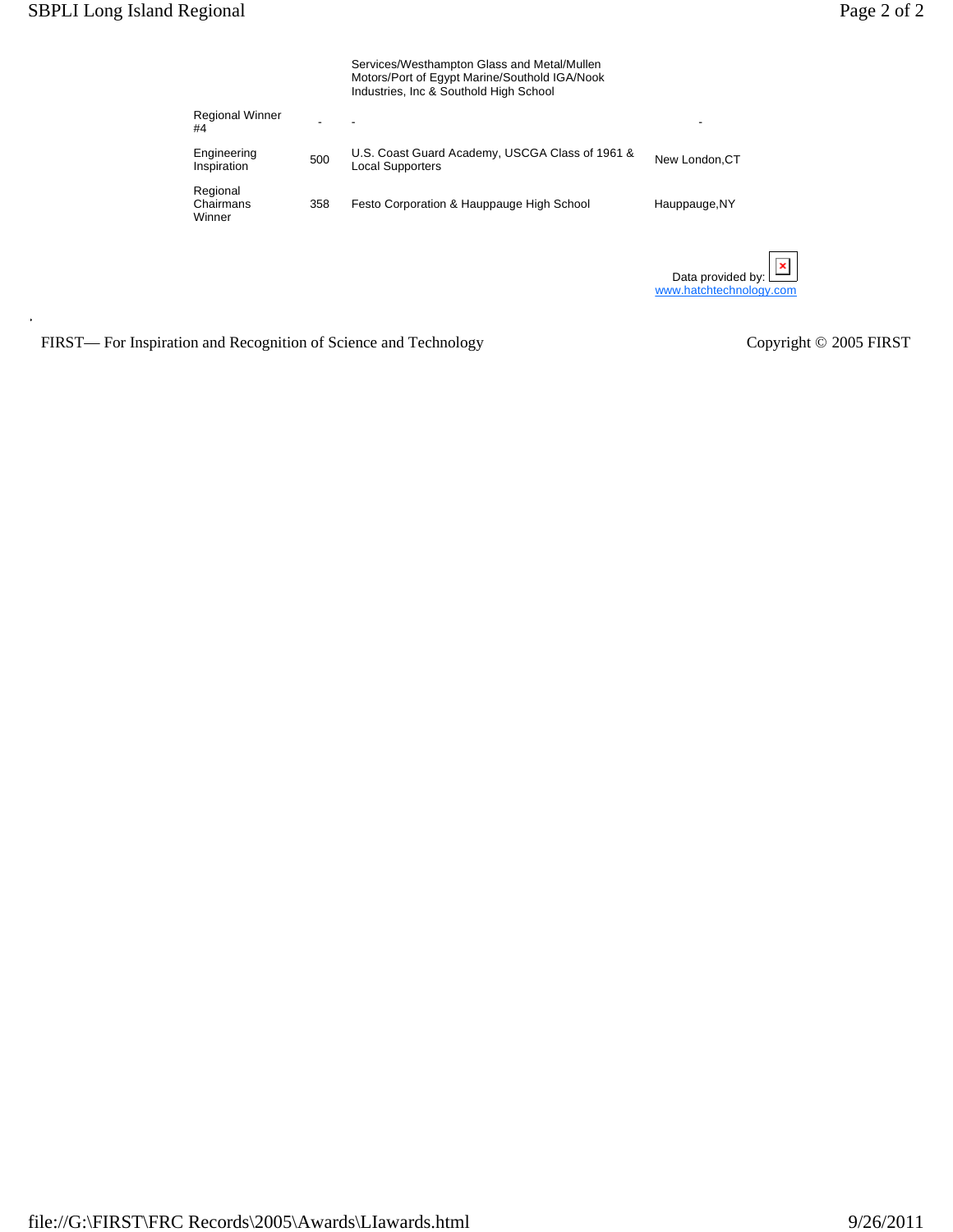| | | | |
|---|---|---|---|
| | | Services/Westhampton Glass and Metal/Mullen Motors/Port of Egypt Marine/Southold IGA/Nook Industries, Inc & Southold High School | |
| Regional Winner #4 | - | - | - |
| Engineering Inspiration | 500 | U.S. Coast Guard Academy, USCGA Class of 1961 & Local Supporters | New London,CT |
| Regional Chairmans Winner | 358 | Festo Corporation & Hauppauge High School | Hauppauge,NY |

Data provided by: www.hatchtechnology.com

FIRST— For Inspiration and Recognition of Science and Technology

Copyright © 2005 FIRST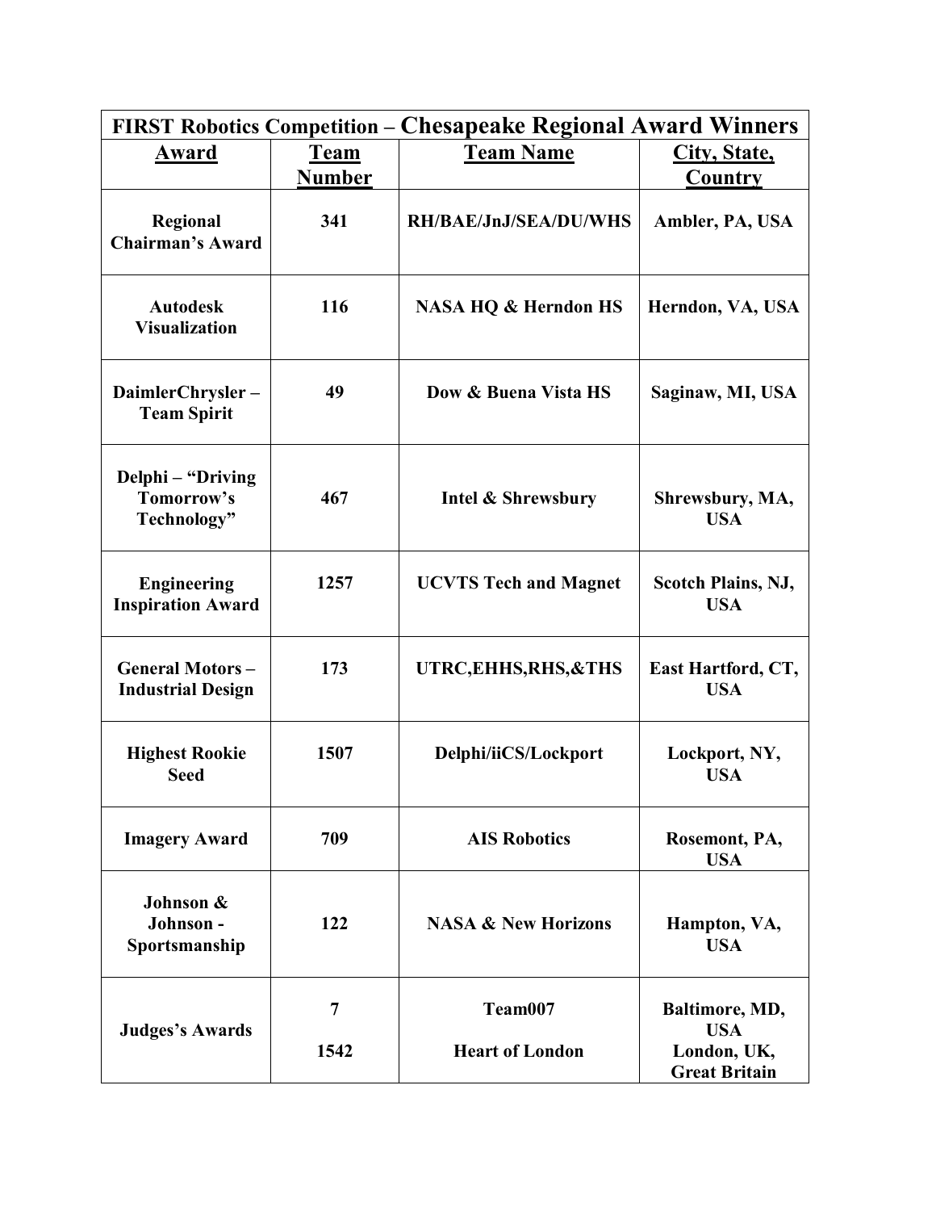| FIRST Robotics Competition – Chesapeake Regional Award Winners | | | |
|---|---|---|---|
| **Award** | **Team Number** | **Team Name** | **City, State, Country** |
| Regional Chairman's Award | 341 | RH/BAE/JnJ/SEA/DU/WHS | Ambler, PA, USA |
| Autodesk Visualization | 116 | NASA HQ & Herndon HS | Herndon, VA, USA |
| DaimlerChrysler – Team Spirit | 49 | Dow & Buena Vista HS | Saginaw, MI, USA |
| Delphi – "Driving Tomorrow's Technology" | 467 | Intel & Shrewsbury | Shrewsbury, MA, USA |
| Engineering Inspiration Award | 1257 | UCVTS Tech and Magnet | Scotch Plains, NJ, USA |
| General Motors – Industrial Design | 173 | UTRC,EHHS,RHS,&THS | East Hartford, CT, USA |
| Highest Rookie Seed | 1507 | Delphi/iiCS/Lockport | Lockport, NY, USA |
| Imagery Award | 709 | AIS Robotics | Rosemont, PA, USA |
| Johnson & Johnson - Sportsmanship | 122 | NASA & New Horizons | Hampton, VA, USA |
| Judges's Awards | 7 | Team007 | Baltimore, MD, USA |
| | 1542 | Heart of London | London, UK, Great Britain |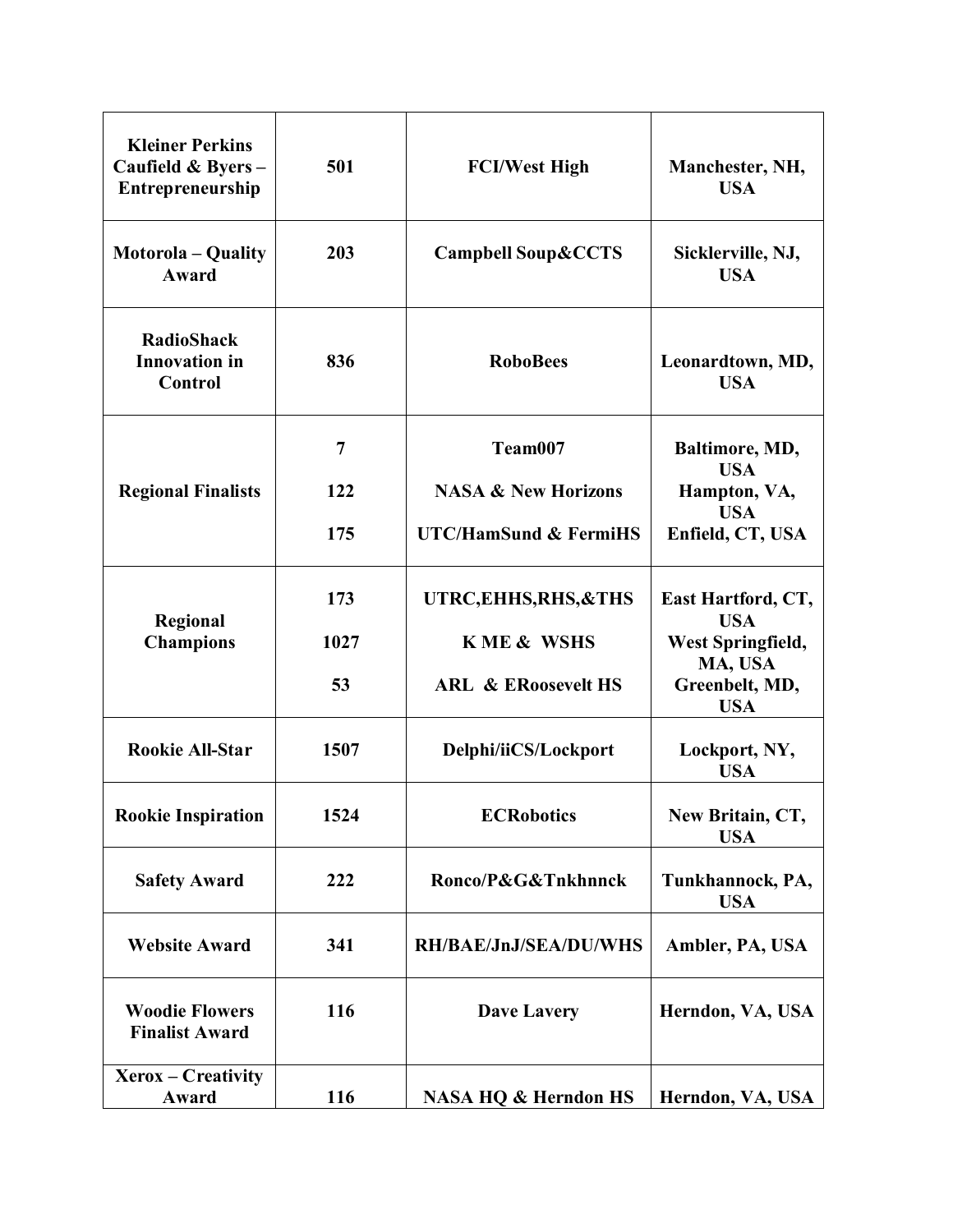| | | | |
|---|---|---|---|
| **Kleiner Perkins Caufield & Byers – Entrepreneurship** | **501** | **FCI/West High** | **Manchester, NH, USA** |
| **Motorola – Quality Award** | **203** | **Campbell Soup&CCTS** | **Sicklerville, NJ, USA** |
| **RadioShack Innovation in Control** | **836** | **RoboBees** | **Leonardtown, MD, USA** |
| **Regional Finalists** | **7**<br>**122**<br>**175** | **Team007**<br>**NASA & New Horizons**<br>**UTC/HamSund & FermiHS** | **Baltimore, MD, USA**<br>**Hampton, VA, USA**<br>**Enfield, CT, USA** |
| **Regional Champions** | **173**<br>**1027**<br>**53** | **UTRC,EHHS,RHS,&THS**<br>**K ME & WSHS**<br>**ARL & ERoosevelt HS** | **East Hartford, CT, USA**<br>**West Springfield, MA, USA**<br>**Greenbelt, MD, USA** |
| **Rookie All-Star** | **1507** | **Delphi/iiCS/Lockport** | **Lockport, NY, USA** |
| **Rookie Inspiration** | **1524** | **ECRobotics** | **New Britain, CT, USA** |
| **Safety Award** | **222** | **Ronco/P&G&Tnkhnnck** | **Tunkhannock, PA, USA** |
| **Website Award** | **341** | **RH/BAE/JnJ/SEA/DU/WHS** | **Ambler, PA, USA** |
| **Woodie Flowers Finalist Award** | **116** | **Dave Lavery** | **Herndon, VA, USA** |
| **Xerox – Creativity Award** | **116** | **NASA HQ & Herndon HS** | **Herndon, VA, USA** |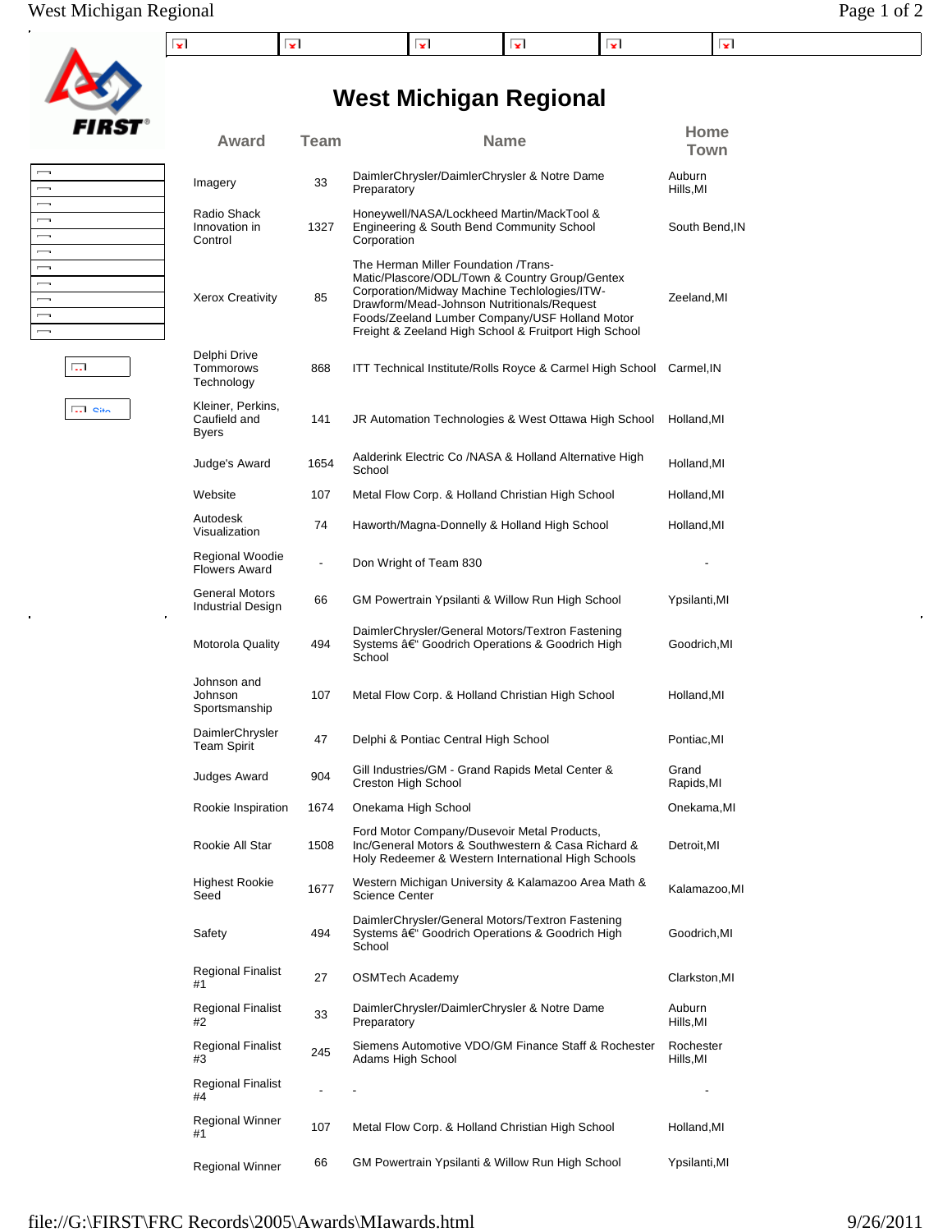# West Michigan Regional

| Award | Team | Name | Home Town |
|---|---|---|---|
| Imagery | 33 | DaimlerChrysler/DaimlerChrysler & Notre Dame Preparatory | Auburn Hills,MI |
| Radio Shack Innovation in Control | 1327 | Honeywell/NASA/Lockheed Martin/MackTool & Engineering & South Bend Community School Corporation | South Bend,IN |
| Xerox Creativity | 85 | The Herman Miller Foundation /Trans-Matic/Plascore/ODL/Town & Country Group/Gentex Corporation/Midway Machine Techlologies/ITW-Drawform/Mead-Johnson Nutritionals/Request Foods/Zeeland Lumber Company/USF Holland Motor Freight & Zeeland High School & Fruitport High School | Zeeland,MI |
| Delphi Drive Tommorows Technology | 868 | ITT Technical Institute/Rolls Royce & Carmel High School | Carmel,IN |
| Kleiner, Perkins, Caufield and Byers | 141 | JR Automation Technologies & West Ottawa High School | Holland,MI |
| Judge's Award | 1654 | Aalderink Electric Co /NASA & Holland Alternative High School | Holland,MI |
| Website | 107 | Metal Flow Corp. & Holland Christian High School | Holland,MI |
| Autodesk Visualization | 74 | Haworth/Magna-Donnelly & Holland High School | Holland,MI |
| Regional Woodie Flowers Award | - | Don Wright of Team 830 | - |
| General Motors Industrial Design | 66 | GM Powertrain Ypsilanti & Willow Run High School | Ypsilanti,MI |
| Motorola Quality | 494 | DaimlerChrysler/General Motors/Textron Fastening Systems â€" Goodrich Operations & Goodrich High School | Goodrich,MI |
| Johnson and Johnson Sportsmanship | 107 | Metal Flow Corp. & Holland Christian High School | Holland,MI |
| DaimlerChrysler Team Spirit | 47 | Delphi & Pontiac Central High School | Pontiac,MI |
| Judges Award | 904 | Gill Industries/GM - Grand Rapids Metal Center & Creston High School | Grand Rapids,MI |
| Rookie Inspiration | 1674 | Onekama High School | Onekama,MI |
| Rookie All Star | 1508 | Ford Motor Company/Dusevoir Metal Products, Inc/General Motors & Southwestern & Casa Richard & Holy Redeemer & Western International High Schools | Detroit,MI |
| Highest Rookie Seed | 1677 | Western Michigan University & Kalamazoo Area Math & Science Center | Kalamazoo,MI |
| Safety | 494 | DaimlerChrysler/General Motors/Textron Fastening Systems â€" Goodrich Operations & Goodrich High School | Goodrich,MI |
| Regional Finalist #1 | 27 | OSMTech Academy | Clarkston,MI |
| Regional Finalist #2 | 33 | DaimlerChrysler/DaimlerChrysler & Notre Dame Preparatory | Auburn Hills,MI |
| Regional Finalist #3 | 245 | Siemens Automotive VDO/GM Finance Staff & Rochester Adams High School | Rochester Hills,MI |
| Regional Finalist #4 | - | - | - |
| Regional Winner #1 | 107 | Metal Flow Corp. & Holland Christian High School | Holland,MI |
| Regional Winner | 66 | GM Powertrain Ypsilanti & Willow Run High School | Ypsilanti,MI |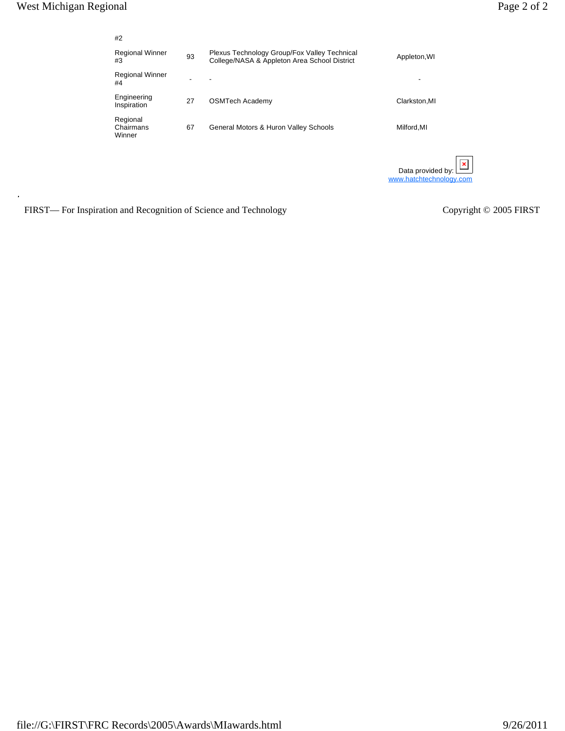| | | | |
|---|---|---|---|
| #2 | | | |
| Regional Winner #3 | 93 | Plexus Technology Group/Fox Valley Technical College/NASA & Appleton Area School District | Appleton,WI |
| Regional Winner #4 | - | - | - |
| Engineering Inspiration | 27 | OSMTech Academy | Clarkston,MI |
| Regional Chairmans Winner | 67 | General Motors & Huron Valley Schools | Milford,MI |

Data provided by:
www.hatchtechnology.com

FIRST— For Inspiration and Recognition of Science and Technology

Copyright © 2005 FIRST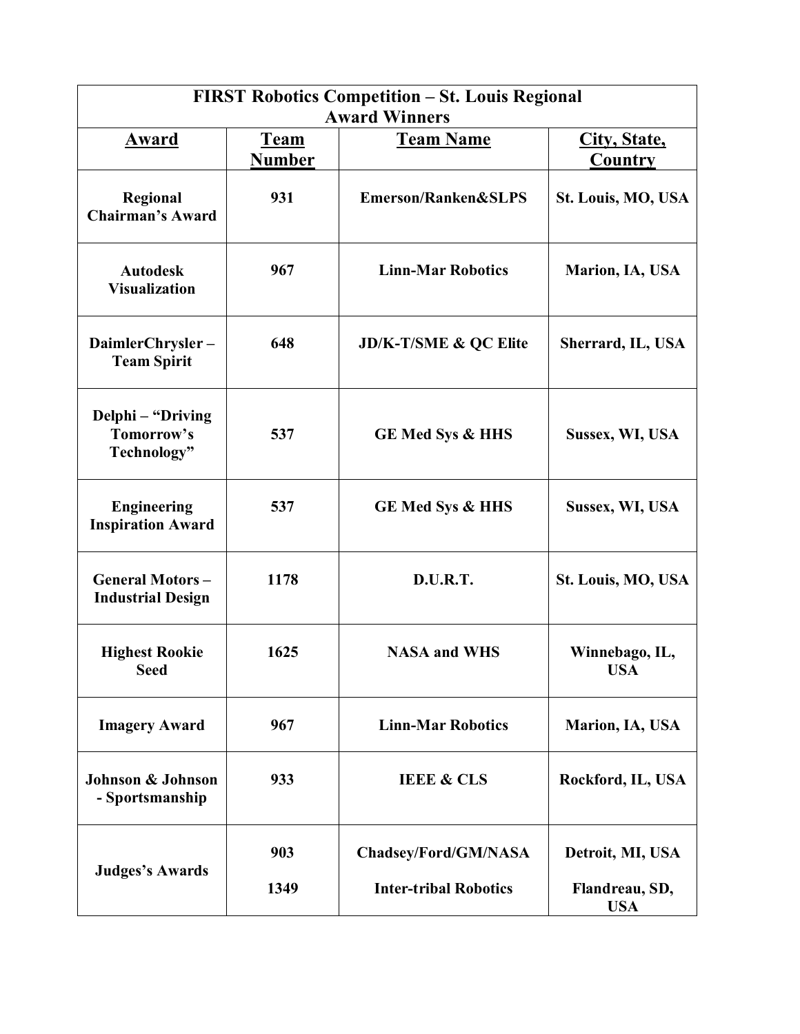| FIRST Robotics Competition – St. Louis Regional Award Winners | | | |
|---|---|---|---|
| **Award** | **Team Number** | **Team Name** | **City, State, Country** |
| **Regional Chairman's Award** | **931** | **Emerson/Ranken&SLPS** | **St. Louis, MO, USA** |
| **Autodesk Visualization** | **967** | **Linn-Mar Robotics** | **Marion, IA, USA** |
| **DaimlerChrysler – Team Spirit** | **648** | **JD/K-T/SME & QC Elite** | **Sherrard, IL, USA** |
| **Delphi – "Driving Tomorrow's Technology"** | **537** | **GE Med Sys & HHS** | **Sussex, WI, USA** |
| **Engineering Inspiration Award** | **537** | **GE Med Sys & HHS** | **Sussex, WI, USA** |
| **General Motors – Industrial Design** | **1178** | **D.U.R.T.** | **St. Louis, MO, USA** |
| **Highest Rookie Seed** | **1625** | **NASA and WHS** | **Winnebago, IL, USA** |
| **Imagery Award** | **967** | **Linn-Mar Robotics** | **Marion, IA, USA** |
| **Johnson & Johnson - Sportsmanship** | **933** | **IEEE & CLS** | **Rockford, IL, USA** |
| **Judges's Awards** | **903** | **Chadsey/Ford/GM/NASA** | **Detroit, MI, USA** |
| | **1349** | **Inter-tribal Robotics** | **Flandreau, SD, USA** |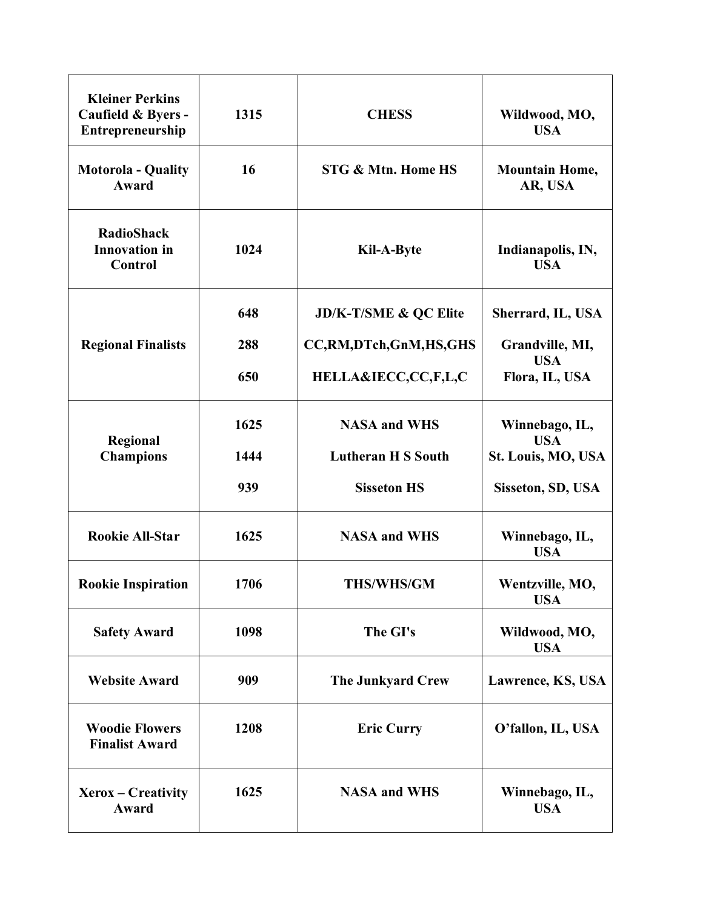| **Kleiner Perkins Caufield & Byers - Entrepreneurship** | **1315** | **CHESS** | **Wildwood, MO, USA** |
|---|---|---|---|
| **Motorola - Quality Award** | **16** | **STG & Mtn. Home HS** | **Mountain Home, AR, USA** |
| **RadioShack Innovation in Control** | **1024** | **Kil-A-Byte** | **Indianapolis, IN, USA** |
| **Regional Finalists** | **648**<br>**288**<br>**650** | **JD/K-T/SME & QC Elite**<br>**CC,RM,DTch,GnM,HS,GHS**<br>**HELLA&IECC,CC,F,L,C** | **Sherrard, IL, USA**<br>**Grandville, MI, USA**<br>**Flora, IL, USA** |
| **Regional Champions** | **1625**<br>**1444**<br>**939** | **NASA and WHS**<br>**Lutheran H S South**<br>**Sisseton HS** | **Winnebago, IL, USA**<br>**St. Louis, MO, USA**<br>**Sisseton, SD, USA** |
| **Rookie All-Star** | **1625** | **NASA and WHS** | **Winnebago, IL, USA** |
| **Rookie Inspiration** | **1706** | **THS/WHS/GM** | **Wentzville, MO, USA** |
| **Safety Award** | **1098** | **The GI's** | **Wildwood, MO, USA** |
| **Website Award** | **909** | **The Junkyard Crew** | **Lawrence, KS, USA** |
| **Woodie Flowers Finalist Award** | **1208** | **Eric Curry** | **O'fallon, IL, USA** |
| **Xerox – Creativity Award** | **1625** | **NASA and WHS** | **Winnebago, IL, USA** |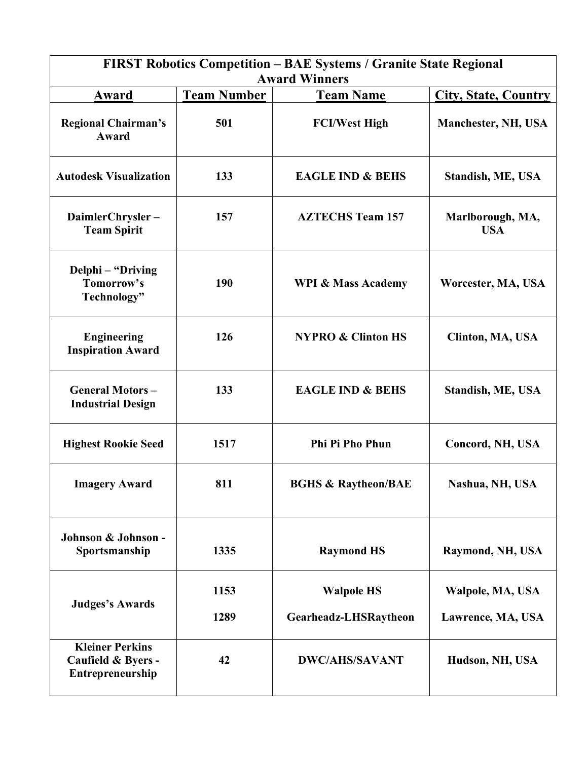| FIRST Robotics Competition – BAE Systems / Granite State Regional Award Winners | | | |
|---|---|---|---|
| **Award** | **Team Number** | **Team Name** | **City, State, Country** |
| **Regional Chairman's Award** | **501** | **FCI/West High** | **Manchester, NH, USA** |
| **Autodesk Visualization** | **133** | **EAGLE IND & BEHS** | **Standish, ME, USA** |
| **DaimlerChrysler – Team Spirit** | **157** | **AZTECHS Team 157** | **Marlborough, MA, USA** |
| **Delphi – "Driving Tomorrow's Technology"** | **190** | **WPI & Mass Academy** | **Worcester, MA, USA** |
| **Engineering Inspiration Award** | **126** | **NYPRO & Clinton HS** | **Clinton, MA, USA** |
| **General Motors – Industrial Design** | **133** | **EAGLE IND & BEHS** | **Standish, ME, USA** |
| **Highest Rookie Seed** | **1517** | **Phi Pi Pho Phun** | **Concord, NH, USA** |
| **Imagery Award** | **811** | **BGHS & Raytheon/BAE** | **Nashua, NH, USA** |
| **Johnson & Johnson - Sportsmanship** | **1335** | **Raymond HS** | **Raymond, NH, USA** |
| **Judges's Awards** | **1153** | **Walpole HS** | **Walpole, MA, USA** |
| | **1289** | **Gearheadz-LHSRaytheon** | **Lawrence, MA, USA** |
| **Kleiner Perkins Caufield & Byers - Entrepreneurship** | **42** | **DWC/AHS/SAVANT** | **Hudson, NH, USA** |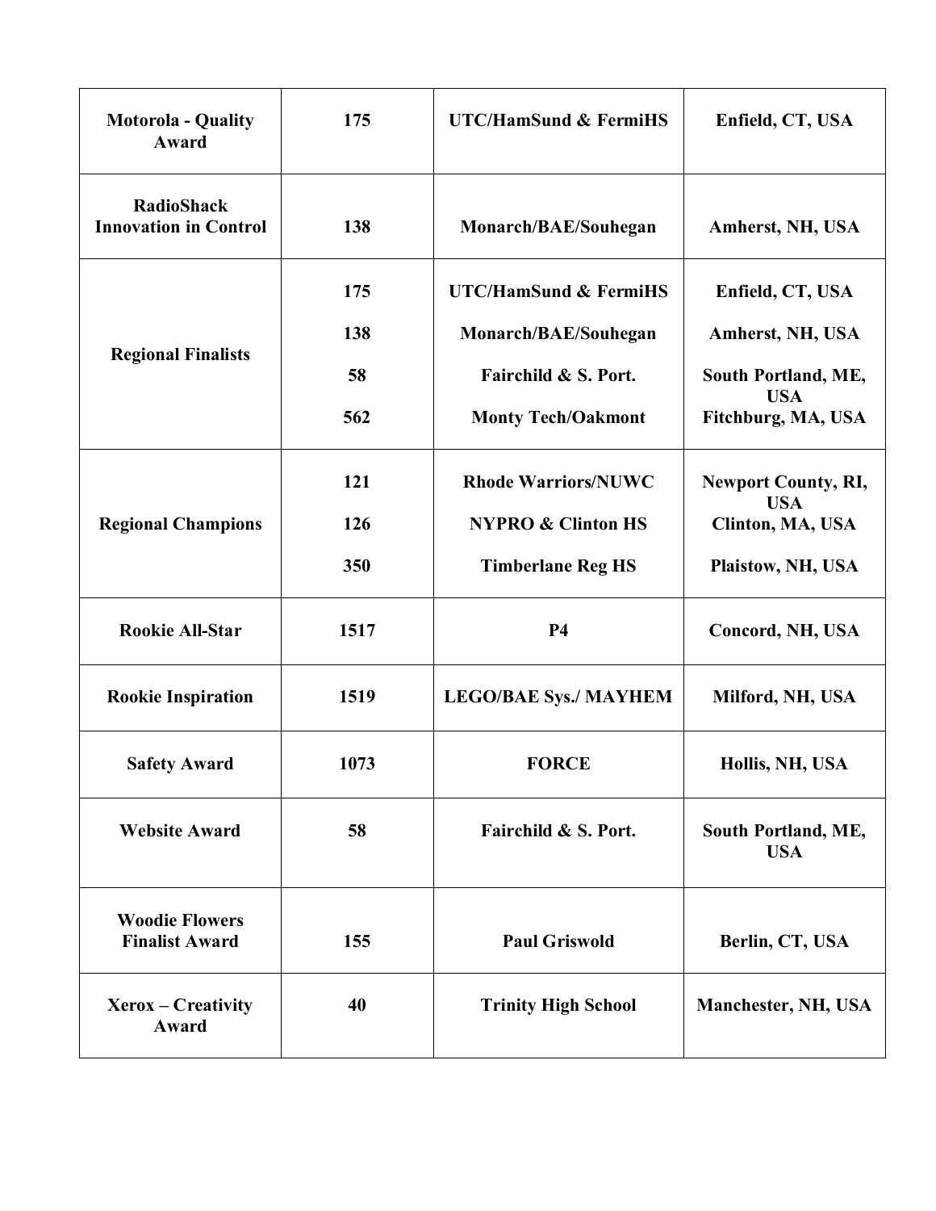| | | | |
|---|---|---|---|
| **Motorola - Quality Award** | **175** | **UTC/HamSund & FermiHS** | **Enfield, CT, USA** |
| **RadioShack Innovation in Control** | **138** | **Monarch/BAE/Souhegan** | **Amherst, NH, USA** |
| **Regional Finalists** | **175**<br>**138**<br>**58**<br>**562** | **UTC/HamSund & FermiHS**<br>**Monarch/BAE/Souhegan**<br>**Fairchild & S. Port.**<br>**Monty Tech/Oakmont** | **Enfield, CT, USA**<br>**Amherst, NH, USA**<br>**South Portland, ME, USA**<br>**Fitchburg, MA, USA** |
| **Regional Champions** | **121**<br>**126**<br>**350** | **Rhode Warriors/NUWC**<br>**NYPRO & Clinton HS**<br>**Timberlane Reg HS** | **Newport County, RI, USA**<br>**Clinton, MA, USA**<br>**Plaistow, NH, USA** |
| **Rookie All-Star** | **1517** | **P4** | **Concord, NH, USA** |
| **Rookie Inspiration** | **1519** | **LEGO/BAE Sys./ MAYHEM** | **Milford, NH, USA** |
| **Safety Award** | **1073** | **FORCE** | **Hollis, NH, USA** |
| **Website Award** | **58** | **Fairchild & S. Port.** | **South Portland, ME, USA** |
| **Woodie Flowers Finalist Award** | **155** | **Paul Griswold** | **Berlin, CT, USA** |
| **Xerox – Creativity Award** | **40** | **Trinity High School** | **Manchester, NH, USA** |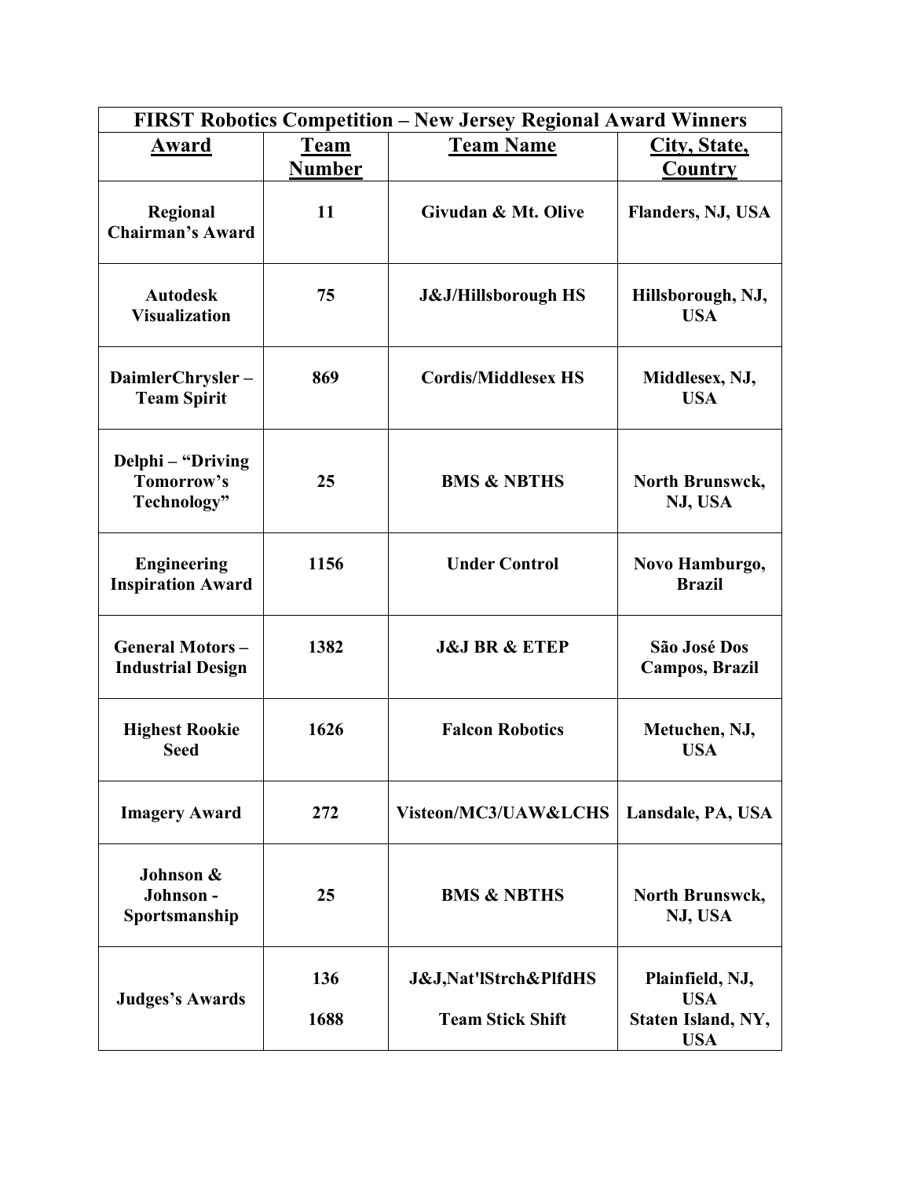| FIRST Robotics Competition – New Jersey Regional Award Winners | | | |
|---|---|---|---|
| **Award** | **Team Number** | **Team Name** | **City, State, Country** |
| **Regional Chairman's Award** | **11** | **Givudan & Mt. Olive** | **Flanders, NJ, USA** |
| **Autodesk Visualization** | **75** | **J&J/Hillsborough HS** | **Hillsborough, NJ, USA** |
| **DaimlerChrysler – Team Spirit** | **869** | **Cordis/Middlesex HS** | **Middlesex, NJ, USA** |
| **Delphi – "Driving Tomorrow's Technology"** | **25** | **BMS & NBTHS** | **North Brunswck, NJ, USA** |
| **Engineering Inspiration Award** | **1156** | **Under Control** | **Novo Hamburgo, Brazil** |
| **General Motors – Industrial Design** | **1382** | **J&J BR & ETEP** | **São José Dos Campos, Brazil** |
| **Highest Rookie Seed** | **1626** | **Falcon Robotics** | **Metuchen, NJ, USA** |
| **Imagery Award** | **272** | **Visteon/MC3/UAW&LCHS** | **Lansdale, PA, USA** |
| **Johnson & Johnson - Sportsmanship** | **25** | **BMS & NBTHS** | **North Brunswck, NJ, USA** |
| **Judges's Awards** | **136**<br>**1688** | **J&J,Nat'lStrch&PlfdHS**<br>**Team Stick Shift** | **Plainfield, NJ, USA**<br>**Staten Island, NY, USA** |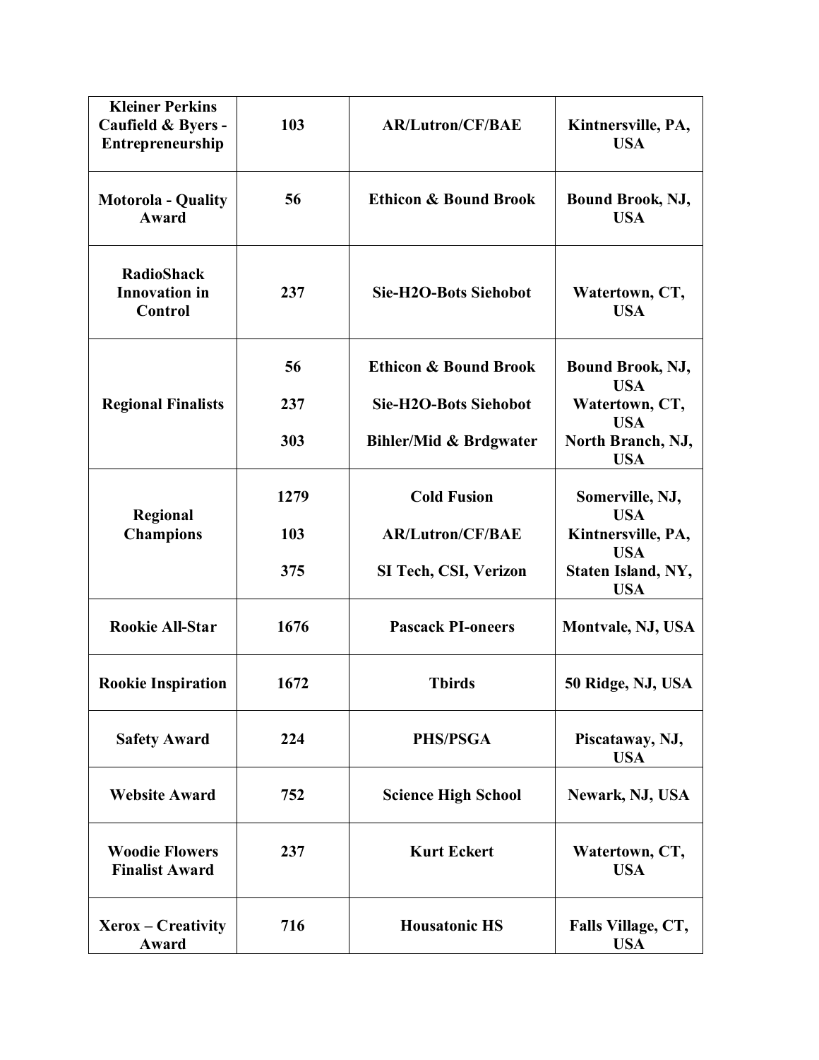| | | | |
|---|---|---|---|
| **Kleiner Perkins Caufield & Byers - Entrepreneurship** | **103** | **AR/Lutron/CF/BAE** | **Kintnersville, PA, USA** |
| **Motorola - Quality Award** | **56** | **Ethicon & Bound Brook** | **Bound Brook, NJ, USA** |
| **RadioShack Innovation in Control** | **237** | **Sie-H2O-Bots Siehobot** | **Watertown, CT, USA** |
| **Regional Finalists** | **56**<br>**237**<br>**303** | **Ethicon & Bound Brook**<br>**Sie-H2O-Bots Siehobot**<br>**Bihler/Mid & Brdgwater** | **Bound Brook, NJ, USA**<br>**Watertown, CT, USA**<br>**North Branch, NJ, USA** |
| **Regional Champions** | **1279**<br>**103**<br>**375** | **Cold Fusion**<br>**AR/Lutron/CF/BAE**<br>**SI Tech, CSI, Verizon** | **Somerville, NJ, USA**<br>**Kintnersville, PA, USA**<br>**Staten Island, NY, USA** |
| **Rookie All-Star** | **1676** | **Pascack PI-oneers** | **Montvale, NJ, USA** |
| **Rookie Inspiration** | **1672** | **Tbirds** | **50 Ridge, NJ, USA** |
| **Safety Award** | **224** | **PHS/PSGA** | **Piscataway, NJ, USA** |
| **Website Award** | **752** | **Science High School** | **Newark, NJ, USA** |
| **Woodie Flowers Finalist Award** | **237** | **Kurt Eckert** | **Watertown, CT, USA** |
| **Xerox – Creativity Award** | **716** | **Housatonic HS** | **Falls Village, CT, USA** |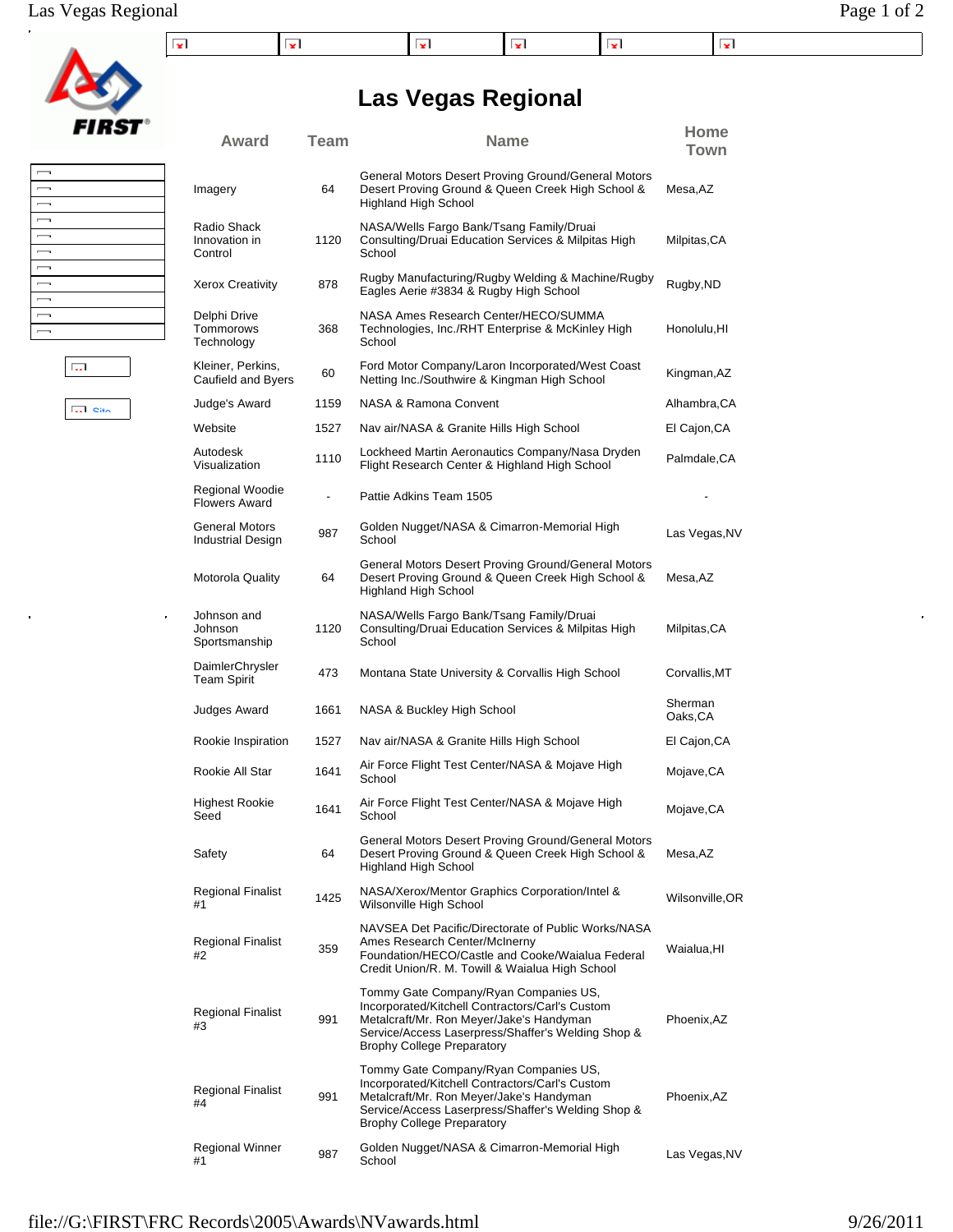# Las Vegas Regional

| Award | Team | Name | Home Town |
| --- | --- | --- | --- |
| Imagery | 64 | General Motors Desert Proving Ground/General Motors Desert Proving Ground & Queen Creek High School & Highland High School | Mesa,AZ |
| Radio Shack Innovation in Control | 1120 | NASA/Wells Fargo Bank/Tsang Family/Druai Consulting/Druai Education Services & Milpitas High School | Milpitas,CA |
| Xerox Creativity | 878 | Rugby Manufacturing/Rugby Welding & Machine/Rugby Eagles Aerie #3834 & Rugby High School | Rugby,ND |
| Delphi Drive Tommorows Technology | 368 | NASA Ames Research Center/HECO/SUMMA Technologies, Inc./RHT Enterprise & McKinley High School | Honolulu,HI |
| Kleiner, Perkins, Caufield and Byers | 60 | Ford Motor Company/Laron Incorporated/West Coast Netting Inc./Southwire & Kingman High School | Kingman,AZ |
| Judge's Award | 1159 | NASA & Ramona Convent | Alhambra,CA |
| Website | 1527 | Nav air/NASA & Granite Hills High School | El Cajon,CA |
| Autodesk Visualization | 1110 | Lockheed Martin Aeronautics Company/Nasa Dryden Flight Research Center & Highland High School | Palmdale,CA |
| Regional Woodie Flowers Award | - | Pattie Adkins Team 1505 | - |
| General Motors Industrial Design | 987 | Golden Nugget/NASA & Cimarron-Memorial High School | Las Vegas,NV |
| Motorola Quality | 64 | General Motors Desert Proving Ground/General Motors Desert Proving Ground & Queen Creek High School & Highland High School | Mesa,AZ |
| Johnson and Johnson Sportsmanship | 1120 | NASA/Wells Fargo Bank/Tsang Family/Druai Consulting/Druai Education Services & Milpitas High School | Milpitas,CA |
| DaimlerChrysler Team Spirit | 473 | Montana State University & Corvallis High School | Corvallis,MT |
| Judges Award | 1661 | NASA & Buckley High School | Sherman Oaks,CA |
| Rookie Inspiration | 1527 | Nav air/NASA & Granite Hills High School | El Cajon,CA |
| Rookie All Star | 1641 | Air Force Flight Test Center/NASA & Mojave High School | Mojave,CA |
| Highest Rookie Seed | 1641 | Air Force Flight Test Center/NASA & Mojave High School | Mojave,CA |
| Safety | 64 | General Motors Desert Proving Ground/General Motors Desert Proving Ground & Queen Creek High School & Highland High School | Mesa,AZ |
| Regional Finalist #1 | 1425 | NASA/Xerox/Mentor Graphics Corporation/Intel & Wilsonville High School | Wilsonville,OR |
| Regional Finalist #2 | 359 | NAVSEA Det Pacific/Directorate of Public Works/NASA Ames Research Center/McInerny Foundation/HECO/Castle and Cooke/Waialua Federal Credit Union/R. M. Towill & Waialua High School | Waialua,HI |
| Regional Finalist #3 | 991 | Tommy Gate Company/Ryan Companies US, Incorporated/Kitchell Contractors/Carl's Custom Metalcraft/Mr. Ron Meyer/Jake's Handyman Service/Access Laserpress/Shaffer's Welding Shop & Brophy College Preparatory | Phoenix,AZ |
| Regional Finalist #4 | 991 | Tommy Gate Company/Ryan Companies US, Incorporated/Kitchell Contractors/Carl's Custom Metalcraft/Mr. Ron Meyer/Jake's Handyman Service/Access Laserpress/Shaffer's Welding Shop & Brophy College Preparatory | Phoenix,AZ |
| Regional Winner #1 | 987 | Golden Nugget/NASA & Cimarron-Memorial High School | Las Vegas,NV |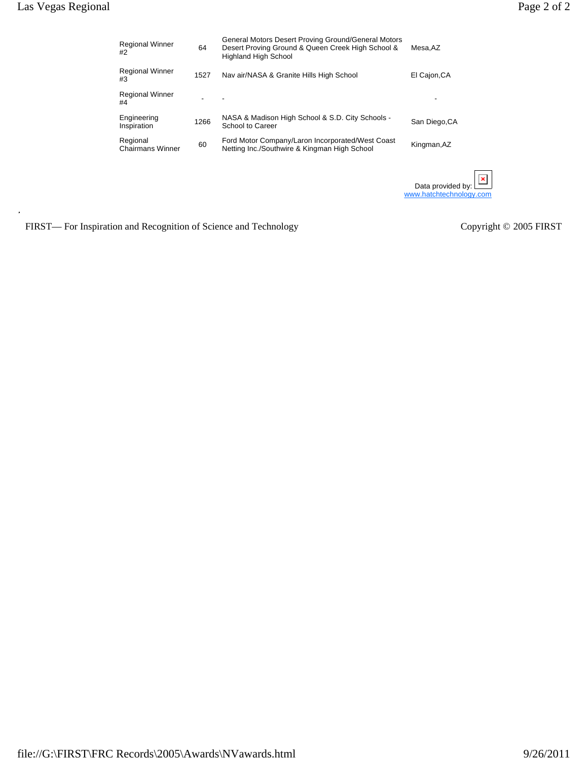| | | | |
|---|---|---|---|
| Regional Winner #2 | 64 | General Motors Desert Proving Ground/General Motors Desert Proving Ground & Queen Creek High School & Highland High School | Mesa,AZ |
| Regional Winner #3 | 1527 | Nav air/NASA & Granite Hills High School | El Cajon,CA |
| Regional Winner #4 | - | - | - |
| Engineering Inspiration | 1266 | NASA & Madison High School & S.D. City Schools - School to Career | San Diego,CA |
| Regional Chairmans Winner | 60 | Ford Motor Company/Laron Incorporated/West Coast Netting Inc./Southwire & Kingman High School | Kingman,AZ |

Data provided by:
www.hatchtechnology.com

FIRST— For Inspiration and Recognition of Science and Technology

Copyright © 2005 FIRST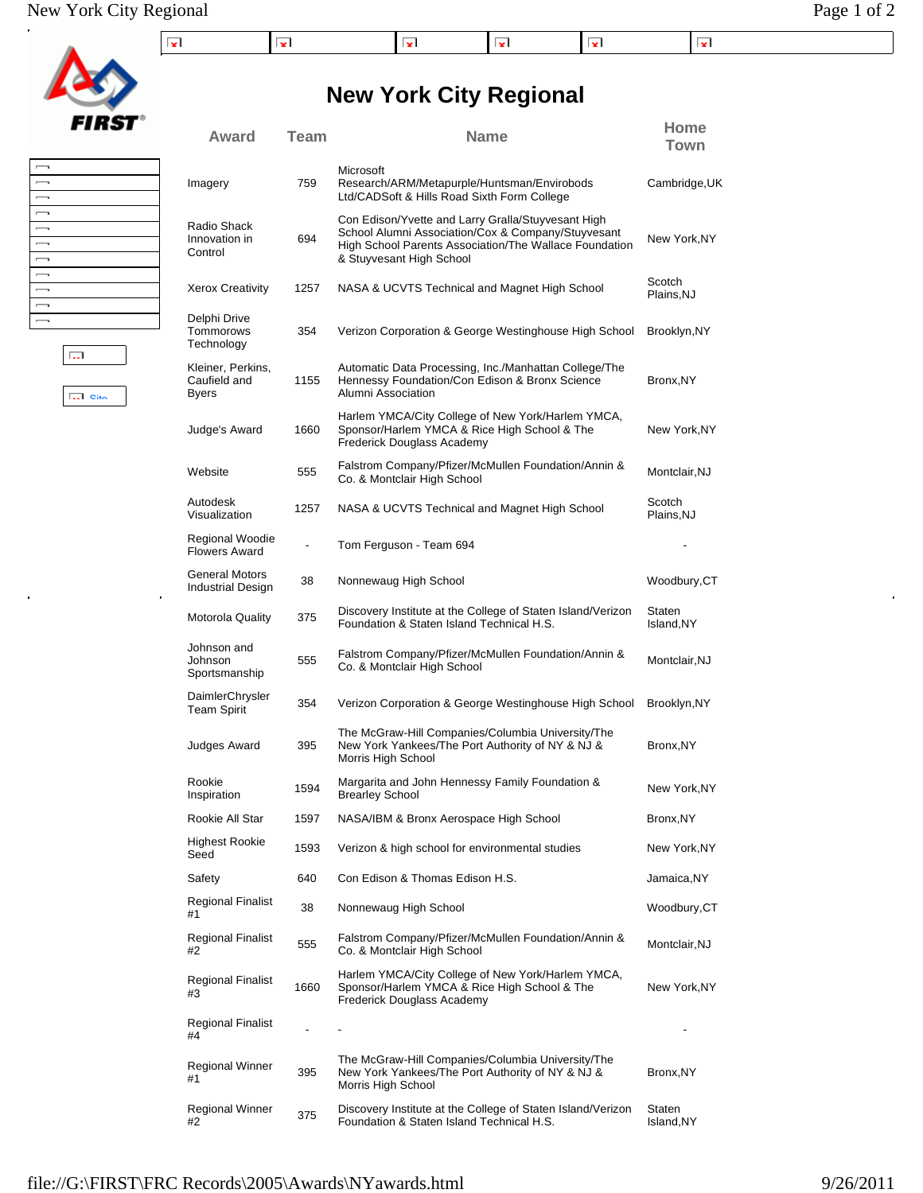# New York City Regional

| Award | Team | Name | Home Town |
|---|---|---|---|
| Imagery | 759 | Microsoft Research/ARM/Metapurple/Huntsman/Envirobods Ltd/CADSoft & Hills Road Sixth Form College | Cambridge,UK |
| Radio Shack Innovation in Control | 694 | Con Edison/Yvette and Larry Gralla/Stuyvesant High School Alumni Association/Cox & Company/Stuyvesant High School Parents Association/The Wallace Foundation & Stuyvesant High School | New York,NY |
| Xerox Creativity | 1257 | NASA & UCVTS Technical and Magnet High School | Scotch Plains,NJ |
| Delphi Drive Tommorows Technology | 354 | Verizon Corporation & George Westinghouse High School | Brooklyn,NY |
| Kleiner, Perkins, Caufield and Byers | 1155 | Automatic Data Processing, Inc./Manhattan College/The Hennessy Foundation/Con Edison & Bronx Science Alumni Association | Bronx,NY |
| Judge's Award | 1660 | Harlem YMCA/City College of New York/Harlem YMCA, Sponsor/Harlem YMCA & Rice High School & The Frederick Douglass Academy | New York,NY |
| Website | 555 | Falstrom Company/Pfizer/McMullen Foundation/Annin & Co. & Montclair High School | Montclair,NJ |
| Autodesk Visualization | 1257 | NASA & UCVTS Technical and Magnet High School | Scotch Plains,NJ |
| Regional Woodie Flowers Award | - | Tom Ferguson - Team 694 | - |
| General Motors Industrial Design | 38 | Nonnewaug High School | Woodbury,CT |
| Motorola Quality | 375 | Discovery Institute at the College of Staten Island/Verizon Foundation & Staten Island Technical H.S. | Staten Island,NY |
| Johnson and Johnson Sportsmanship | 555 | Falstrom Company/Pfizer/McMullen Foundation/Annin & Co. & Montclair High School | Montclair,NJ |
| DaimlerChrysler Team Spirit | 354 | Verizon Corporation & George Westinghouse High School | Brooklyn,NY |
| Judges Award | 395 | The McGraw-Hill Companies/Columbia University/The New York Yankees/The Port Authority of NY & NJ & Morris High School | Bronx,NY |
| Rookie Inspiration | 1594 | Margarita and John Hennessy Family Foundation & Brearley School | New York,NY |
| Rookie All Star | 1597 | NASA/IBM & Bronx Aerospace High School | Bronx,NY |
| Highest Rookie Seed | 1593 | Verizon & high school for environmental studies | New York,NY |
| Safety | 640 | Con Edison & Thomas Edison H.S. | Jamaica,NY |
| Regional Finalist #1 | 38 | Nonnewaug High School | Woodbury,CT |
| Regional Finalist #2 | 555 | Falstrom Company/Pfizer/McMullen Foundation/Annin & Co. & Montclair High School | Montclair,NJ |
| Regional Finalist #3 | 1660 | Harlem YMCA/City College of New York/Harlem YMCA, Sponsor/Harlem YMCA & Rice High School & The Frederick Douglass Academy | New York,NY |
| Regional Finalist #4 | - | - | - |
| Regional Winner #1 | 395 | The McGraw-Hill Companies/Columbia University/The New York Yankees/The Port Authority of NY & NJ & Morris High School | Bronx,NY |
| Regional Winner #2 | 375 | Discovery Institute at the College of Staten Island/Verizon Foundation & Staten Island Technical H.S. | Staten Island,NY |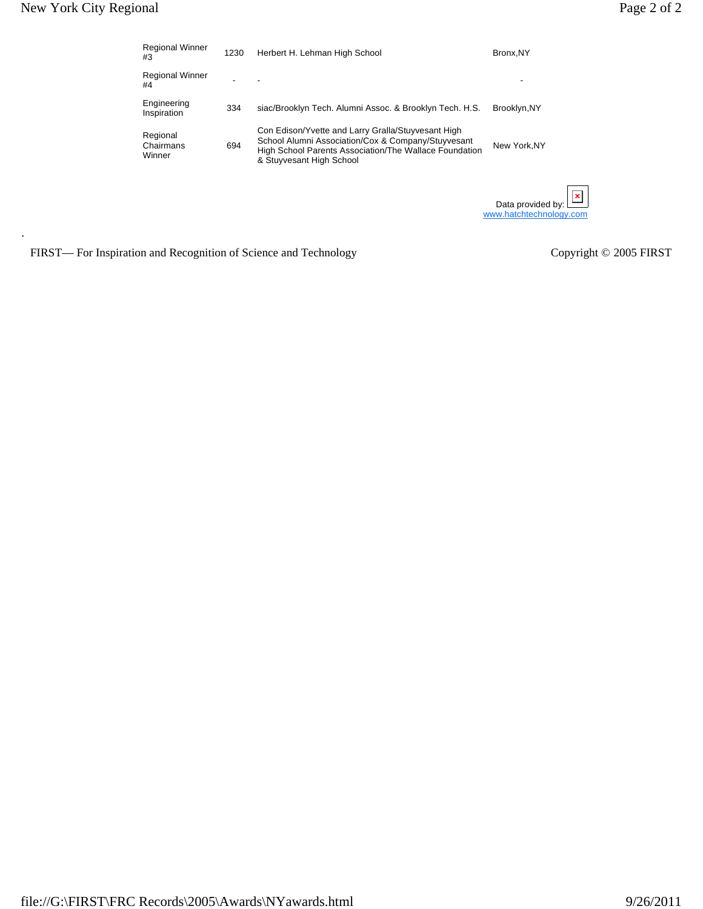| | | | |
|---|---|---|---|
| Regional Winner #3 | 1230 | Herbert H. Lehman High School | Bronx,NY |
| Regional Winner #4 | - | - | - |
| Engineering Inspiration | 334 | siac/Brooklyn Tech. Alumni Assoc. & Brooklyn Tech. H.S. | Brooklyn,NY |
| Regional Chairmans Winner | 694 | Con Edison/Yvette and Larry Gralla/Stuyvesant High School Alumni Association/Cox & Company/Stuyvesant High School Parents Association/The Wallace Foundation & Stuyvesant High School | New York,NY |

Data provided by: 
www.hatchtechnology.com

FIRST— For Inspiration and Recognition of Science and Technology

Copyright © 2005 FIRST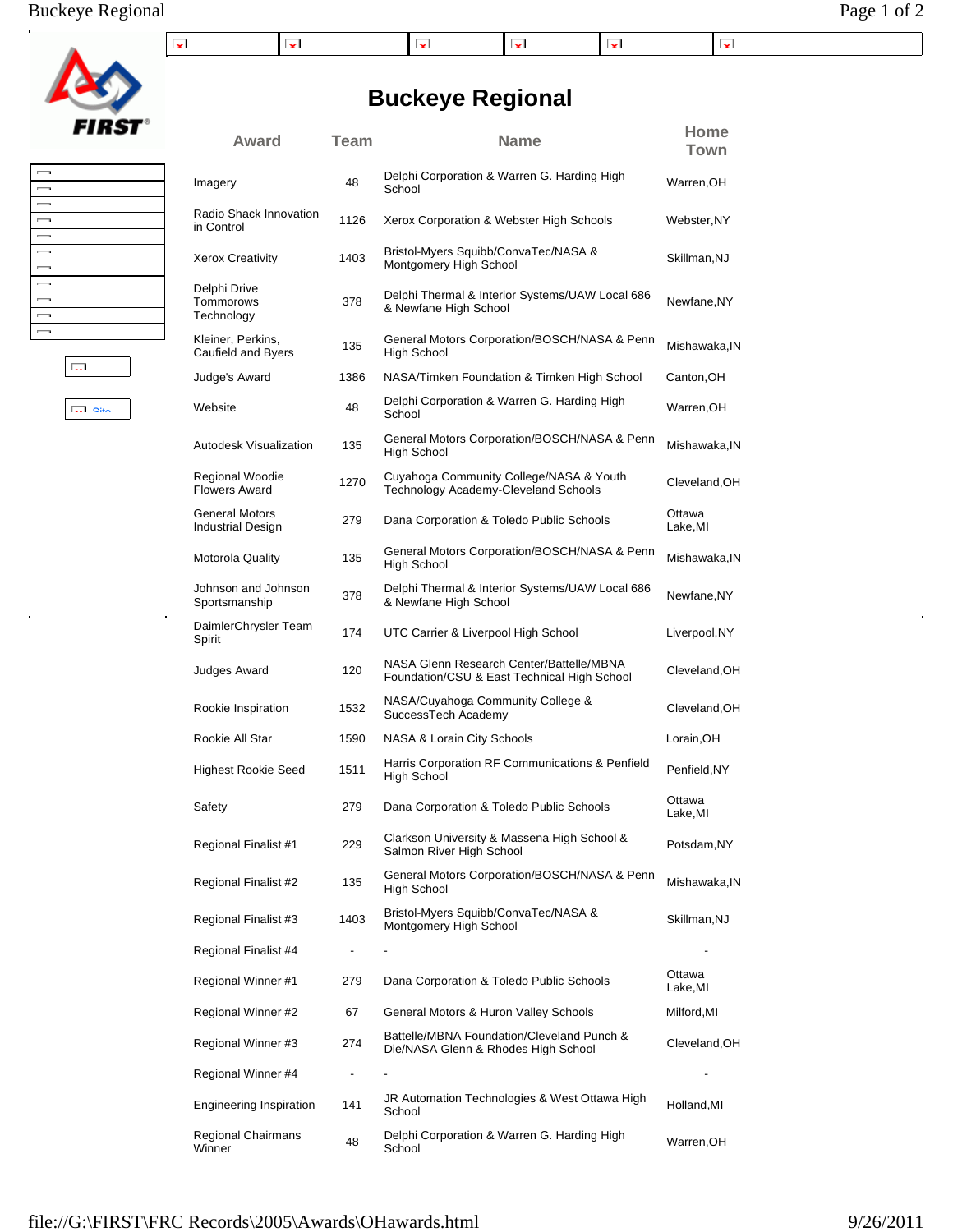# Buckeye Regional

| Award | Team | Name | Home Town |
|---|---|---|---|
| Imagery | 48 | Delphi Corporation & Warren G. Harding High School | Warren,OH |
| Radio Shack Innovation in Control | 1126 | Xerox Corporation & Webster High Schools | Webster,NY |
| Xerox Creativity | 1403 | Bristol-Myers Squibb/ConvaTec/NASA & Montgomery High School | Skillman,NJ |
| Delphi Drive Tommorows Technology | 378 | Delphi Thermal & Interior Systems/UAW Local 686 & Newfane High School | Newfane,NY |
| Kleiner, Perkins, Caufield and Byers | 135 | General Motors Corporation/BOSCH/NASA & Penn High School | Mishawaka,IN |
| Judge's Award | 1386 | NASA/Timken Foundation & Timken High School | Canton,OH |
| Website | 48 | Delphi Corporation & Warren G. Harding High School | Warren,OH |
| Autodesk Visualization | 135 | General Motors Corporation/BOSCH/NASA & Penn High School | Mishawaka,IN |
| Regional Woodie Flowers Award | 1270 | Cuyahoga Community College/NASA & Youth Technology Academy-Cleveland Schools | Cleveland,OH |
| General Motors Industrial Design | 279 | Dana Corporation & Toledo Public Schools | Ottawa Lake,MI |
| Motorola Quality | 135 | General Motors Corporation/BOSCH/NASA & Penn High School | Mishawaka,IN |
| Johnson and Johnson Sportsmanship | 378 | Delphi Thermal & Interior Systems/UAW Local 686 & Newfane High School | Newfane,NY |
| DaimlerChrysler Team Spirit | 174 | UTC Carrier & Liverpool High School | Liverpool,NY |
| Judges Award | 120 | NASA Glenn Research Center/Battelle/MBNA Foundation/CSU & East Technical High School | Cleveland,OH |
| Rookie Inspiration | 1532 | NASA/Cuyahoga Community College & SuccessTech Academy | Cleveland,OH |
| Rookie All Star | 1590 | NASA & Lorain City Schools | Lorain,OH |
| Highest Rookie Seed | 1511 | Harris Corporation RF Communications & Penfield High School | Penfield,NY |
| Safety | 279 | Dana Corporation & Toledo Public Schools | Ottawa Lake,MI |
| Regional Finalist #1 | 229 | Clarkson University & Massena High School & Salmon River High School | Potsdam,NY |
| Regional Finalist #2 | 135 | General Motors Corporation/BOSCH/NASA & Penn High School | Mishawaka,IN |
| Regional Finalist #3 | 1403 | Bristol-Myers Squibb/ConvaTec/NASA & Montgomery High School | Skillman,NJ |
| Regional Finalist #4 | - | - | - |
| Regional Winner #1 | 279 | Dana Corporation & Toledo Public Schools | Ottawa Lake,MI |
| Regional Winner #2 | 67 | General Motors & Huron Valley Schools | Milford,MI |
| Regional Winner #3 | 274 | Battelle/MBNA Foundation/Cleveland Punch & Die/NASA Glenn & Rhodes High School | Cleveland,OH |
| Regional Winner #4 | - | - | - |
| Engineering Inspiration | 141 | JR Automation Technologies & West Ottawa High School | Holland,MI |
| Regional Chairmans Winner | 48 | Delphi Corporation & Warren G. Harding High School | Warren,OH |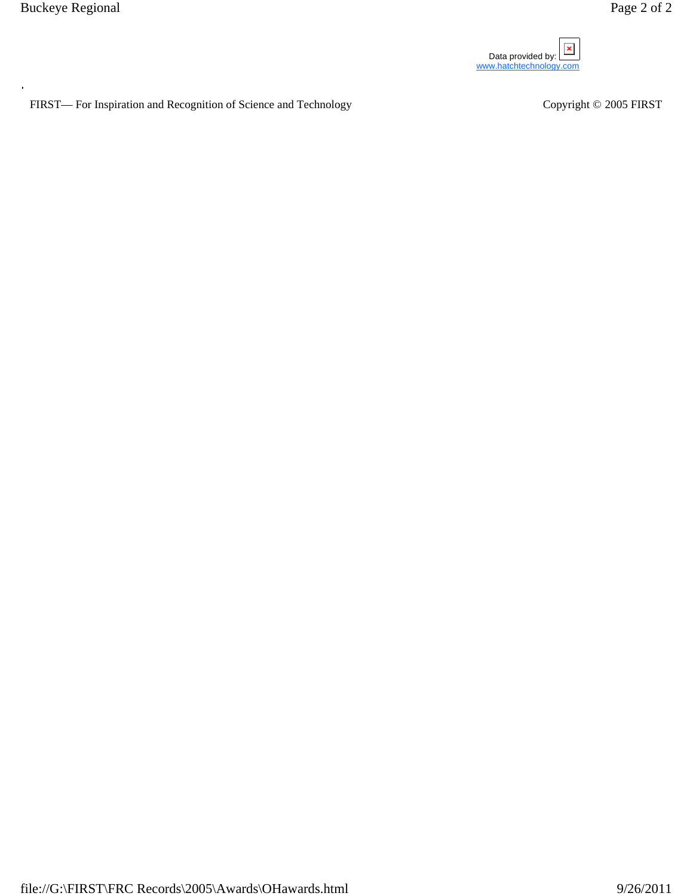Data provided by: www.hatchtechnology.com

FIRST— For Inspiration and Recognition of Science and Technology

Copyright © 2005 FIRST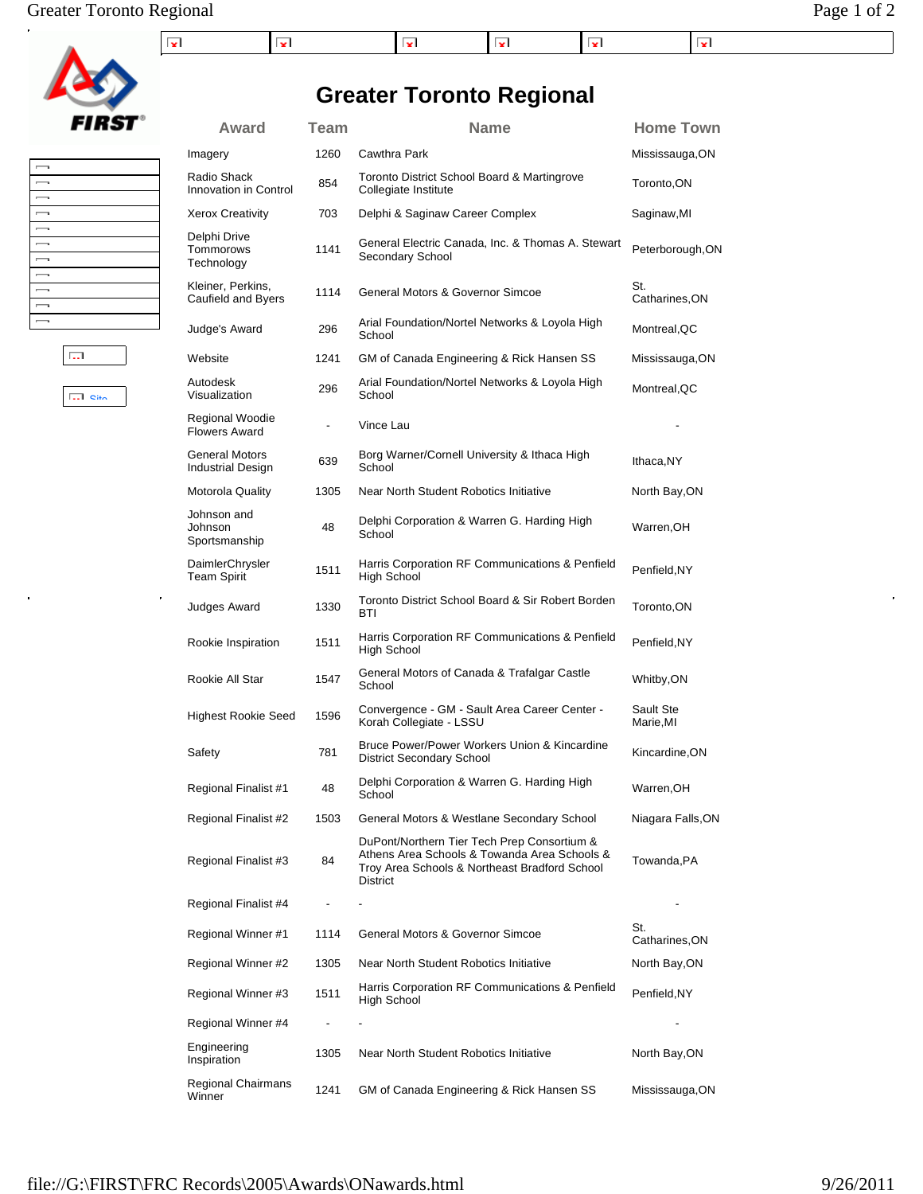# Greater Toronto Regional

| Award | Team | Name | Home Town |
|---|---|---|---|
| Imagery | 1260 | Cawthra Park | Mississauga,ON |
| Radio Shack Innovation in Control | 854 | Toronto District School Board & Martingrove Collegiate Institute | Toronto,ON |
| Xerox Creativity | 703 | Delphi & Saginaw Career Complex | Saginaw,MI |
| Delphi Drive Tommorows Technology | 1141 | General Electric Canada, Inc. & Thomas A. Stewart Secondary School | Peterborough,ON |
| Kleiner, Perkins, Caufield and Byers | 1114 | General Motors & Governor Simcoe | St. Catharines,ON |
| Judge's Award | 296 | Arial Foundation/Nortel Networks & Loyola High School | Montreal,QC |
| Website | 1241 | GM of Canada Engineering & Rick Hansen SS | Mississauga,ON |
| Autodesk Visualization | 296 | Arial Foundation/Nortel Networks & Loyola High School | Montreal,QC |
| Regional Woodie Flowers Award | - | Vince Lau | - |
| General Motors Industrial Design | 639 | Borg Warner/Cornell University & Ithaca High School | Ithaca,NY |
| Motorola Quality | 1305 | Near North Student Robotics Initiative | North Bay,ON |
| Johnson and Johnson Sportsmanship | 48 | Delphi Corporation & Warren G. Harding High School | Warren,OH |
| DaimlerChrysler Team Spirit | 1511 | Harris Corporation RF Communications & Penfield High School | Penfield,NY |
| Judges Award | 1330 | Toronto District School Board & Sir Robert Borden BTI | Toronto,ON |
| Rookie Inspiration | 1511 | Harris Corporation RF Communications & Penfield High School | Penfield,NY |
| Rookie All Star | 1547 | General Motors of Canada & Trafalgar Castle School | Whitby,ON |
| Highest Rookie Seed | 1596 | Convergence - GM - Sault Area Career Center - Korah Collegiate - LSSU | Sault Ste Marie,MI |
| Safety | 781 | Bruce Power/Power Workers Union & Kincardine District Secondary School | Kincardine,ON |
| Regional Finalist #1 | 48 | Delphi Corporation & Warren G. Harding High School | Warren,OH |
| Regional Finalist #2 | 1503 | General Motors & Westlane Secondary School | Niagara Falls,ON |
| Regional Finalist #3 | 84 | DuPont/Northern Tier Tech Prep Consortium & Athens Area Schools & Towanda Area Schools & Troy Area Schools & Northeast Bradford School District | Towanda,PA |
| Regional Finalist #4 | - | - | - |
| Regional Winner #1 | 1114 | General Motors & Governor Simcoe | St. Catharines,ON |
| Regional Winner #2 | 1305 | Near North Student Robotics Initiative | North Bay,ON |
| Regional Winner #3 | 1511 | Harris Corporation RF Communications & Penfield High School | Penfield,NY |
| Regional Winner #4 | - | - | - |
| Engineering Inspiration | 1305 | Near North Student Robotics Initiative | North Bay,ON |
| Regional Chairmans Winner | 1241 | GM of Canada Engineering & Rick Hansen SS | Mississauga,ON |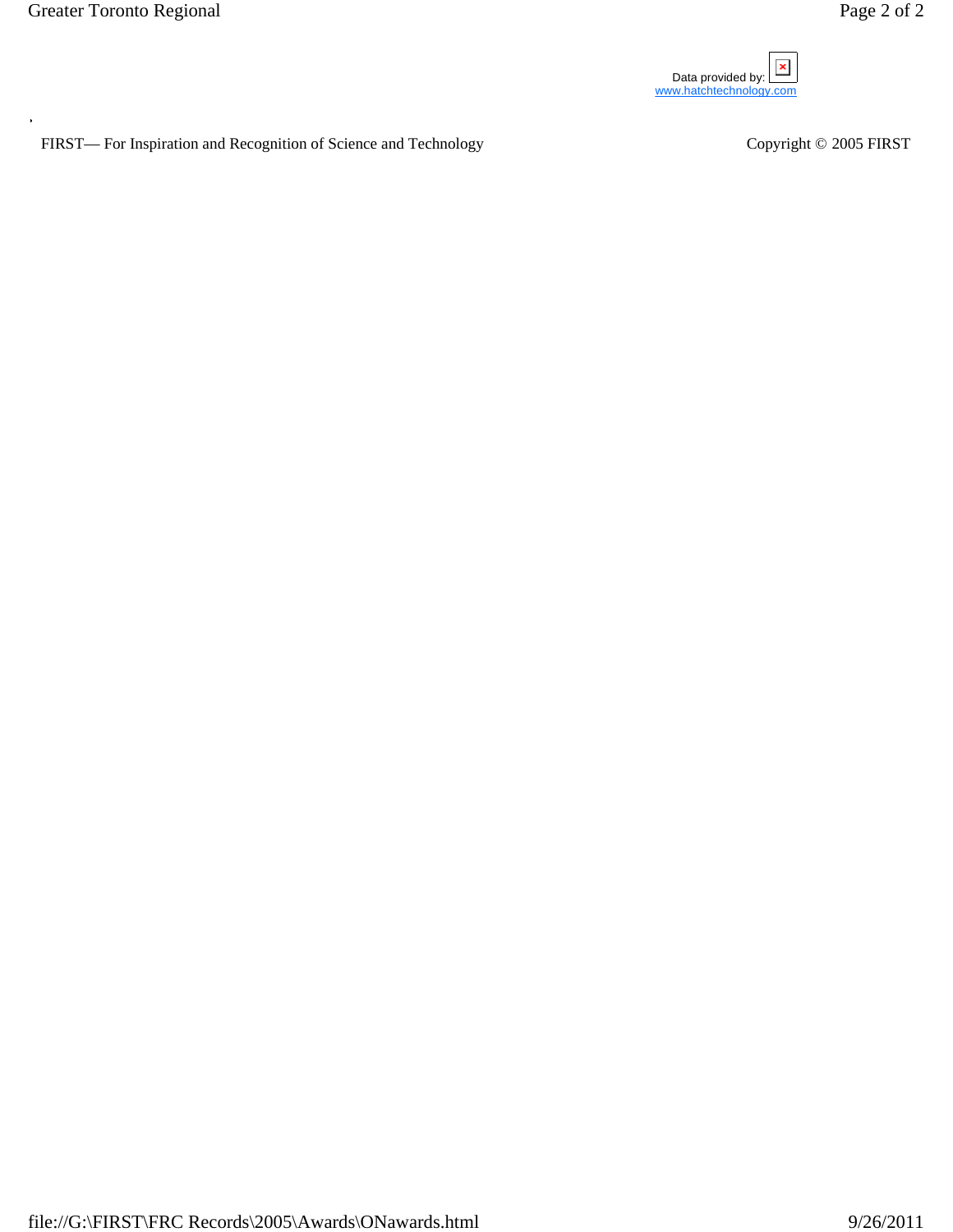Data provided by: 
www.hatchtechnology.com

FIRST— For Inspiration and Recognition of Science and Technology

Copyright © 2005 FIRST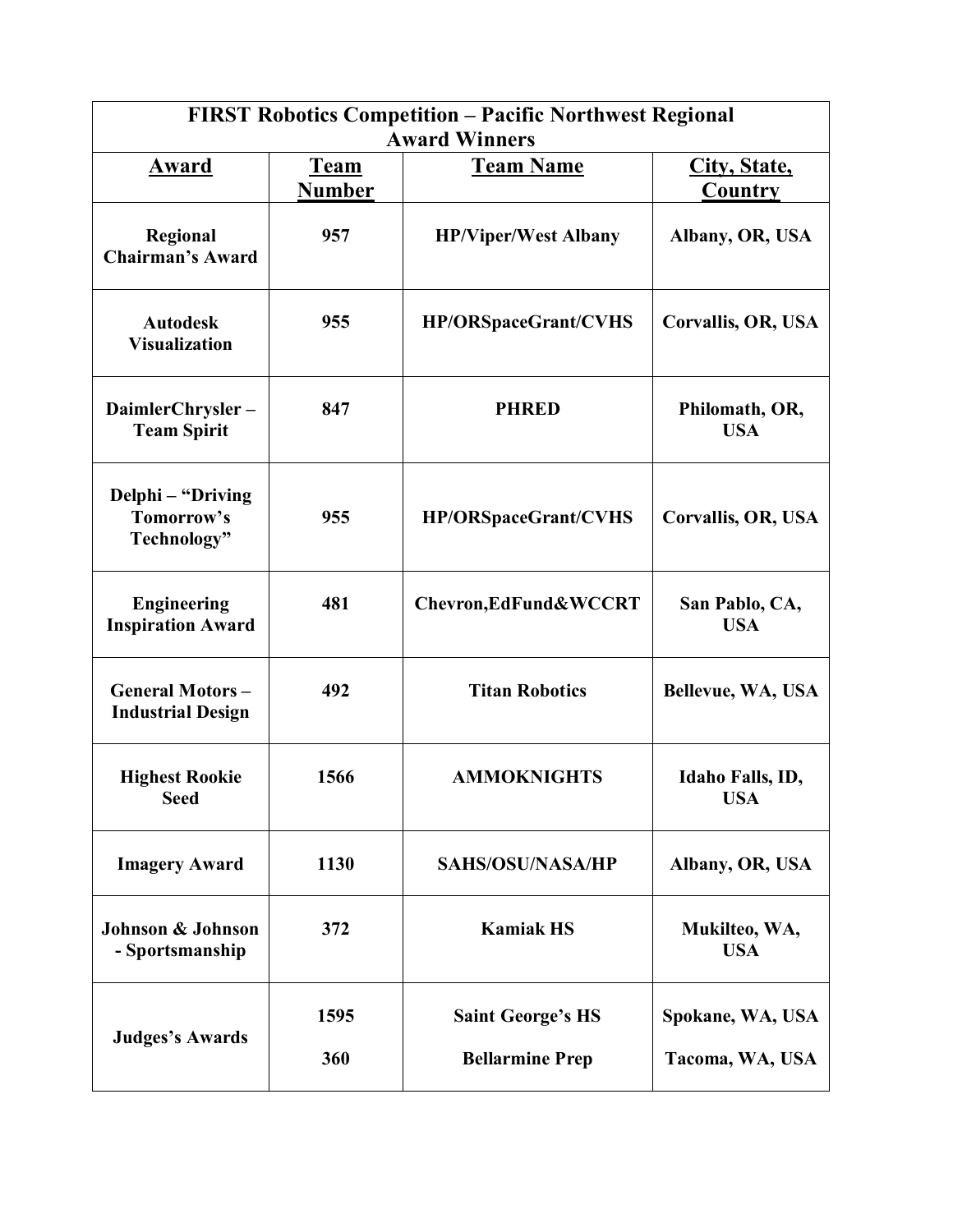| FIRST Robotics Competition – Pacific Northwest Regional Award Winners | | | |
|---|---|---|---|
| **Award** | **Team Number** | **Team Name** | **City, State, Country** |
| Regional Chairman's Award | 957 | HP/Viper/West Albany | Albany, OR, USA |
| Autodesk Visualization | 955 | HP/ORSpaceGrant/CVHS | Corvallis, OR, USA |
| DaimlerChrysler – Team Spirit | 847 | PHRED | Philomath, OR, USA |
| Delphi – "Driving Tomorrow's Technology" | 955 | HP/ORSpaceGrant/CVHS | Corvallis, OR, USA |
| Engineering Inspiration Award | 481 | Chevron,EdFund&WCCRT | San Pablo, CA, USA |
| General Motors – Industrial Design | 492 | Titan Robotics | Bellevue, WA, USA |
| Highest Rookie Seed | 1566 | AMMOKNIGHTS | Idaho Falls, ID, USA |
| Imagery Award | 1130 | SAHS/OSU/NASA/HP | Albany, OR, USA |
| Johnson & Johnson - Sportsmanship | 372 | Kamiak HS | Mukilteo, WA, USA |
| Judges's Awards | 1595 | Saint George's HS | Spokane, WA, USA |
| | 360 | Bellarmine Prep | Tacoma, WA, USA |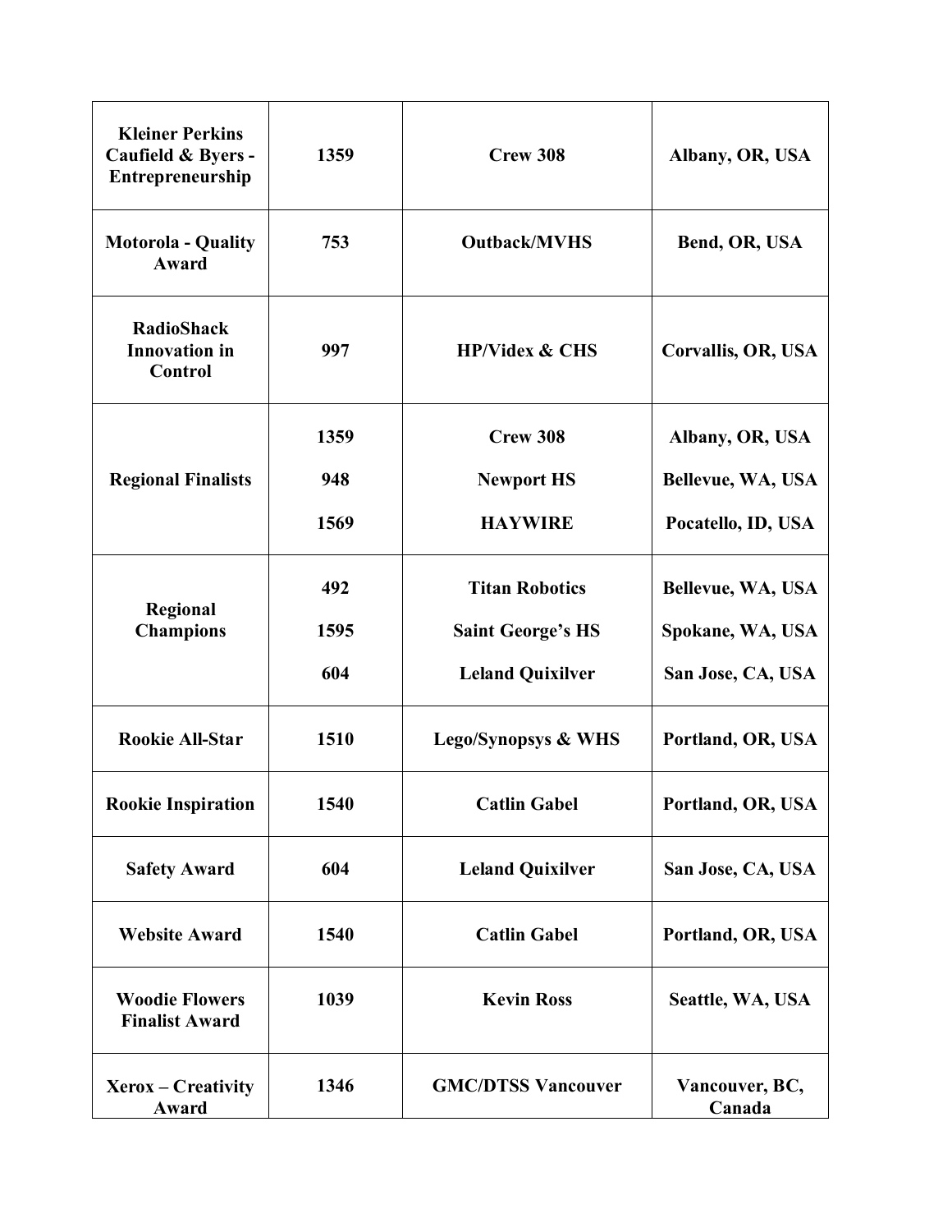| | | | |
|---|---|---|---|
| **Kleiner Perkins Caufield & Byers - Entrepreneurship** | **1359** | **Crew 308** | **Albany, OR, USA** |
| **Motorola - Quality Award** | **753** | **Outback/MVHS** | **Bend, OR, USA** |
| **RadioShack Innovation in Control** | **997** | **HP/Videx & CHS** | **Corvallis, OR, USA** |
| **Regional Finalists** | **1359** | **Crew 308** | **Albany, OR, USA** |
| | **948** | **Newport HS** | **Bellevue, WA, USA** |
| | **1569** | **HAYWIRE** | **Pocatello, ID, USA** |
| **Regional Champions** | **492** | **Titan Robotics** | **Bellevue, WA, USA** |
| | **1595** | **Saint George's HS** | **Spokane, WA, USA** |
| | **604** | **Leland Quixilver** | **San Jose, CA, USA** |
| **Rookie All-Star** | **1510** | **Lego/Synopsys & WHS** | **Portland, OR, USA** |
| **Rookie Inspiration** | **1540** | **Catlin Gabel** | **Portland, OR, USA** |
| **Safety Award** | **604** | **Leland Quixilver** | **San Jose, CA, USA** |
| **Website Award** | **1540** | **Catlin Gabel** | **Portland, OR, USA** |
| **Woodie Flowers Finalist Award** | **1039** | **Kevin Ross** | **Seattle, WA, USA** |
| **Xerox – Creativity Award** | **1346** | **GMC/DTSS Vancouver** | **Vancouver, BC, Canada** |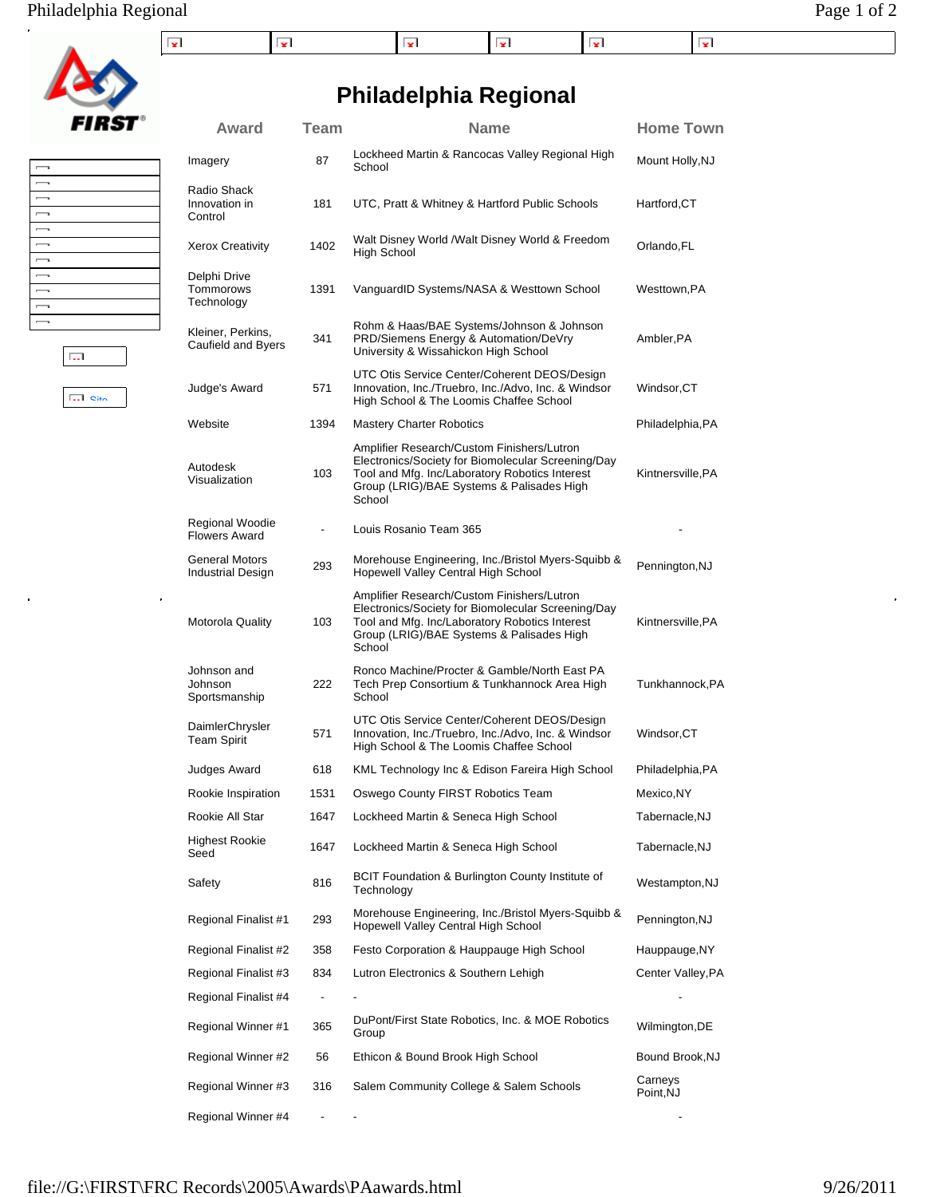# Philadelphia Regional

| Award | Team | Name | Home Town |
|---|---|---|---|
| Imagery | 87 | Lockheed Martin & Rancocas Valley Regional High School | Mount Holly,NJ |
| Radio Shack Innovation in Control | 181 | UTC, Pratt & Whitney & Hartford Public Schools | Hartford,CT |
| Xerox Creativity | 1402 | Walt Disney World /Walt Disney World & Freedom High School | Orlando,FL |
| Delphi Drive Tommorows Technology | 1391 | VanguardID Systems/NASA & Westtown School | Westtown,PA |
| Kleiner, Perkins, Caufield and Byers | 341 | Rohm & Haas/BAE Systems/Johnson & Johnson PRD/Siemens Energy & Automation/DeVry University & Wissahickon High School | Ambler,PA |
| Judge's Award | 571 | UTC Otis Service Center/Coherent DEOS/Design Innovation, Inc./Truebro, Inc./Advo, Inc. & Windsor High School & The Loomis Chaffee School | Windsor,CT |
| Website | 1394 | Mastery Charter Robotics | Philadelphia,PA |
| Autodesk Visualization | 103 | Amplifier Research/Custom Finishers/Lutron Electronics/Society for Biomolecular Screening/Day Tool and Mfg. Inc/Laboratory Robotics Interest Group (LRIG)/BAE Systems & Palisades High School | Kintnersville,PA |
| Regional Woodie Flowers Award | - | Louis Rosanio Team 365 | - |
| General Motors Industrial Design | 293 | Morehouse Engineering, Inc./Bristol Myers-Squibb & Hopewell Valley Central High School | Pennington,NJ |
| Motorola Quality | 103 | Amplifier Research/Custom Finishers/Lutron Electronics/Society for Biomolecular Screening/Day Tool and Mfg. Inc/Laboratory Robotics Interest Group (LRIG)/BAE Systems & Palisades High School | Kintnersville,PA |
| Johnson and Johnson Sportsmanship | 222 | Ronco Machine/Procter & Gamble/North East PA Tech Prep Consortium & Tunkhannock Area High School | Tunkhannock,PA |
| DaimlerChrysler Team Spirit | 571 | UTC Otis Service Center/Coherent DEOS/Design Innovation, Inc./Truebro, Inc./Advo, Inc. & Windsor High School & The Loomis Chaffee School | Windsor,CT |
| Judges Award | 618 | KML Technology Inc & Edison Fareira High School | Philadelphia,PA |
| Rookie Inspiration | 1531 | Oswego County FIRST Robotics Team | Mexico,NY |
| Rookie All Star | 1647 | Lockheed Martin & Seneca High School | Tabernacle,NJ |
| Highest Rookie Seed | 1647 | Lockheed Martin & Seneca High School | Tabernacle,NJ |
| Safety | 816 | BCIT Foundation & Burlington County Institute of Technology | Westampton,NJ |
| Regional Finalist #1 | 293 | Morehouse Engineering, Inc./Bristol Myers-Squibb & Hopewell Valley Central High School | Pennington,NJ |
| Regional Finalist #2 | 358 | Festo Corporation & Hauppauge High School | Hauppauge,NY |
| Regional Finalist #3 | 834 | Lutron Electronics & Southern Lehigh | Center Valley,PA |
| Regional Finalist #4 | - | - | - |
| Regional Winner #1 | 365 | DuPont/First State Robotics, Inc. & MOE Robotics Group | Wilmington,DE |
| Regional Winner #2 | 56 | Ethicon & Bound Brook High School | Bound Brook,NJ |
| Regional Winner #3 | 316 | Salem Community College & Salem Schools | Carneys Point,NJ |
| Regional Winner #4 | - | - | - |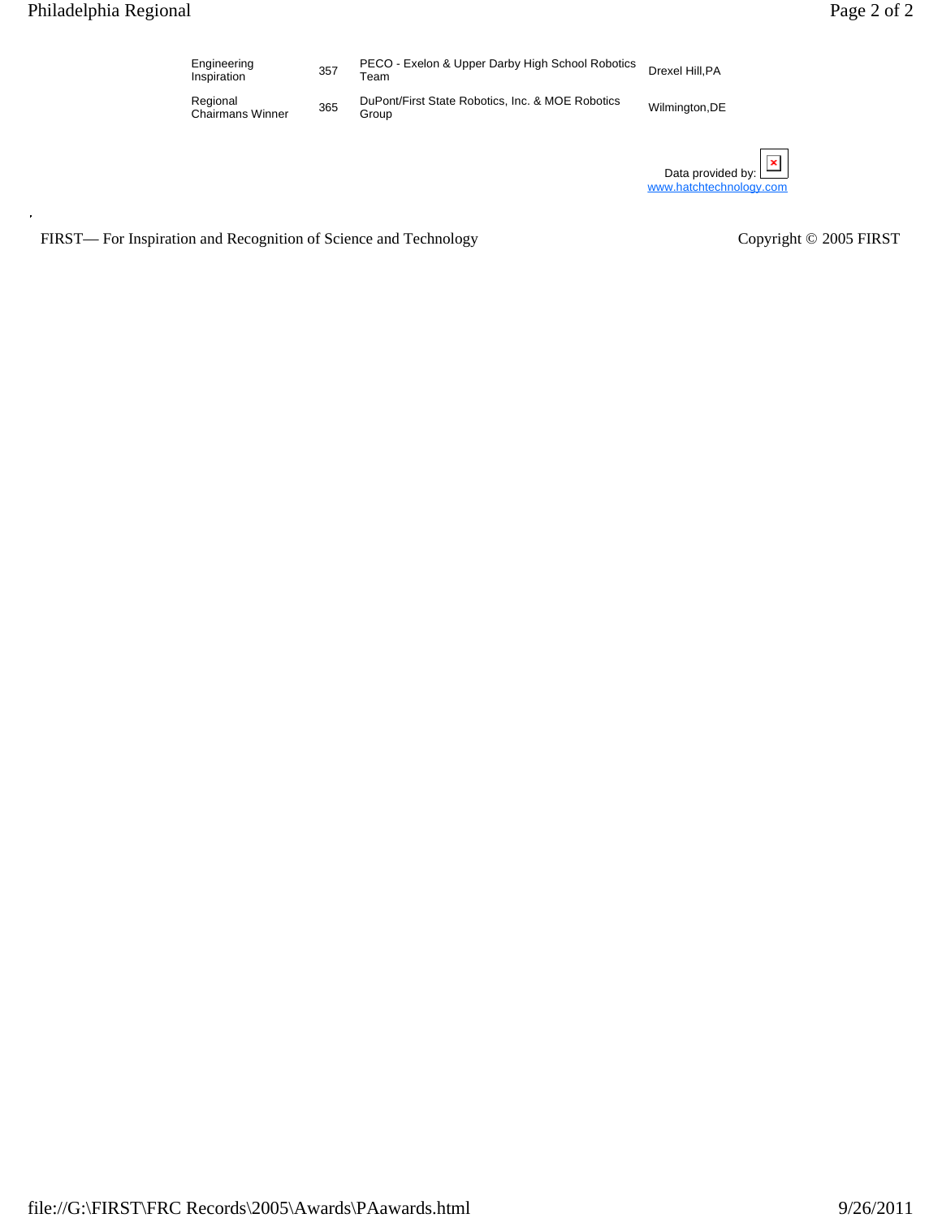| | | | |
|---|---|---|---|
| Engineering Inspiration | 357 | PECO - Exelon & Upper Darby High School Robotics Team | Drexel Hill,PA |
| Regional Chairmans Winner | 365 | DuPont/First State Robotics, Inc. & MOE Robotics Group | Wilmington,DE |

Data provided by: www.hatchtechnology.com

,

FIRST— For Inspiration and Recognition of Science and Technology

Copyright © 2005 FIRST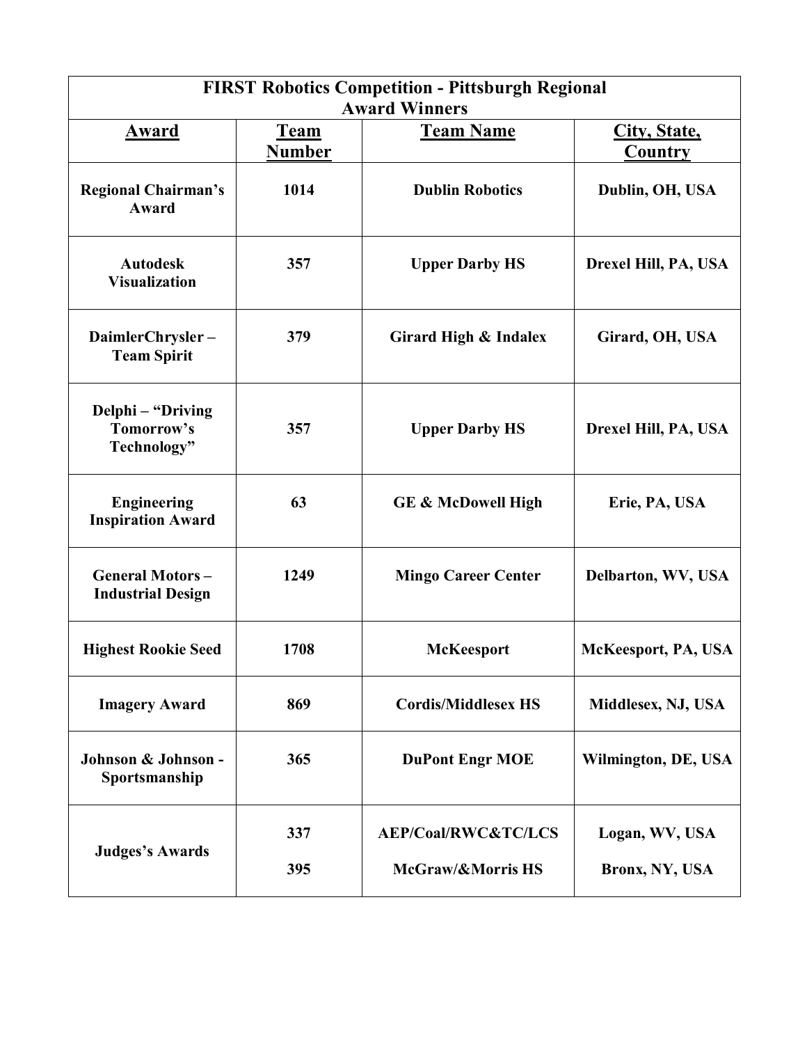| FIRST Robotics Competition - Pittsburgh Regional Award Winners | | | |
|---|---|---|---|
| **Award** | **Team Number** | **Team Name** | **City, State, Country** |
| **Regional Chairman's Award** | **1014** | **Dublin Robotics** | **Dublin, OH, USA** |
| **Autodesk Visualization** | **357** | **Upper Darby HS** | **Drexel Hill, PA, USA** |
| **DaimlerChrysler – Team Spirit** | **379** | **Girard High & Indalex** | **Girard, OH, USA** |
| **Delphi – "Driving Tomorrow's Technology"** | **357** | **Upper Darby HS** | **Drexel Hill, PA, USA** |
| **Engineering Inspiration Award** | **63** | **GE & McDowell High** | **Erie, PA, USA** |
| **General Motors – Industrial Design** | **1249** | **Mingo Career Center** | **Delbarton, WV, USA** |
| **Highest Rookie Seed** | **1708** | **McKeesport** | **McKeesport, PA, USA** |
| **Imagery Award** | **869** | **Cordis/Middlesex HS** | **Middlesex, NJ, USA** |
| **Johnson & Johnson - Sportsmanship** | **365** | **DuPont Engr MOE** | **Wilmington, DE, USA** |
| **Judges's Awards** | **337** | **AEP/Coal/RWC&TC/LCS** | **Logan, WV, USA** |
| | **395** | **McGraw/&Morris HS** | **Bronx, NY, USA** |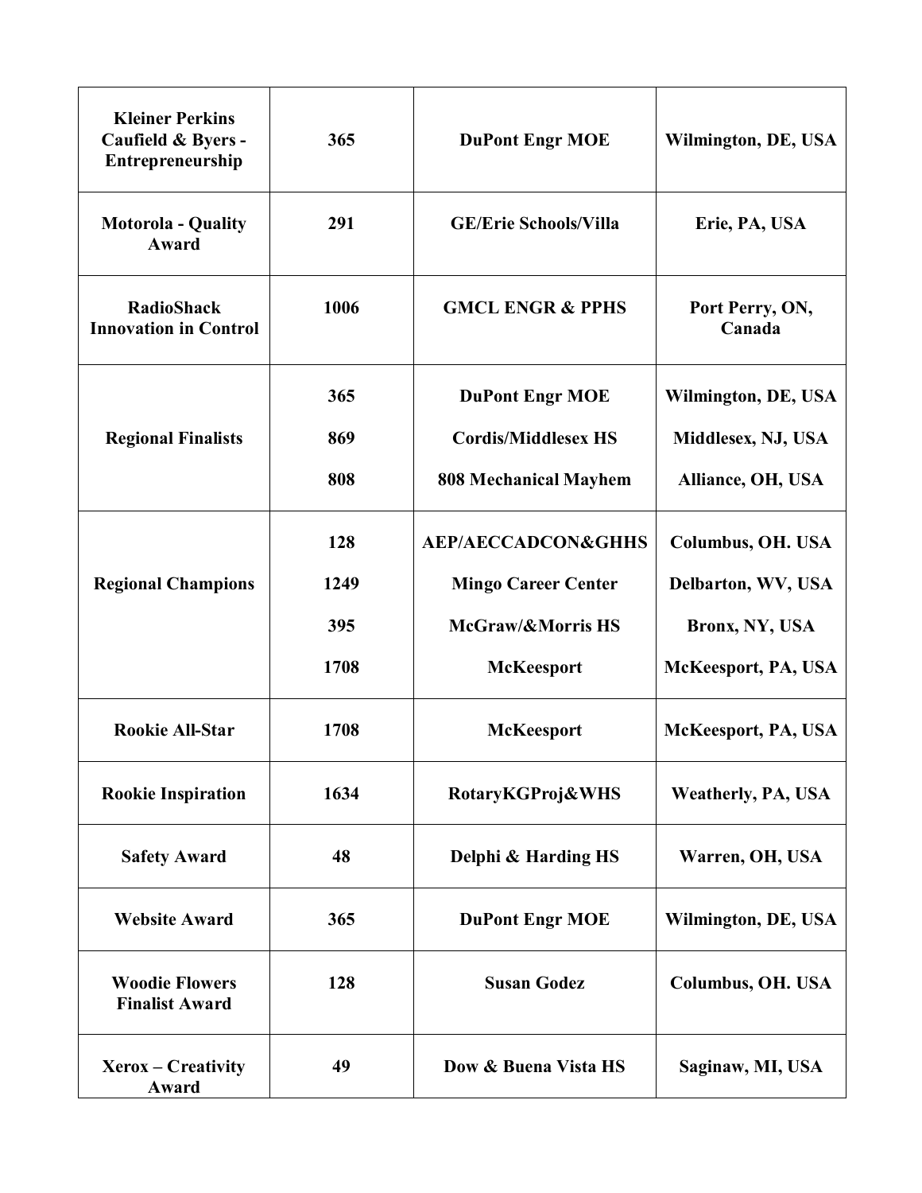| **Kleiner Perkins Caufield & Byers - Entrepreneurship** | **365** | **DuPont Engr MOE** | **Wilmington, DE, USA** |
|---|---|---|---|
| **Motorola - Quality Award** | **291** | **GE/Erie Schools/Villa** | **Erie, PA, USA** |
| **RadioShack Innovation in Control** | **1006** | **GMCL ENGR & PPHS** | **Port Perry, ON, Canada** |
| **Regional Finalists** | **365** | **DuPont Engr MOE** | **Wilmington, DE, USA** |
| | **869** | **Cordis/Middlesex HS** | **Middlesex, NJ, USA** |
| | **808** | **808 Mechanical Mayhem** | **Alliance, OH, USA** |
| **Regional Champions** | **128** | **AEP/AECCADCON&GHHS** | **Columbus, OH. USA** |
| | **1249** | **Mingo Career Center** | **Delbarton, WV, USA** |
| | **395** | **McGraw/&Morris HS** | **Bronx, NY, USA** |
| | **1708** | **McKeesport** | **McKeesport, PA, USA** |
| **Rookie All-Star** | **1708** | **McKeesport** | **McKeesport, PA, USA** |
| **Rookie Inspiration** | **1634** | **RotaryKGProj&WHS** | **Weatherly, PA, USA** |
| **Safety Award** | **48** | **Delphi & Harding HS** | **Warren, OH, USA** |
| **Website Award** | **365** | **DuPont Engr MOE** | **Wilmington, DE, USA** |
| **Woodie Flowers Finalist Award** | **128** | **Susan Godez** | **Columbus, OH. USA** |
| **Xerox – Creativity Award** | **49** | **Dow & Buena Vista HS** | **Saginaw, MI, USA** |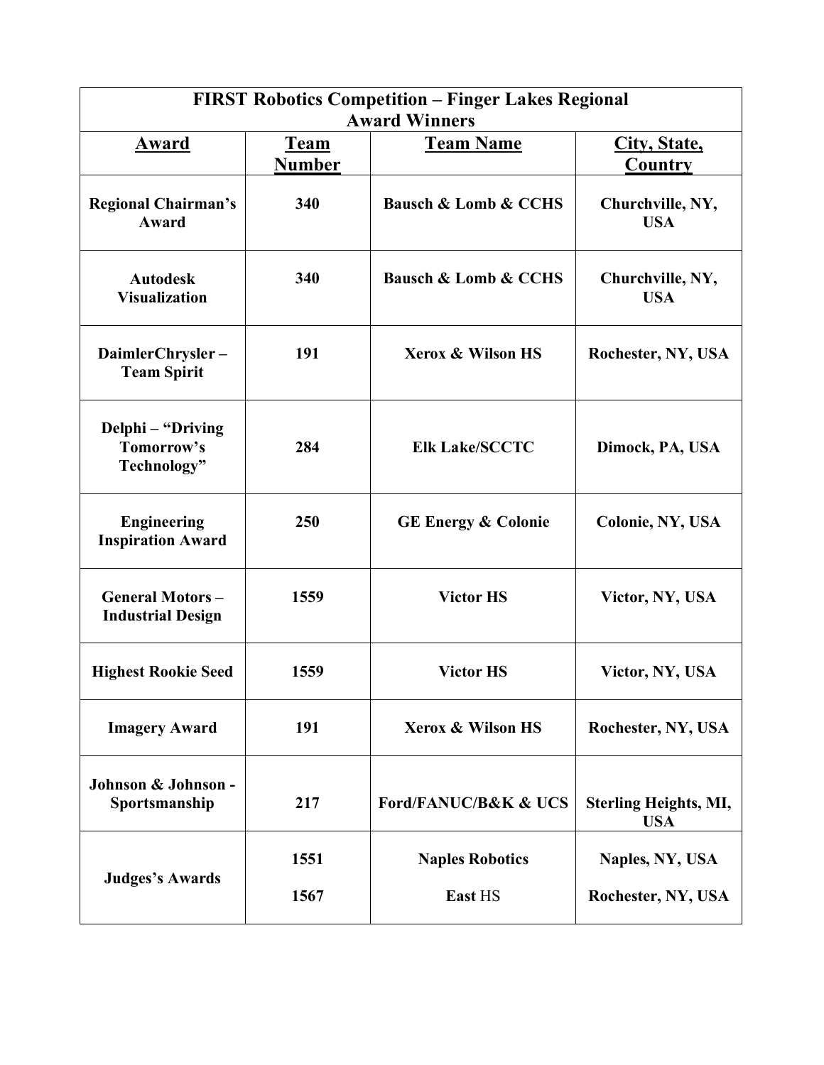| FIRST Robotics Competition – Finger Lakes Regional Award Winners | | | |
|---|---|---|---|
| **Award** | **Team Number** | **Team Name** | **City, State, Country** |
| **Regional Chairman's Award** | **340** | **Bausch & Lomb & CCHS** | **Churchville, NY, USA** |
| **Autodesk Visualization** | **340** | **Bausch & Lomb & CCHS** | **Churchville, NY, USA** |
| **DaimlerChrysler – Team Spirit** | **191** | **Xerox & Wilson HS** | **Rochester, NY, USA** |
| **Delphi – "Driving Tomorrow's Technology"** | **284** | **Elk Lake/SCCTC** | **Dimock, PA, USA** |
| **Engineering Inspiration Award** | **250** | **GE Energy & Colonie** | **Colonie, NY, USA** |
| **General Motors – Industrial Design** | **1559** | **Victor HS** | **Victor, NY, USA** |
| **Highest Rookie Seed** | **1559** | **Victor HS** | **Victor, NY, USA** |
| **Imagery Award** | **191** | **Xerox & Wilson HS** | **Rochester, NY, USA** |
| **Johnson & Johnson - Sportsmanship** | **217** | **Ford/FANUC/B&K & UCS** | **Sterling Heights, MI, USA** |
| **Judges's Awards** | **1551** | **Naples Robotics** | **Naples, NY, USA** |
| | **1567** | **East** HS | **Rochester, NY, USA** |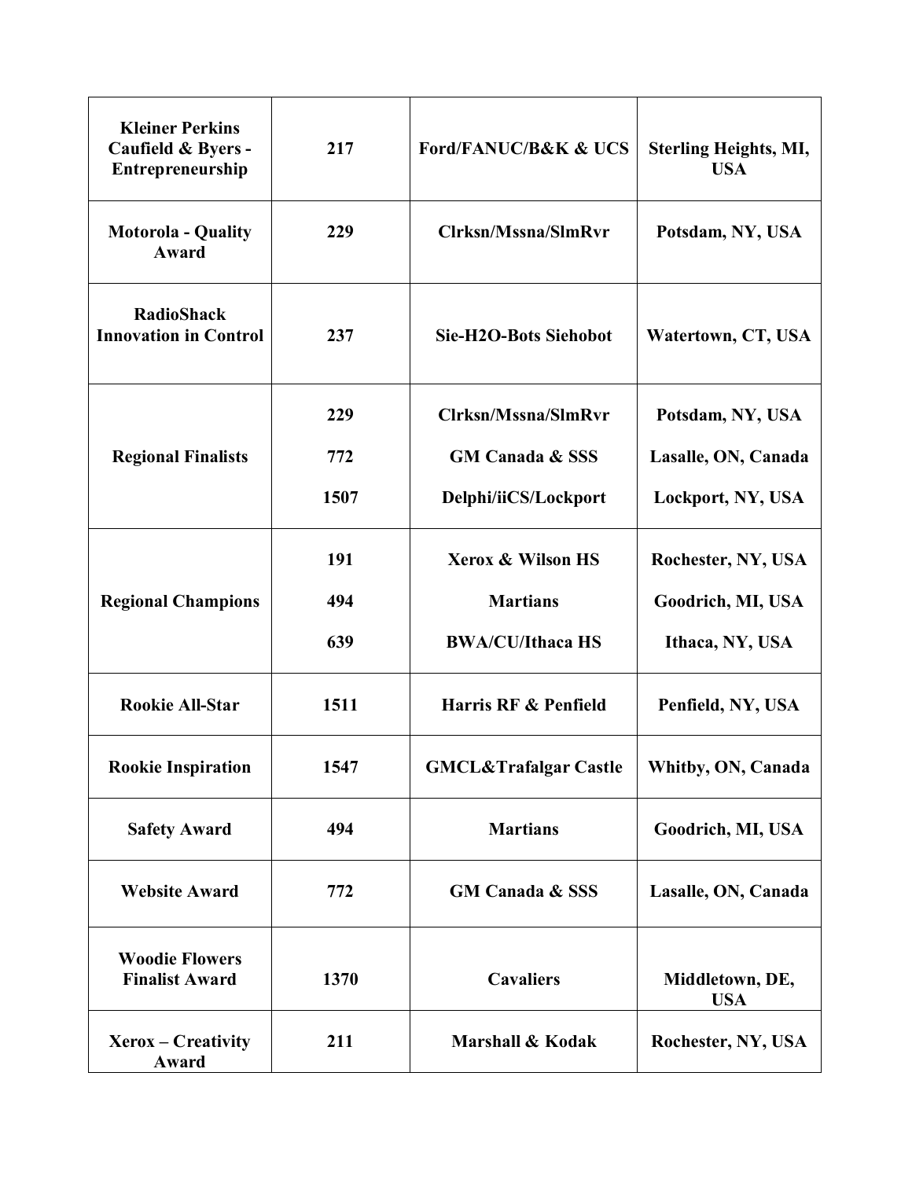| | | | |
|---|---|---|---|
| **Kleiner Perkins Caufield & Byers - Entrepreneurship** | **217** | **Ford/FANUC/B&K & UCS** | **Sterling Heights, MI, USA** |
| **Motorola - Quality Award** | **229** | **Clrksn/Mssna/SlmRvr** | **Potsdam, NY, USA** |
| **RadioShack Innovation in Control** | **237** | **Sie-H2O-Bots Siehobot** | **Watertown, CT, USA** |
| **Regional Finalists** | **229** | **Clrksn/Mssna/SlmRvr** | **Potsdam, NY, USA** |
| | **772** | **GM Canada & SSS** | **Lasalle, ON, Canada** |
| | **1507** | **Delphi/iiCS/Lockport** | **Lockport, NY, USA** |
| **Regional Champions** | **191** | **Xerox & Wilson HS** | **Rochester, NY, USA** |
| | **494** | **Martians** | **Goodrich, MI, USA** |
| | **639** | **BWA/CU/Ithaca HS** | **Ithaca, NY, USA** |
| **Rookie All-Star** | **1511** | **Harris RF & Penfield** | **Penfield, NY, USA** |
| **Rookie Inspiration** | **1547** | **GMCL&Trafalgar Castle** | **Whitby, ON, Canada** |
| **Safety Award** | **494** | **Martians** | **Goodrich, MI, USA** |
| **Website Award** | **772** | **GM Canada & SSS** | **Lasalle, ON, Canada** |
| **Woodie Flowers Finalist Award** | **1370** | **Cavaliers** | **Middletown, DE, USA** |
| **Xerox – Creativity Award** | **211** | **Marshall & Kodak** | **Rochester, NY, USA** |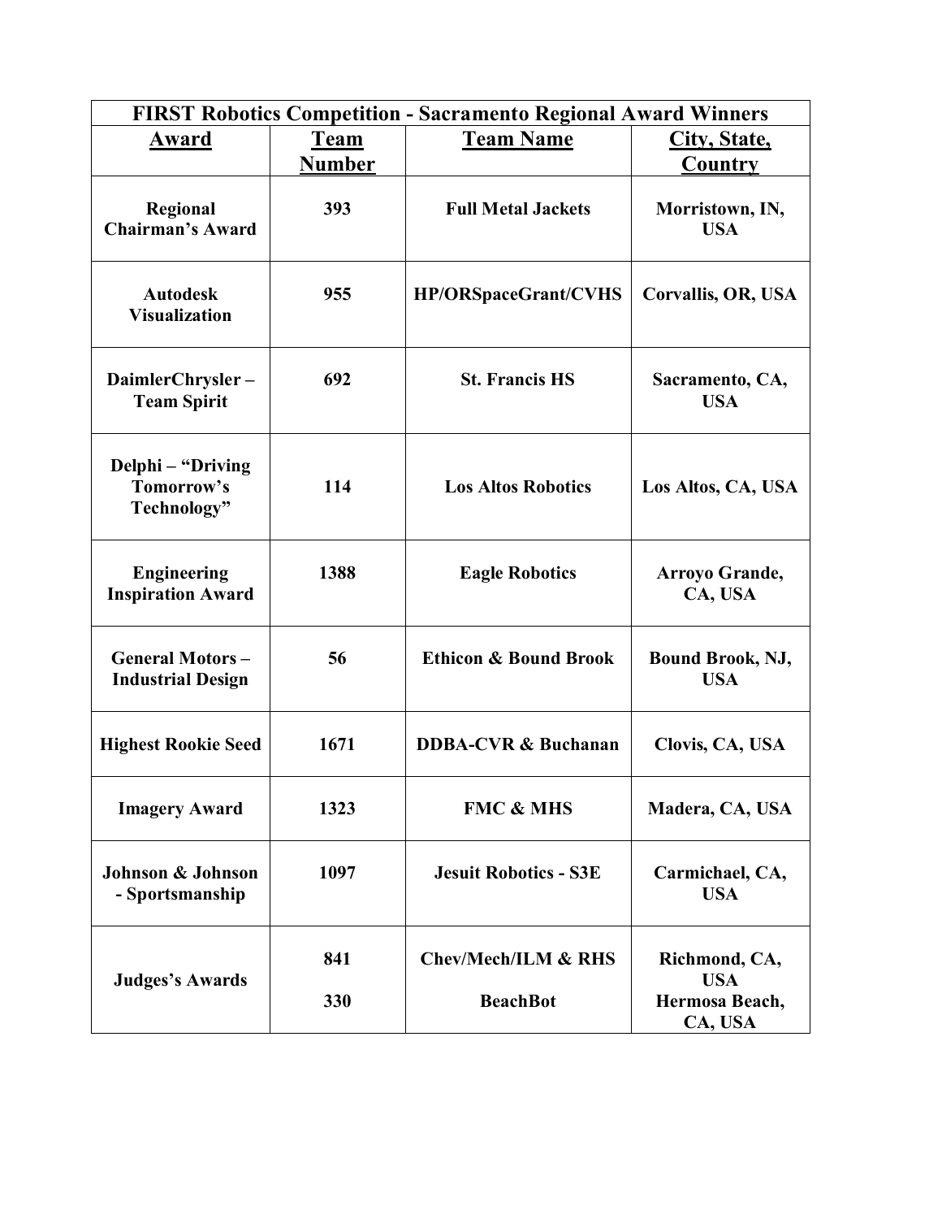| FIRST Robotics Competition - Sacramento Regional Award Winners | | | |
|---|---|---|---|
| **Award** | **Team Number** | **Team Name** | **City, State, Country** |
| **Regional Chairman's Award** | **393** | **Full Metal Jackets** | **Morristown, IN, USA** |
| **Autodesk Visualization** | **955** | **HP/ORSpaceGrant/CVHS** | **Corvallis, OR, USA** |
| **DaimlerChrysler – Team Spirit** | **692** | **St. Francis HS** | **Sacramento, CA, USA** |
| **Delphi – "Driving Tomorrow's Technology"** | **114** | **Los Altos Robotics** | **Los Altos, CA, USA** |
| **Engineering Inspiration Award** | **1388** | **Eagle Robotics** | **Arroyo Grande, CA, USA** |
| **General Motors – Industrial Design** | **56** | **Ethicon & Bound Brook** | **Bound Brook, NJ, USA** |
| **Highest Rookie Seed** | **1671** | **DDBA-CVR & Buchanan** | **Clovis, CA, USA** |
| **Imagery Award** | **1323** | **FMC & MHS** | **Madera, CA, USA** |
| **Johnson & Johnson - Sportsmanship** | **1097** | **Jesuit Robotics - S3E** | **Carmichael, CA, USA** |
| **Judges's Awards** | **841** | **Chev/Mech/ILM & RHS** | **Richmond, CA, USA** |
| | **330** | **BeachBot** | **Hermosa Beach, CA, USA** |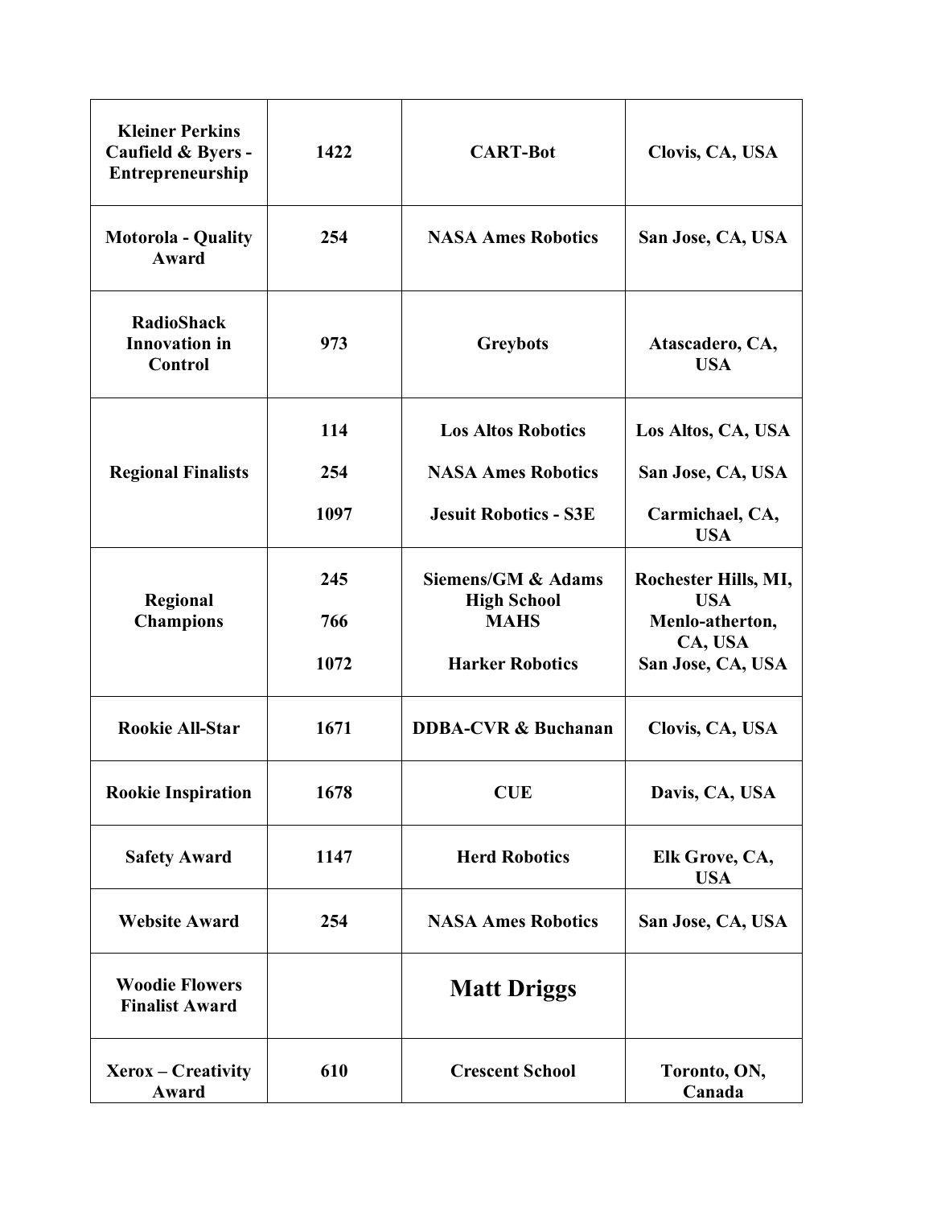| **Kleiner Perkins Caufield & Byers - Entrepreneurship** | **1422** | **CART-Bot** | **Clovis, CA, USA** |
|---|---|---|---|
| **Motorola - Quality Award** | **254** | **NASA Ames Robotics** | **San Jose, CA, USA** |
| **RadioShack Innovation in Control** | **973** | **Greybots** | **Atascadero, CA, USA** |
| **Regional Finalists** | **114**<br>**254**<br>**1097** | **Los Altos Robotics**<br>**NASA Ames Robotics**<br>**Jesuit Robotics - S3E** | **Los Altos, CA, USA**<br>**San Jose, CA, USA**<br>**Carmichael, CA, USA** |
| **Regional Champions** | **245**<br>**766**<br>**1072** | **Siemens/GM & Adams High School**<br>**MAHS**<br>**Harker Robotics** | **Rochester Hills, MI, USA**<br>**Menlo-atherton, CA, USA**<br>**San Jose, CA, USA** |
| **Rookie All-Star** | **1671** | **DDBA-CVR & Buchanan** | **Clovis, CA, USA** |
| **Rookie Inspiration** | **1678** | **CUE** | **Davis, CA, USA** |
| **Safety Award** | **1147** | **Herd Robotics** | **Elk Grove, CA, USA** |
| **Website Award** | **254** | **NASA Ames Robotics** | **San Jose, CA, USA** |
| **Woodie Flowers Finalist Award** | | **Matt Driggs** | |
| **Xerox – Creativity Award** | **610** | **Crescent School** | **Toronto, ON, Canada** |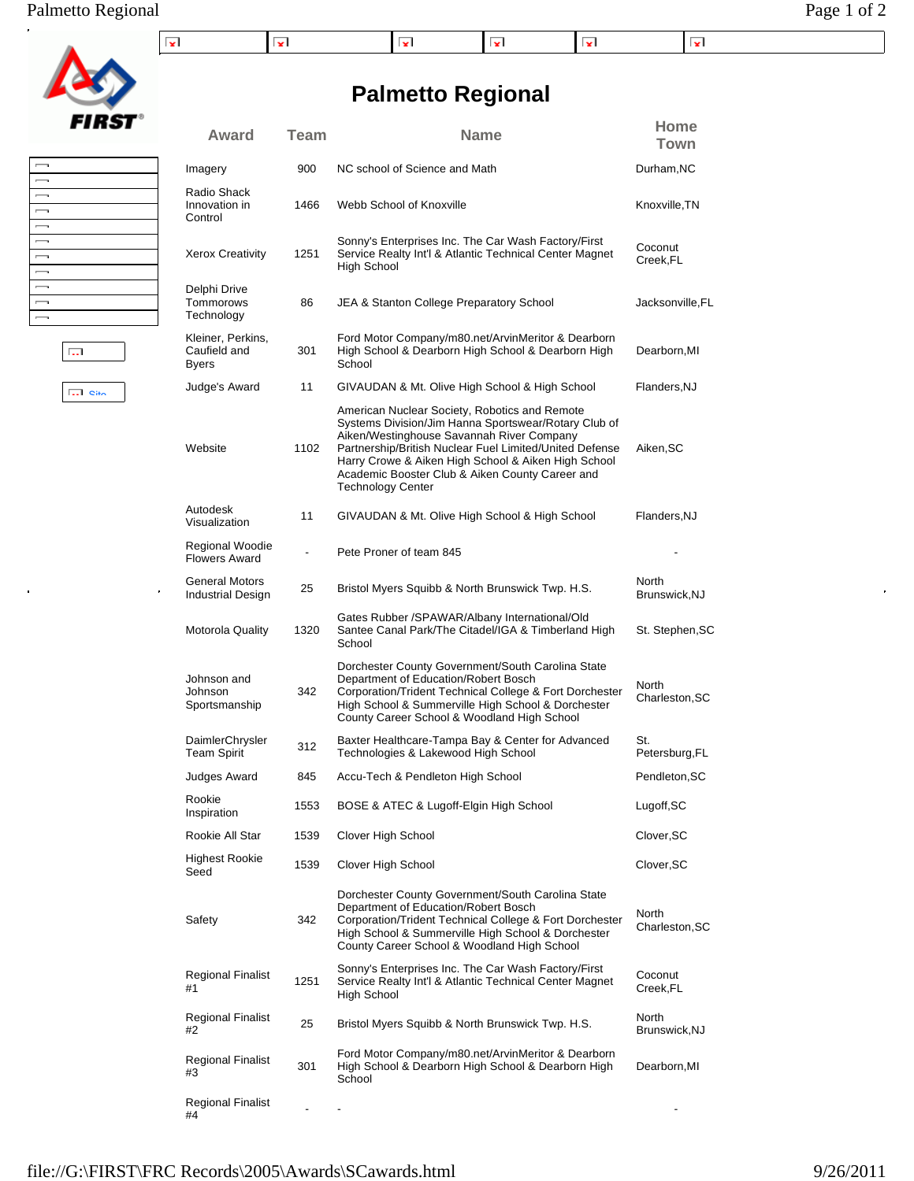# Palmetto Regional

| Award | Team | Name | Home Town |
|---|---|---|---|
| Imagery | 900 | NC school of Science and Math | Durham,NC |
| Radio Shack Innovation in Control | 1466 | Webb School of Knoxville | Knoxville,TN |
| Xerox Creativity | 1251 | Sonny's Enterprises Inc. The Car Wash Factory/First Service Realty Int'l & Atlantic Technical Center Magnet High School | Coconut Creek,FL |
| Delphi Drive Tommorows Technology | 86 | JEA & Stanton College Preparatory School | Jacksonville,FL |
| Kleiner, Perkins, Caufield and Byers | 301 | Ford Motor Company/m80.net/ArvinMeritor & Dearborn High School & Dearborn High School & Dearborn High School | Dearborn,MI |
| Judge's Award | 11 | GIVAUDAN & Mt. Olive High School & High School | Flanders,NJ |
| Website | 1102 | American Nuclear Society, Robotics and Remote Systems Division/Jim Hanna Sportswear/Rotary Club of Aiken/Westinghouse Savannah River Company Partnership/British Nuclear Fuel Limited/United Defense Harry Crowe & Aiken High School & Aiken High School Academic Booster Club & Aiken County Career and Technology Center | Aiken,SC |
| Autodesk Visualization | 11 | GIVAUDAN & Mt. Olive High School & High School | Flanders,NJ |
| Regional Woodie Flowers Award | - | Pete Proner of team 845 | - |
| General Motors Industrial Design | 25 | Bristol Myers Squibb & North Brunswick Twp. H.S. | North Brunswick,NJ |
| Motorola Quality | 1320 | Gates Rubber /SPAWAR/Albany International/Old Santee Canal Park/The Citadel/IGA & Timberland High School | St. Stephen,SC |
| Johnson and Johnson Sportsmanship | 342 | Dorchester County Government/South Carolina State Department of Education/Robert Bosch Corporation/Trident Technical College & Fort Dorchester High School & Summerville High School & Dorchester County Career School & Woodland High School | North Charleston,SC |
| DaimlerChrysler Team Spirit | 312 | Baxter Healthcare-Tampa Bay & Center for Advanced Technologies & Lakewood High School | St. Petersburg,FL |
| Judges Award | 845 | Accu-Tech & Pendleton High School | Pendleton,SC |
| Rookie Inspiration | 1553 | BOSE & ATEC & Lugoff-Elgin High School | Lugoff,SC |
| Rookie All Star | 1539 | Clover High School | Clover,SC |
| Highest Rookie Seed | 1539 | Clover High School | Clover,SC |
| Safety | 342 | Dorchester County Government/South Carolina State Department of Education/Robert Bosch Corporation/Trident Technical College & Fort Dorchester High School & Summerville High School & Dorchester County Career School & Woodland High School | North Charleston,SC |
| Regional Finalist #1 | 1251 | Sonny's Enterprises Inc. The Car Wash Factory/First Service Realty Int'l & Atlantic Technical Center Magnet High School | Coconut Creek,FL |
| Regional Finalist #2 | 25 | Bristol Myers Squibb & North Brunswick Twp. H.S. | North Brunswick,NJ |
| Regional Finalist #3 | 301 | Ford Motor Company/m80.net/ArvinMeritor & Dearborn High School & Dearborn High School & Dearborn High School | Dearborn,MI |
| Regional Finalist #4 | - | - | - |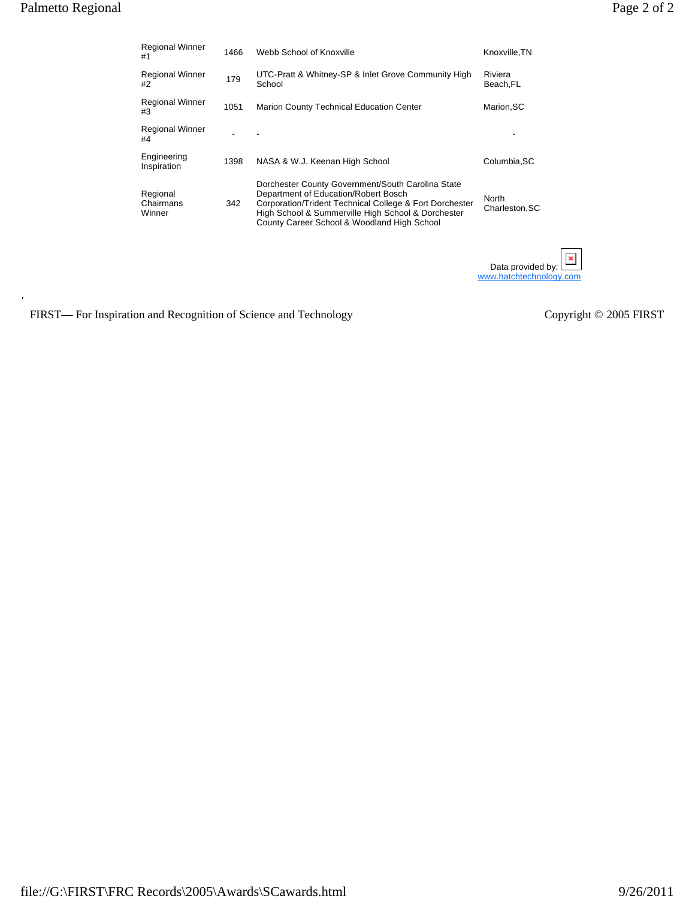| | | | |
|---|---|---|---|
| Regional Winner #1 | 1466 | Webb School of Knoxville | Knoxville,TN |
| Regional Winner #2 | 179 | UTC-Pratt & Whitney-SP & Inlet Grove Community High School | Riviera Beach,FL |
| Regional Winner #3 | 1051 | Marion County Technical Education Center | Marion,SC |
| Regional Winner #4 | - | - | - |
| Engineering Inspiration | 1398 | NASA & W.J. Keenan High School | Columbia,SC |
| Regional Chairmans Winner | 342 | Dorchester County Government/South Carolina State Department of Education/Robert Bosch Corporation/Trident Technical College & Fort Dorchester High School & Summerville High School & Dorchester County Career School & Woodland High School | North Charleston,SC |

Data provided by:
www.hatchtechnology.com

FIRST— For Inspiration and Recognition of Science and Technology

Copyright © 2005 FIRST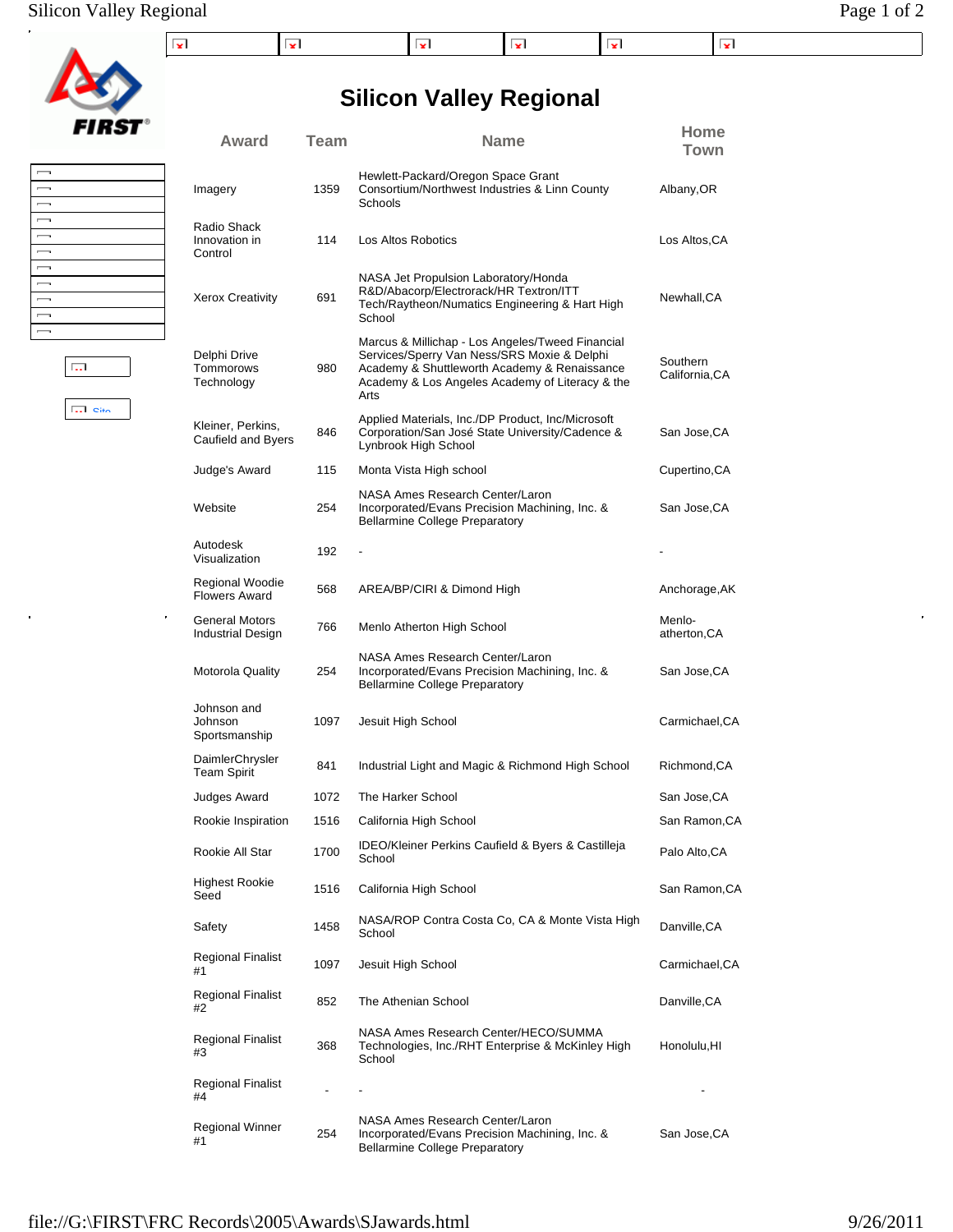# Silicon Valley Regional

| Award | Team | Name | Home Town |
|---|---|---|---|
| Imagery | 1359 | Hewlett-Packard/Oregon Space Grant Consortium/Northwest Industries & Linn County Schools | Albany,OR |
| Radio Shack Innovation in Control | 114 | Los Altos Robotics | Los Altos,CA |
| Xerox Creativity | 691 | NASA Jet Propulsion Laboratory/Honda R&D/Abacorp/Electrorack/HR Textron/ITT Tech/Raytheon/Numatics Engineering & Hart High School | Newhall,CA |
| Delphi Drive Tommorows Technology | 980 | Marcus & Millichap - Los Angeles/Tweed Financial Services/Sperry Van Ness/SRS Moxie & Delphi Academy & Shuttleworth Academy & Renaissance Academy & Los Angeles Academy of Literacy & the Arts | Southern California,CA |
| Kleiner, Perkins, Caufield and Byers | 846 | Applied Materials, Inc./DP Product, Inc/Microsoft Corporation/San José State University/Cadence & Lynbrook High School | San Jose,CA |
| Judge's Award | 115 | Monta Vista High school | Cupertino,CA |
| Website | 254 | NASA Ames Research Center/Laron Incorporated/Evans Precision Machining, Inc. & Bellarmine College Preparatory | San Jose,CA |
| Autodesk Visualization | 192 | - | - |
| Regional Woodie Flowers Award | 568 | AREA/BP/CIRI & Dimond High | Anchorage,AK |
| General Motors Industrial Design | 766 | Menlo Atherton High School | Menlo-atherton,CA |
| Motorola Quality | 254 | NASA Ames Research Center/Laron Incorporated/Evans Precision Machining, Inc. & Bellarmine College Preparatory | San Jose,CA |
| Johnson and Johnson Sportsmanship | 1097 | Jesuit High School | Carmichael,CA |
| DaimlerChrysler Team Spirit | 841 | Industrial Light and Magic & Richmond High School | Richmond,CA |
| Judges Award | 1072 | The Harker School | San Jose,CA |
| Rookie Inspiration | 1516 | California High School | San Ramon,CA |
| Rookie All Star | 1700 | IDEO/Kleiner Perkins Caufield & Byers & Castilleja School | Palo Alto,CA |
| Highest Rookie Seed | 1516 | California High School | San Ramon,CA |
| Safety | 1458 | NASA/ROP Contra Costa Co, CA & Monte Vista High School | Danville,CA |
| Regional Finalist #1 | 1097 | Jesuit High School | Carmichael,CA |
| Regional Finalist #2 | 852 | The Athenian School | Danville,CA |
| Regional Finalist #3 | 368 | NASA Ames Research Center/HECO/SUMMA Technologies, Inc./RHT Enterprise & McKinley High School | Honolulu,HI |
| Regional Finalist #4 | - | - | - |
| Regional Winner #1 | 254 | NASA Ames Research Center/Laron Incorporated/Evans Precision Machining, Inc. & Bellarmine College Preparatory | San Jose,CA |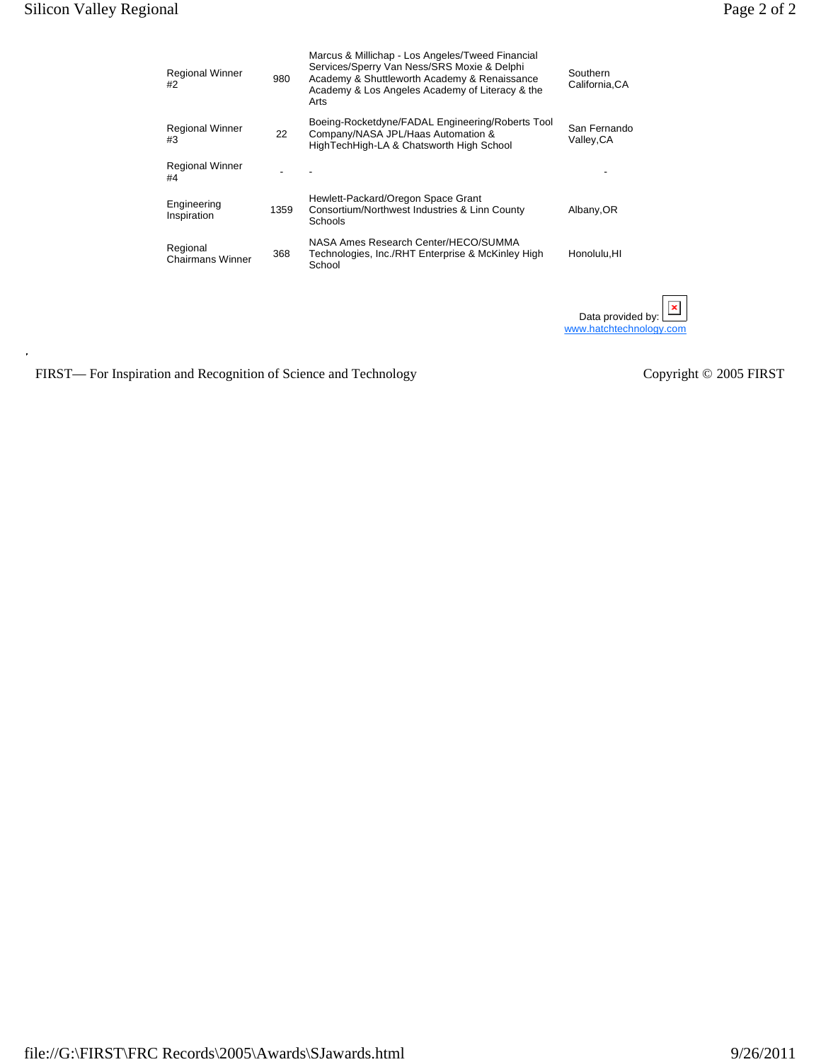| | | | |
|---|---|---|---|
| Regional Winner #2 | 980 | Marcus & Millichap - Los Angeles/Tweed Financial Services/Sperry Van Ness/SRS Moxie & Delphi Academy & Shuttleworth Academy & Renaissance Academy & Los Angeles Academy of Literacy & the Arts | Southern California,CA |
| Regional Winner #3 | 22 | Boeing-Rocketdyne/FADAL Engineering/Roberts Tool Company/NASA JPL/Haas Automation & HighTechHigh-LA & Chatsworth High School | San Fernando Valley,CA |
| Regional Winner #4 | - | - | - |
| Engineering Inspiration | 1359 | Hewlett-Packard/Oregon Space Grant Consortium/Northwest Industries & Linn County Schools | Albany,OR |
| Regional Chairmans Winner | 368 | NASA Ames Research Center/HECO/SUMMA Technologies, Inc./RHT Enterprise & McKinley High School | Honolulu,HI |

Data provided by: [www.hatchtechnology.com](www.hatchtechnology.com)

FIRST— For Inspiration and Recognition of Science and Technology

Copyright © 2005 FIRST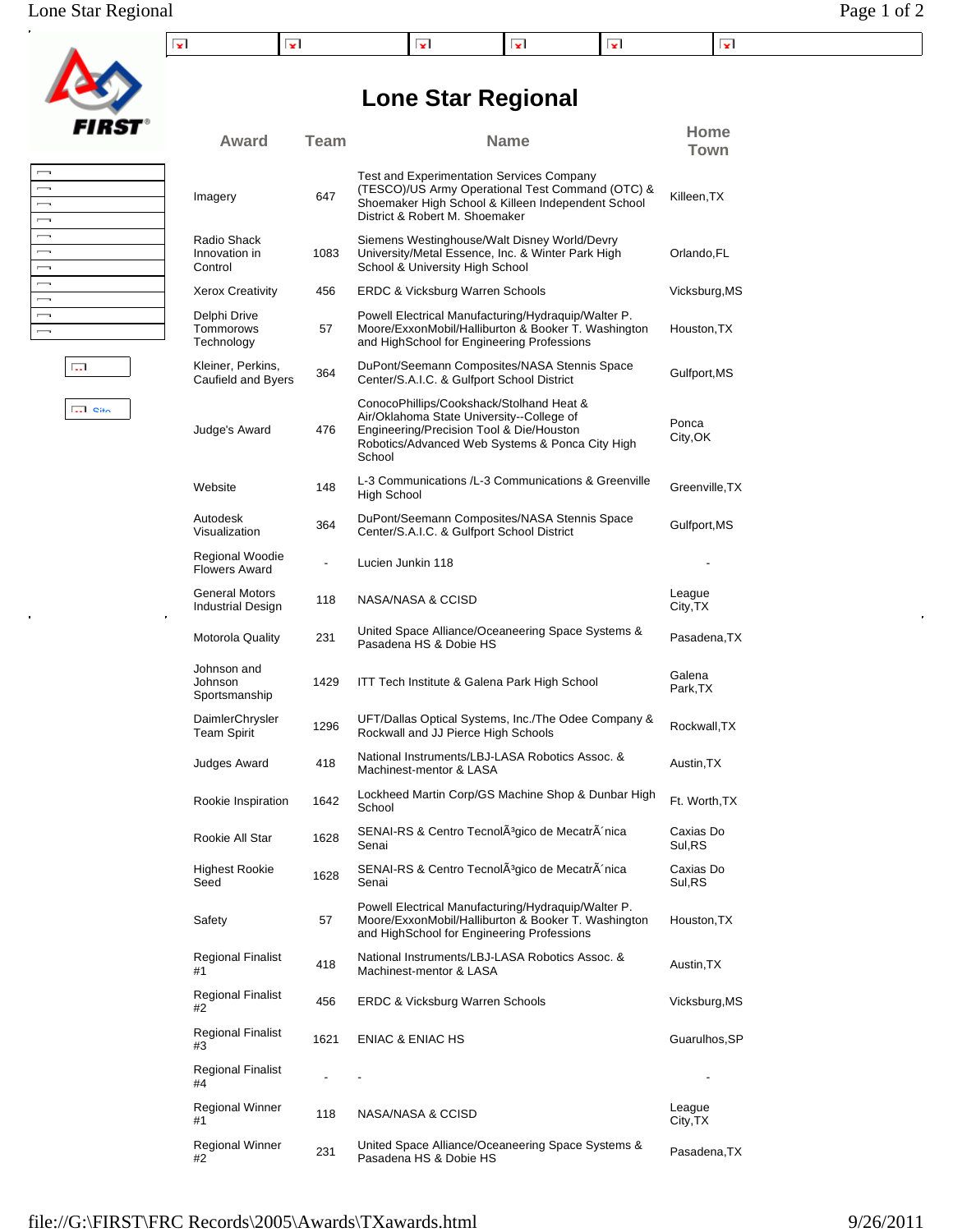# Lone Star Regional

| Award | Team | Name | Home Town |
|---|---|---|---|
| Imagery | 647 | Test and Experimentation Services Company (TESCO)/US Army Operational Test Command (OTC) & Shoemaker High School & Killeen Independent School District & Robert M. Shoemaker | Killeen,TX |
| Radio Shack Innovation in Control | 1083 | Siemens Westinghouse/Walt Disney World/Devry University/Metal Essence, Inc. & Winter Park High School & University High School | Orlando,FL |
| Xerox Creativity | 456 | ERDC & Vicksburg Warren Schools | Vicksburg,MS |
| Delphi Drive Tommorows Technology | 57 | Powell Electrical Manufacturing/Hydraquip/Walter P. Moore/ExxonMobil/Halliburton & Booker T. Washington and HighSchool for Engineering Professions | Houston,TX |
| Kleiner, Perkins, Caufield and Byers | 364 | DuPont/Seemann Composites/NASA Stennis Space Center/S.A.I.C. & Gulfport School District | Gulfport,MS |
| Judge's Award | 476 | ConocoPhillips/Cookshack/Stolhand Heat & Air/Oklahoma State University--College of Engineering/Precision Tool & Die/Houston Robotics/Advanced Web Systems & Ponca City High School | Ponca City,OK |
| Website | 148 | L-3 Communications /L-3 Communications & Greenville High School | Greenville,TX |
| Autodesk Visualization | 364 | DuPont/Seemann Composites/NASA Stennis Space Center/S.A.I.C. & Gulfport School District | Gulfport,MS |
| Regional Woodie Flowers Award | - | Lucien Junkin 118 | - |
| General Motors Industrial Design | 118 | NASA/NASA & CCISD | League City,TX |
| Motorola Quality | 231 | United Space Alliance/Oceaneering Space Systems & Pasadena HS & Dobie HS | Pasadena,TX |
| Johnson and Johnson Sportsmanship | 1429 | ITT Tech Institute & Galena Park High School | Galena Park,TX |
| DaimlerChrysler Team Spirit | 1296 | UFT/Dallas Optical Systems, Inc./The Odee Company & Rockwall and JJ Pierce High Schools | Rockwall,TX |
| Judges Award | 418 | National Instruments/LBJ-LASA Robotics Assoc. & Machinest-mentor & LASA | Austin,TX |
| Rookie Inspiration | 1642 | Lockheed Martin Corp/GS Machine Shop & Dunbar High School | Ft. Worth,TX |
| Rookie All Star | 1628 | SENAI-RS & Centro TecnolÃ³gico de MecatrÃ´nica Senai | Caxias Do Sul,RS |
| Highest Rookie Seed | 1628 | SENAI-RS & Centro TecnolÃ³gico de MecatrÃ´nica Senai | Caxias Do Sul,RS |
| Safety | 57 | Powell Electrical Manufacturing/Hydraquip/Walter P. Moore/ExxonMobil/Halliburton & Booker T. Washington and HighSchool for Engineering Professions | Houston,TX |
| Regional Finalist #1 | 418 | National Instruments/LBJ-LASA Robotics Assoc. & Machinest-mentor & LASA | Austin,TX |
| Regional Finalist #2 | 456 | ERDC & Vicksburg Warren Schools | Vicksburg,MS |
| Regional Finalist #3 | 1621 | ENIAC & ENIAC HS | Guarulhos,SP |
| Regional Finalist #4 | - | - | - |
| Regional Winner #1 | 118 | NASA/NASA & CCISD | League City,TX |
| Regional Winner #2 | 231 | United Space Alliance/Oceaneering Space Systems & Pasadena HS & Dobie HS | Pasadena,TX |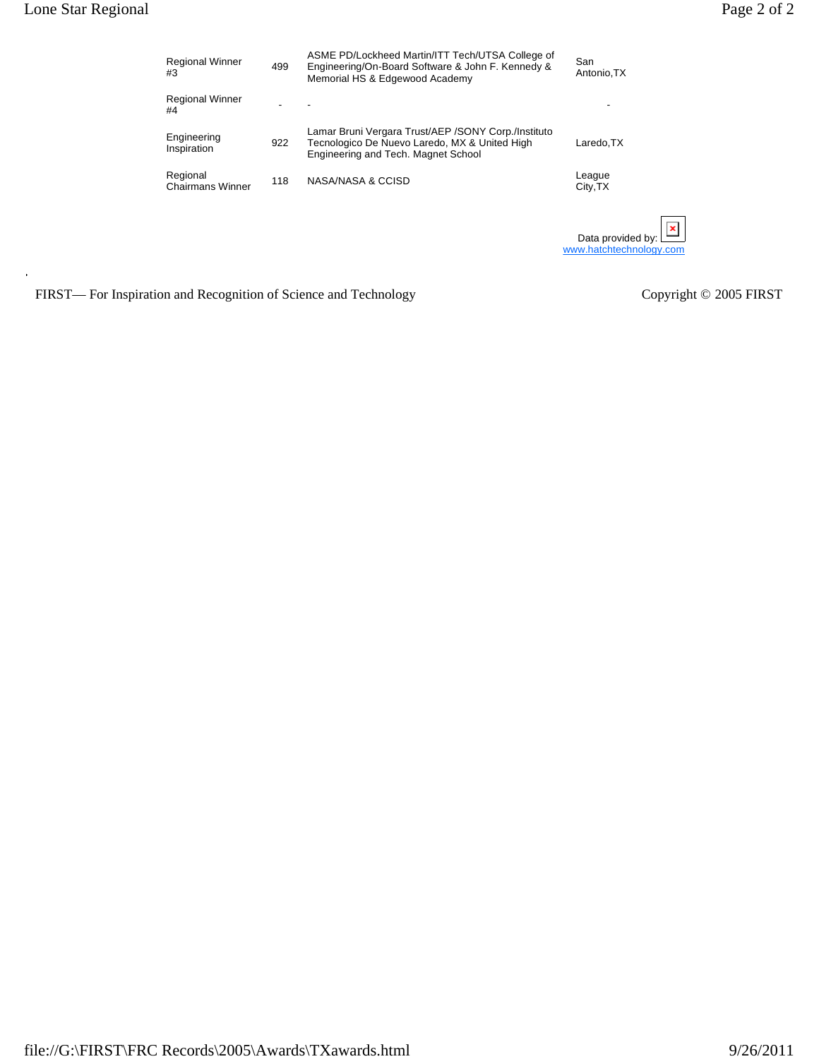| | | | |
|---|---|---|---|
| Regional Winner #3 | 499 | ASME PD/Lockheed Martin/ITT Tech/UTSA College of Engineering/On-Board Software & John F. Kennedy & Memorial HS & Edgewood Academy | San Antonio,TX |
| Regional Winner #4 | - | - | - |
| Engineering Inspiration | 922 | Lamar Bruni Vergara Trust/AEP /SONY Corp./Instituto Tecnologico De Nuevo Laredo, MX & United High Engineering and Tech. Magnet School | Laredo,TX |
| Regional Chairmans Winner | 118 | NASA/NASA & CCISD | League City,TX |

Data provided by: www.hatchtechnology.com

FIRST— For Inspiration and Recognition of Science and Technology

Copyright © 2005 FIRST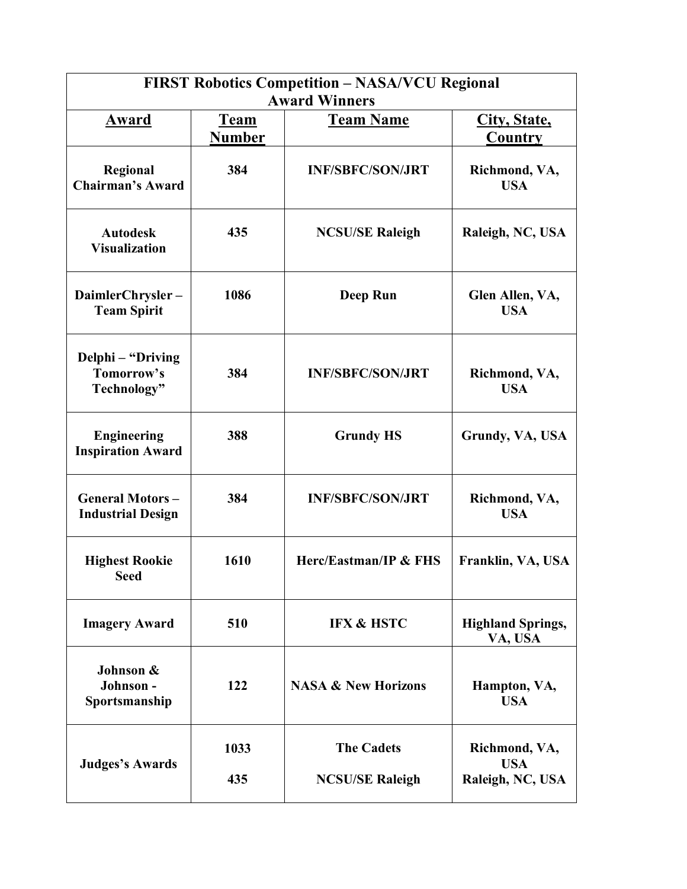| FIRST Robotics Competition – NASA/VCU Regional Award Winners | | | |
|---|---|---|---|
| **Award** | **Team Number** | **Team Name** | **City, State, Country** |
| **Regional Chairman's Award** | **384** | **INF/SBFC/SON/JRT** | **Richmond, VA, USA** |
| **Autodesk Visualization** | **435** | **NCSU/SE Raleigh** | **Raleigh, NC, USA** |
| **DaimlerChrysler – Team Spirit** | **1086** | **Deep Run** | **Glen Allen, VA, USA** |
| **Delphi – "Driving Tomorrow's Technology"** | **384** | **INF/SBFC/SON/JRT** | **Richmond, VA, USA** |
| **Engineering Inspiration Award** | **388** | **Grundy HS** | **Grundy, VA, USA** |
| **General Motors – Industrial Design** | **384** | **INF/SBFC/SON/JRT** | **Richmond, VA, USA** |
| **Highest Rookie Seed** | **1610** | **Herc/Eastman/IP & FHS** | **Franklin, VA, USA** |
| **Imagery Award** | **510** | **IFX & HSTC** | **Highland Springs, VA, USA** |
| **Johnson & Johnson - Sportsmanship** | **122** | **NASA & New Horizons** | **Hampton, VA, USA** |
| **Judges's Awards** | **1033**<br>**435** | **The Cadets**<br>**NCSU/SE Raleigh** | **Richmond, VA, USA**<br>**Raleigh, NC, USA** |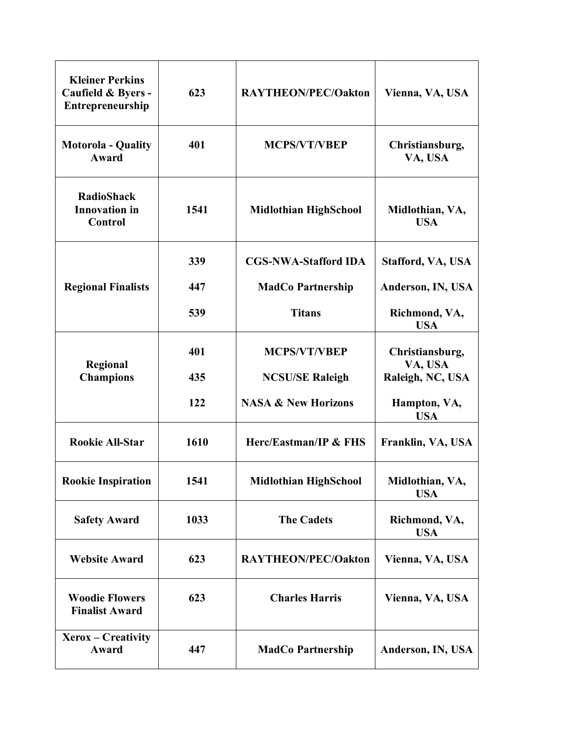| | | | |
|---|---|---|---|
| **Kleiner Perkins Caufield & Byers - Entrepreneurship** | **623** | **RAYTHEON/PEC/Oakton** | **Vienna, VA, USA** |
| **Motorola - Quality Award** | **401** | **MCPS/VT/VBEP** | **Christiansburg, VA, USA** |
| **RadioShack Innovation in Control** | **1541** | **Midlothian HighSchool** | **Midlothian, VA, USA** |
| **Regional Finalists** | **339** | **CGS-NWA-Stafford IDA** | **Stafford, VA, USA** |
| | **447** | **MadCo Partnership** | **Anderson, IN, USA** |
| | **539** | **Titans** | **Richmond, VA, USA** |
| **Regional Champions** | **401** | **MCPS/VT/VBEP** | **Christiansburg, VA, USA** |
| | **435** | **NCSU/SE Raleigh** | **Raleigh, NC, USA** |
| | **122** | **NASA & New Horizons** | **Hampton, VA, USA** |
| **Rookie All-Star** | **1610** | **Herc/Eastman/IP & FHS** | **Franklin, VA, USA** |
| **Rookie Inspiration** | **1541** | **Midlothian HighSchool** | **Midlothian, VA, USA** |
| **Safety Award** | **1033** | **The Cadets** | **Richmond, VA, USA** |
| **Website Award** | **623** | **RAYTHEON/PEC/Oakton** | **Vienna, VA, USA** |
| **Woodie Flowers Finalist Award** | **623** | **Charles Harris** | **Vienna, VA, USA** |
| **Xerox – Creativity Award** | **447** | **MadCo Partnership** | **Anderson, IN, USA** |